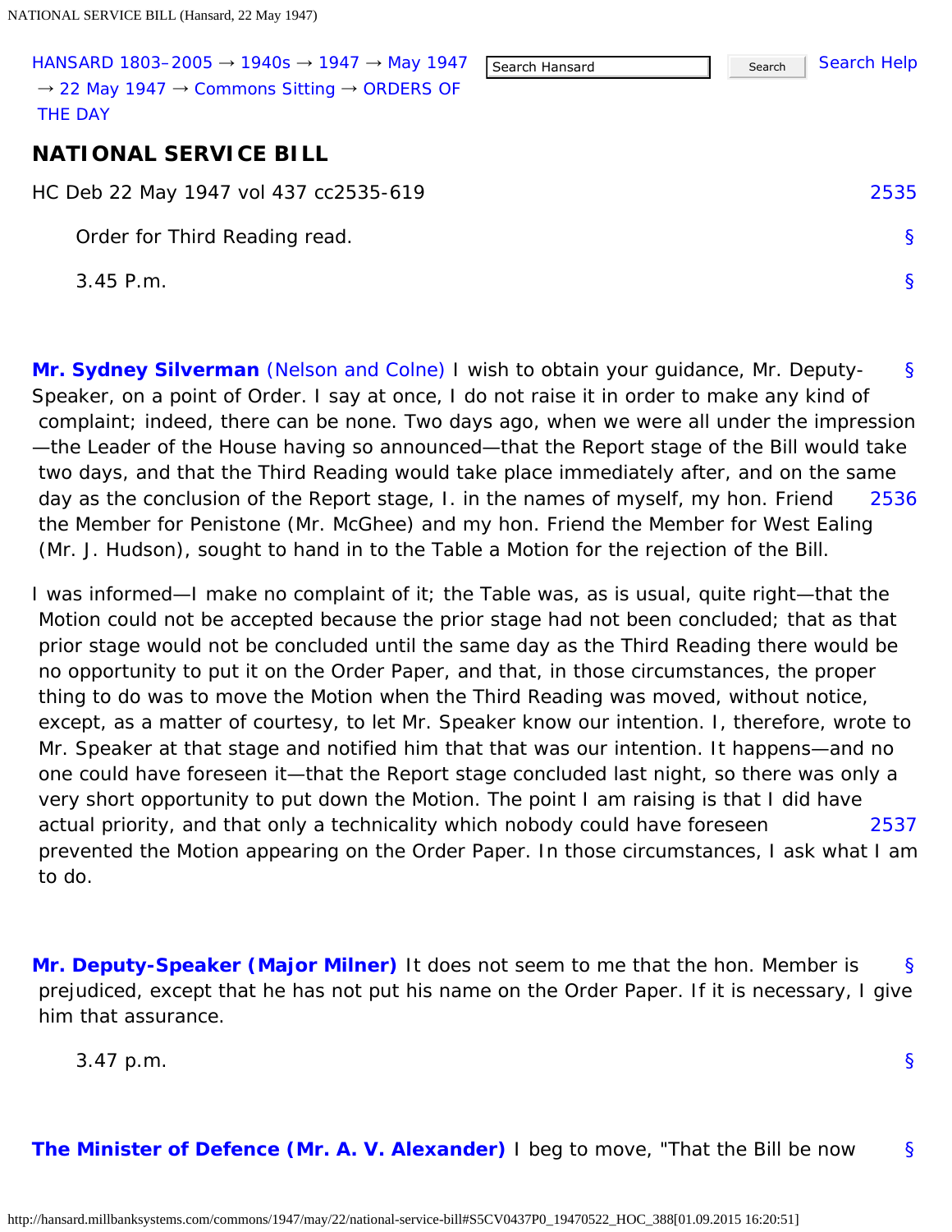HANSARD 1803–2005 → 1940s → 1947 → May 1947 → 22 May 1947 → Commons Sitting → ORDERS OF THE DAY

# NATIONAL SERVICE BILL

HC Deb 22 May 1947 vol 437 cc2535-619

Order for Third Reading read.

3.45 P.m.

**Mr. Sydney Silverman (Nelson and Colne)** I wish to obtain your guidance, Mr. Deputy-Speaker, on a point of Order. I say at once, I do not raise it in order to make any kind of complaint; indeed, there can be none. Two days ago, when we were all under the impression—the Leader of the House having so announced—that the Report stage of the Bill would take two days, and that the Third Reading would take place immediately after, and on the same day as the conclusion of the Report stage, I. in the names of myself, my hon. Friend the Member for Penistone (Mr. McGhee) and my hon. Friend the Member for West Ealing (Mr. J. Hudson), sought to hand in to the Table a Motion for the rejection of the Bill.

I was informed—I make no complaint of it; the Table was, as is usual, quite right—that the Motion could not be accepted because the prior stage had not been concluded; that as that prior stage would not be concluded until the same day as the Third Reading there would be no opportunity to put it on the Order Paper, and that, in those circumstances, the proper thing to do was to move the Motion when the Third Reading was moved, without notice, except, as a matter of courtesy, to let Mr. Speaker know our intention. I, therefore, wrote to Mr. Speaker at that stage and notified him that that was our intention. It happens—and no one could have foreseen it—that the Report stage concluded last night, so there was only a very short opportunity to put down the Motion. The point I am raising is that I did have actual priority, and that only a technicality which nobody could have foreseen prevented the Motion appearing on the Order Paper. In those circumstances, I ask what I am to do.

**Mr. Deputy-Speaker (Major Milner)** It does not seem to me that the hon. Member is prejudiced, except that he has not put his name on the Order Paper. If it is necessary, I give him that assurance.

3.47 p.m.

**The Minister of Defence (Mr. A. V. Alexander)** I beg to move, "That the Bill be now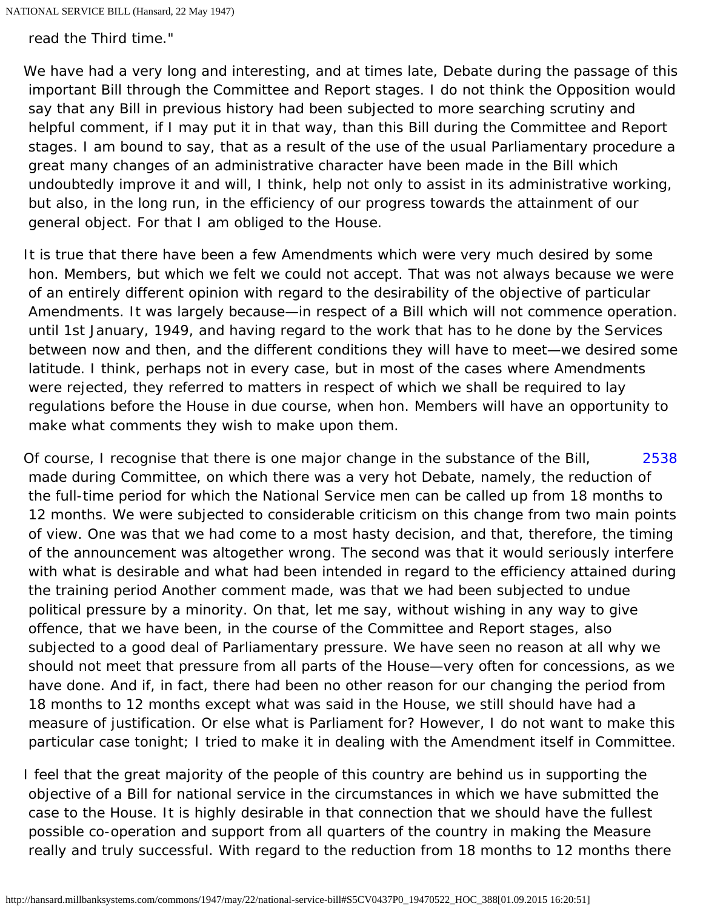read the Third time."

We have had a very long and interesting, and at times late, Debate during the passage of this important Bill through the Committee and Report stages. I do not think the Opposition would say that any Bill in previous history had been subjected to more searching scrutiny and helpful comment, if I may put it in that way, than this Bill during the Committee and Report stages. I am bound to say, that as a result of the use of the usual Parliamentary procedure a great many changes of an administrative character have been made in the Bill which undoubtedly improve it and will, I think, help not only to assist in its administrative working, but also, in the long run, in the efficiency of our progress towards the attainment of our general object. For that I am obliged to the House.

It is true that there have been a few Amendments which were very much desired by some hon. Members, but which we felt we could not accept. That was not always because we were of an entirely different opinion with regard to the desirability of the objective of particular Amendments. It was largely because—in respect of a Bill which will not commence operation. until 1st January, 1949, and having regard to the work that has to he done by the Services between now and then, and the different conditions they will have to meet—we desired some latitude. I think, perhaps not in every case, but in most of the cases where Amendments were rejected, they referred to matters in respect of which we shall be required to lay regulations before the House in due course, when hon. Members will have an opportunity to make what comments they wish to make upon them.

2538

Of course, I recognise that there is one major change in the substance of the Bill, made during Committee, on which there was a very hot Debate, namely, the reduction of the full-time period for which the National Service men can be called up from 18 months to 12 months. We were subjected to considerable criticism on this change from two main points of view. One was that we had come to a most hasty decision, and that, therefore, the timing of the announcement was altogether wrong. The second was that it would seriously interfere with what is desirable and what had been intended in regard to the efficiency attained during the training period Another comment made, was that we had been subjected to undue political pressure by a minority. On that, let me say, without wishing in any way to give offence, that we have been, in the course of the Committee and Report stages, also subjected to a good deal of Parliamentary pressure. We have seen no reason at all why we should not meet that pressure from all parts of the House—very often for concessions, as we have done. And if, in fact, there had been no other reason for our changing the period from 18 months to 12 months except what was said in the House, we still should have had a measure of justification. Or else what is Parliament for? However, I do not want to make this particular case tonight; I tried to make it in dealing with the Amendment itself in Committee.

I feel that the great majority of the people of this country are behind us in supporting the objective of a Bill for national service in the circumstances in which we have submitted the case to the House. It is highly desirable in that connection that we should have the fullest possible co-operation and support from all quarters of the country in making the Measure really and truly successful. With regard to the reduction from 18 months to 12 months there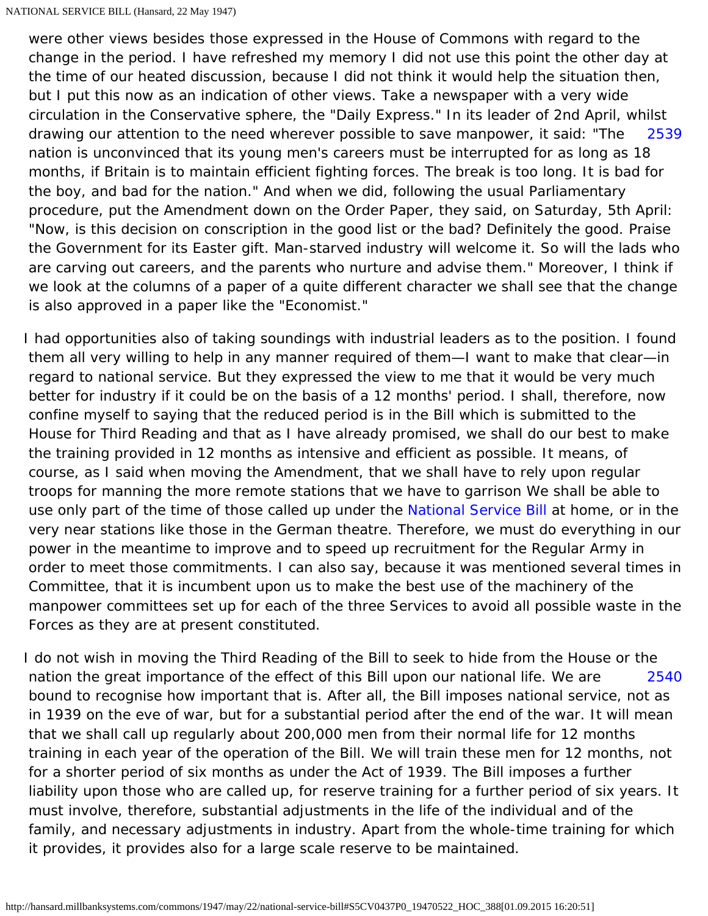were other views besides those expressed in the House of Commons with regard to the change in the period. I have refreshed my memory I did not use this point the other day at the time of our heated discussion, because I did not think it would help the situation then, but I put this now as an indication of other views. Take a newspaper with a very wide circulation in the Conservative sphere, the "Daily Express." In its leader of 2nd April, whilst drawing our attention to the need wherever possible to save manpower, it said: "The nation is unconvinced that its young men's careers must be interrupted for as long as 18 months, if Britain is to maintain efficient fighting forces. The break is too long. It is bad for the boy, and bad for the nation." And when we did, following the usual Parliamentary procedure, put the Amendment down on the Order Paper, they said, on Saturday, 5th April: "Now, is this decision on conscription in the good list or the bad? Definitely the good. Praise the Government for its Easter gift. Man-starved industry will welcome it. So will the lads who are carving out careers, and the parents who nurture and advise them." Moreover, I think if we look at the columns of a paper of a quite different character we shall see that the change is also approved in a paper like the "Economist."

2539

I had opportunities also of taking soundings with industrial leaders as to the position. I found them all very willing to help in any manner required of them—I want to make that clear—in regard to national service. But they expressed the view to me that it would be very much better for industry if it could be on the basis of a 12 months' period. I shall, therefore, now confine myself to saying that the reduced period is in the Bill which is submitted to the House for Third Reading and that as I have already promised, we shall do our best to make the training provided in 12 months as intensive and efficient as possible. It means, of course, as I said when moving the Amendment, that we shall have to rely upon regular troops for manning the more remote stations that we have to garrison We shall be able to use only part of the time of those called up under the National Service Bill at home, or in the very near stations like those in the German theatre. Therefore, we must do everything in our power in the meantime to improve and to speed up recruitment for the Regular Army in order to meet those commitments. I can also say, because it was mentioned several times in Committee, that it is incumbent upon us to make the best use of the machinery of the manpower committees set up for each of the three Services to avoid all possible waste in the Forces as they are at present constituted.

I do not wish in moving the Third Reading of the Bill to seek to hide from the House or the nation the great importance of the effect of this Bill upon our national life. We are bound to recognise how important that is. After all, the Bill imposes national service, not as in 1939 on the eve of war, but for a substantial period after the end of the war. It will mean that we shall call up regularly about 200,000 men from their normal life for 12 months training in each year of the operation of the Bill. We will train these men for 12 months, not for a shorter period of six months as under the Act of 1939. The Bill imposes a further liability upon those who are called up, for reserve training for a further period of six years. It must involve, therefore, substantial adjustments in the life of the individual and of the family, and necessary adjustments in industry. Apart from the whole-time training for which it provides, it provides also for a large scale reserve to be maintained.

2540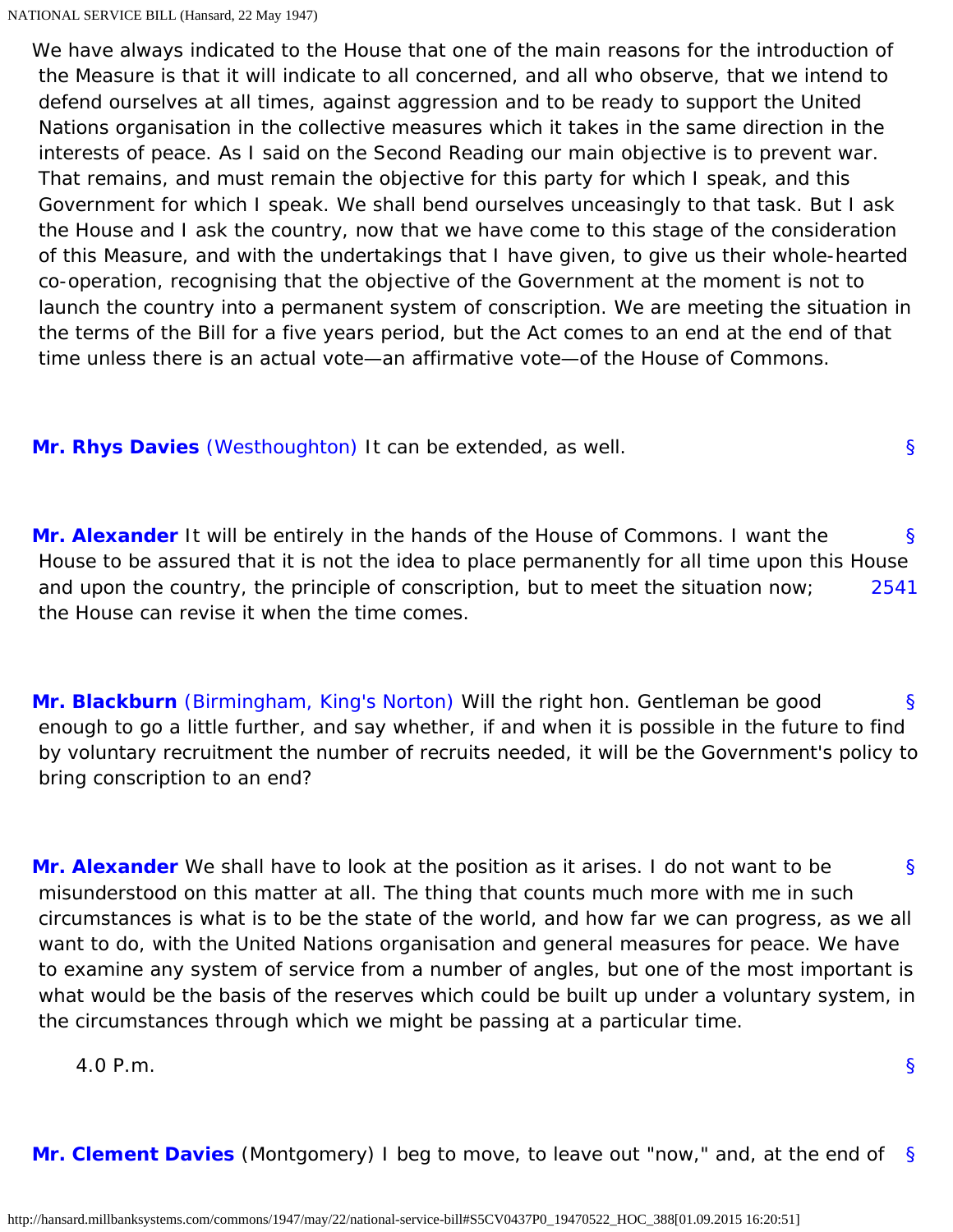We have always indicated to the House that one of the main reasons for the introduction of the Measure is that it will indicate to all concerned, and all who observe, that we intend to defend ourselves at all times, against aggression and to be ready to support the United Nations organisation in the collective measures which it takes in the same direction in the interests of peace. As I said on the Second Reading our main objective is to prevent war. That remains, and must remain the objective for this party for which I speak, and this Government for which I speak. We shall bend ourselves unceasingly to that task. But I ask the House and I ask the country, now that we have come to this stage of the consideration of this Measure, and with the undertakings that I have given, to give us their whole-hearted co-operation, recognising that the objective of the Government at the moment is not to launch the country into a permanent system of conscription. We are meeting the situation in the terms of the Bill for a five years period, but the Act comes to an end at the end of that time unless there is an actual vote—an affirmative vote—of the House of Commons.

**Mr. Rhys Davies** (Westhoughton) It can be extended, as well.

**Mr. Alexander** It will be entirely in the hands of the House of Commons. I want the House to be assured that it is not the idea to place permanently for all time upon this House and upon the country, the principle of conscription, but to meet the situation now; the House can revise it when the time comes.

**Mr. Blackburn** (Birmingham, King's Norton) Will the right hon. Gentleman be good enough to go a little further, and say whether, if and when it is possible in the future to find by voluntary recruitment the number of recruits needed, it will be the Government's policy to bring conscription to an end?

**Mr. Alexander** We shall have to look at the position as it arises. I do not want to be misunderstood on this matter at all. The thing that counts much more with me in such circumstances is what is to be the state of the world, and how far we can progress, as we all want to do, with the United Nations organisation and general measures for peace. We have to examine any system of service from a number of angles, but one of the most important is what would be the basis of the reserves which could be built up under a voluntary system, in the circumstances through which we might be passing at a particular time.

4.0 P.m.

**Mr. Clement Davies** (Montgomery) I beg to move, to leave out "now," and, at the end of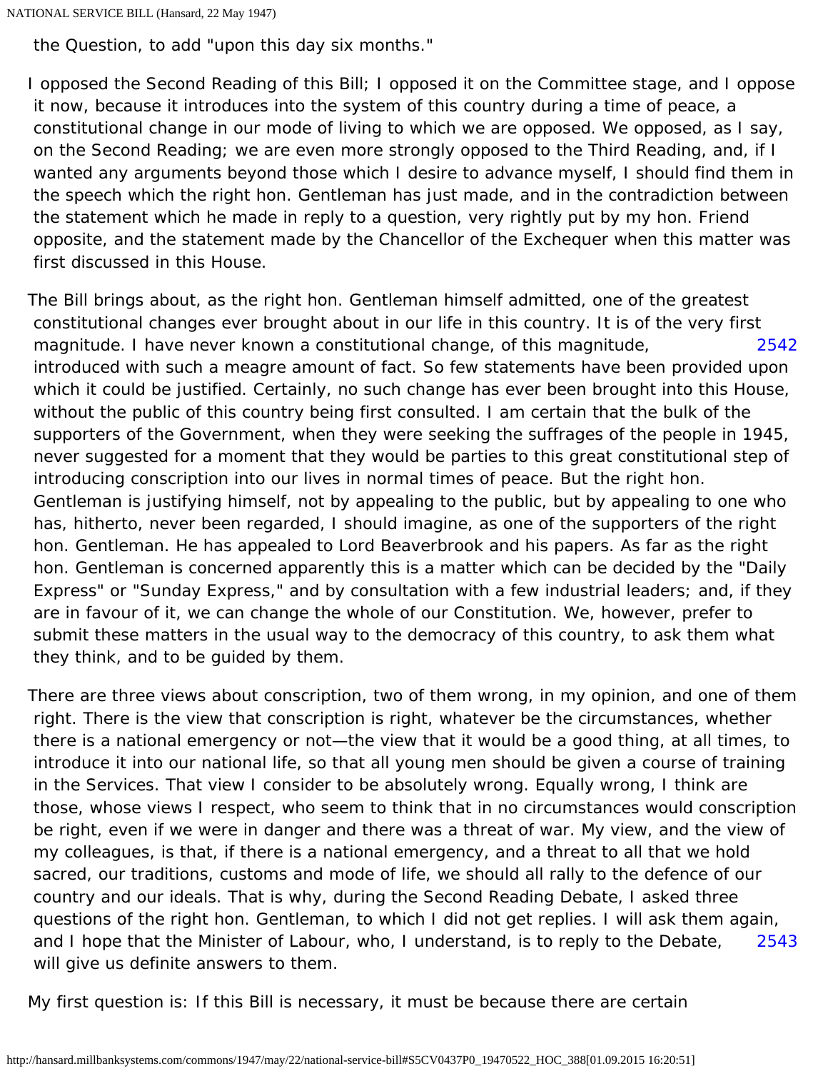the Question, to add "upon this day six months."

I opposed the Second Reading of this Bill; I opposed it on the Committee stage, and I oppose it now, because it introduces into the system of this country during a time of peace, a constitutional change in our mode of living to which we are opposed. We opposed, as I say, on the Second Reading; we are even more strongly opposed to the Third Reading, and, if I wanted any arguments beyond those which I desire to advance myself, I should find them in the speech which the right hon. Gentleman has just made, and in the contradiction between the statement which he made in reply to a question, very rightly put by my hon. Friend opposite, and the statement made by the Chancellor of the Exchequer when this matter was first discussed in this House.

The Bill brings about, as the right hon. Gentleman himself admitted, one of the greatest constitutional changes ever brought about in our life in this country. It is of the very first magnitude. I have never known a constitutional change, of this magnitude, introduced with such a meagre amount of fact. So few statements have been provided upon which it could be justified. Certainly, no such change has ever been brought into this House, without the public of this country being first consulted. I am certain that the bulk of the supporters of the Government, when they were seeking the suffrages of the people in 1945, never suggested for a moment that they would be parties to this great constitutional step of introducing conscription into our lives in normal times of peace. But the right hon. Gentleman is justifying himself, not by appealing to the public, but by appealing to one who has, hitherto, never been regarded, I should imagine, as one of the supporters of the right hon. Gentleman. He has appealed to Lord Beaverbrook and his papers. As far as the right hon. Gentleman is concerned apparently this is a matter which can be decided by the "Daily Express" or "Sunday Express," and by consultation with a few industrial leaders; and, if they are in favour of it, we can change the whole of our Constitution. We, however, prefer to submit these matters in the usual way to the democracy of this country, to ask them what they think, and to be guided by them.

There are three views about conscription, two of them wrong, in my opinion, and one of them right. There is the view that conscription is right, whatever be the circumstances, whether there is a national emergency or not—the view that it would be a good thing, at all times, to introduce it into our national life, so that all young men should be given a course of training in the Services. That view I consider to be absolutely wrong. Equally wrong, I think are those, whose views I respect, who seem to think that in no circumstances would conscription be right, even if we were in danger and there was a threat of war. My view, and the view of my colleagues, is that, if there is a national emergency, and a threat to all that we hold sacred, our traditions, customs and mode of life, we should all rally to the defence of our country and our ideals. That is why, during the Second Reading Debate, I asked three questions of the right hon. Gentleman, to which I did not get replies. I will ask them again, and I hope that the Minister of Labour, who, I understand, is to reply to the Debate, will give us definite answers to them.

My first question is: If this Bill is necessary, it must be because there are certain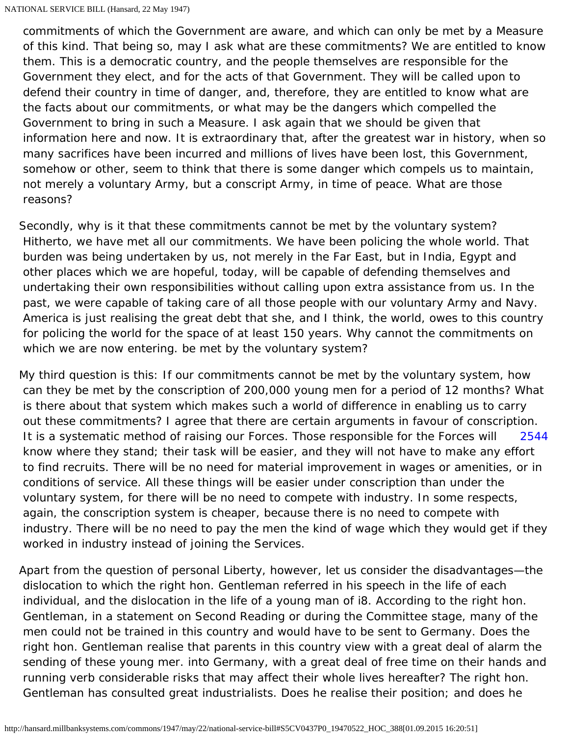commitments of which the Government are aware, and which can only be met by a Measure of this kind. That being so, may I ask what are these commitments? We are entitled to know them. This is a democratic country, and the people themselves are responsible for the Government they elect, and for the acts of that Government. They will be called upon to defend their country in time of danger, and, therefore, they are entitled to know what are the facts about our commitments, or what may be the dangers which compelled the Government to bring in such a Measure. I ask again that we should be given that information here and now. It is extraordinary that, after the greatest war in history, when so many sacrifices have been incurred and millions of lives have been lost, this Government, somehow or other, seem to think that there is some danger which compels us to maintain, not merely a voluntary Army, but a conscript Army, in time of peace. What are those reasons?

Secondly, why is it that these commitments cannot be met by the voluntary system? Hitherto, we have met all our commitments. We have been policing the whole world. That burden was being undertaken by us, not merely in the Far East, but in India, Egypt and other places which we are hopeful, today, will be capable of defending themselves and undertaking their own responsibilities without calling upon extra assistance from us. In the past, we were capable of taking care of all those people with our voluntary Army and Navy. America is just realising the great debt that she, and I think, the world, owes to this country for policing the world for the space of at least 150 years. Why cannot the commitments on which we are now entering. be met by the voluntary system?

My third question is this: If our commitments cannot be met by the voluntary system, how can they be met by the conscription of 200,000 young men for a period of 12 months? What is there about that system which makes such a world of difference in enabling us to carry out these commitments? I agree that there are certain arguments in favour of conscription. It is a systematic method of raising our Forces. Those responsible for the Forces will know where they stand; their task will be easier, and they will not have to make any effort to find recruits. There will be no need for material improvement in wages or amenities, or in conditions of service. All these things will be easier under conscription than under the voluntary system, for there will be no need to compete with industry. In some respects, again, the conscription system is cheaper, because there is no need to compete with industry. There will be no need to pay the men the kind of wage which they would get if they worked in industry instead of joining the Services.

Apart from the question of personal Liberty, however, let us consider the disadvantages—the dislocation to which the right hon. Gentleman referred in his speech in the life of each individual, and the dislocation in the life of a young man of i8. According to the right hon. Gentleman, in a statement on Second Reading or during the Committee stage, many of the men could not be trained in this country and would have to be sent to Germany. Does the right hon. Gentleman realise that parents in this country view with a great deal of alarm the sending of these young mer. into Germany, with a great deal of free time on their hands and running verb considerable risks that may affect their whole lives hereafter? The right hon. Gentleman has consulted great industrialists. Does he realise their position; and does he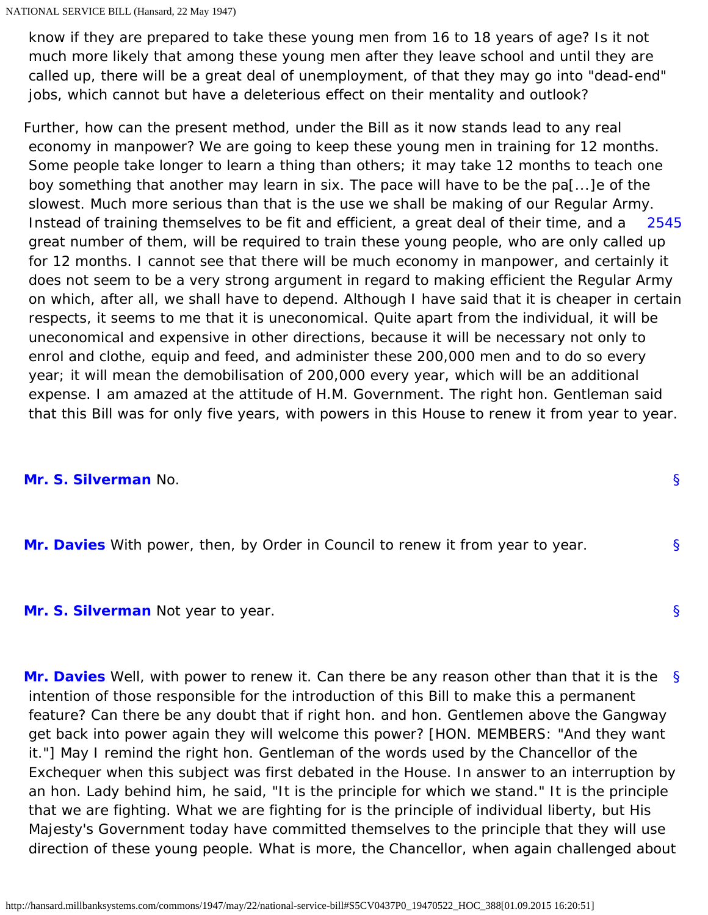know if they are prepared to take these young men from 16 to 18 years of age? Is it not much more likely that among these young men after they leave school and until they are called up, there will be a great deal of unemployment, of that they may go into "dead-end" jobs, which cannot but have a deleterious effect on their mentality and outlook?

Further, how can the present method, under the Bill as it now stands lead to any real economy in manpower? We are going to keep these young men in training for 12 months. Some people take longer to learn a thing than others; it may take 12 months to teach one boy something that another may learn in six. The pace will have to be the pa[...]e of the slowest. Much more serious than that is the use we shall be making of our Regular Army. Instead of training themselves to be fit and efficient, a great deal of their time, and a great number of them, will be required to train these young people, who are only called up for 12 months. I cannot see that there will be much economy in manpower, and certainly it does not seem to be a very strong argument in regard to making efficient the Regular Army on which, after all, we shall have to depend. Although I have said that it is cheaper in certain respects, it seems to me that it is uneconomical. Quite apart from the individual, it will be uneconomical and expensive in other directions, because it will be necessary not only to enrol and clothe, equip and feed, and administer these 200,000 men and to do so every year; it will mean the demobilisation of 200,000 every year, which will be an additional expense. I am amazed at the attitude of H.M. Government. The right hon. Gentleman said that this Bill was for only five years, with powers in this House to renew it from year to year.

2545

**Mr. S. Silverman** No.

**Mr. Davies** With power, then, by Order in Council to renew it from year to year.

**Mr. S. Silverman** Not year to year.

**Mr. Davies** Well, with power to renew it. Can there be any reason other than that it is the intention of those responsible for the introduction of this Bill to make this a permanent feature? Can there be any doubt that if right hon. and hon. Gentlemen above the Gangway get back into power again they will welcome this power? [HON. MEMBERS: "And they want it."] May I remind the right hon. Gentleman of the words used by the Chancellor of the Exchequer when this subject was first debated in the House. In answer to an interruption by an hon. Lady behind him, he said, "It is the principle for which we stand." It is the principle that we are fighting. What we are fighting for is the principle of individual liberty, but His Majesty's Government today have committed themselves to the principle that they will use direction of these young people. What is more, the Chancellor, when again challenged about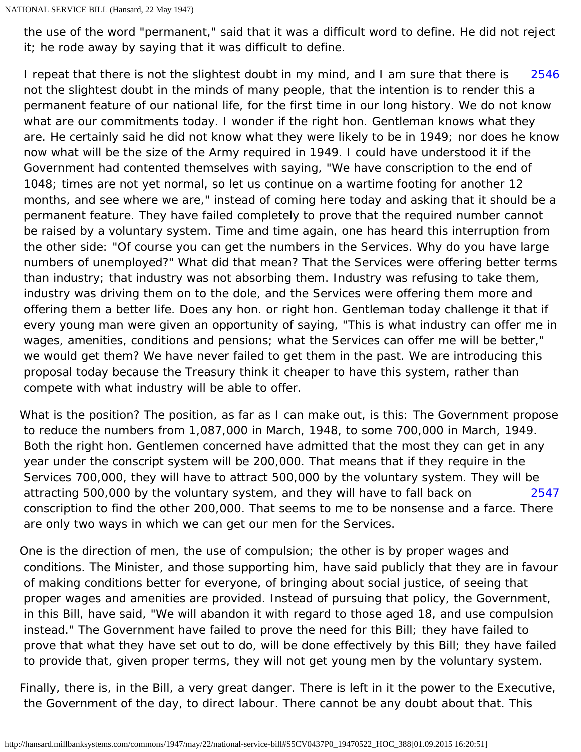the use of the word "permanent," said that it was a difficult word to define. He did not reject it; he rode away by saying that it was difficult to define.

I repeat that there is not the slightest doubt in my mind, and I am sure that there is not the slightest doubt in the minds of many people, that the intention is to render this a permanent feature of our national life, for the first time in our long history. We do not know what are our commitments today. I wonder if the right hon. Gentleman knows what they are. He certainly said he did not know what they were likely to be in 1949; nor does he know now what will be the size of the Army required in 1949. I could have understood it if the Government had contented themselves with saying, "We have conscription to the end of 1048; times are not yet normal, so let us continue on a wartime footing for another 12 months, and see where we are," instead of coming here today and asking that it should be a permanent feature. They have failed completely to prove that the required number cannot be raised by a voluntary system. Time and time again, one has heard this interruption from the other side: "Of course you can get the numbers in the Services. Why do you have large numbers of unemployed?" What did that mean? That the Services were offering better terms than industry; that industry was not absorbing them. Industry was refusing to take them, industry was driving them on to the dole, and the Services were offering them more and offering them a better life. Does any hon. or right hon. Gentleman today challenge it that if every young man were given an opportunity of saying, "This is what industry can offer me in wages, amenities, conditions and pensions; what the Services can offer me will be better," we would get them? We have never failed to get them in the past. We are introducing this proposal today because the Treasury think it cheaper to have this system, rather than compete with what industry will be able to offer.

What is the position? The position, as far as I can make out, is this: The Government propose to reduce the numbers from 1,087,000 in March, 1948, to some 700,000 in March, 1949. Both the right hon. Gentlemen concerned have admitted that the most they can get in any year under the conscript system will be 200,000. That means that if they require in the Services 700,000, they will have to attract 500,000 by the voluntary system. They will be attracting 500,000 by the voluntary system, and they will have to fall back on conscription to find the other 200,000. That seems to me to be nonsense and a farce. There are only two ways in which we can get our men for the Services.

One is the direction of men, the use of compulsion; the other is by proper wages and conditions. The Minister, and those supporting him, have said publicly that they are in favour of making conditions better for everyone, of bringing about social justice, of seeing that proper wages and amenities are provided. Instead of pursuing that policy, the Government, in this Bill, have said, "We will abandon it with regard to those aged 18, and use compulsion instead." The Government have failed to prove the need for this Bill; they have failed to prove that what they have set out to do, will be done effectively by this Bill; they have failed to provide that, given proper terms, they will not get young men by the voluntary system.

Finally, there is, in the Bill, a very great danger. There is left in it the power to the Executive, the Government of the day, to direct labour. There cannot be any doubt about that. This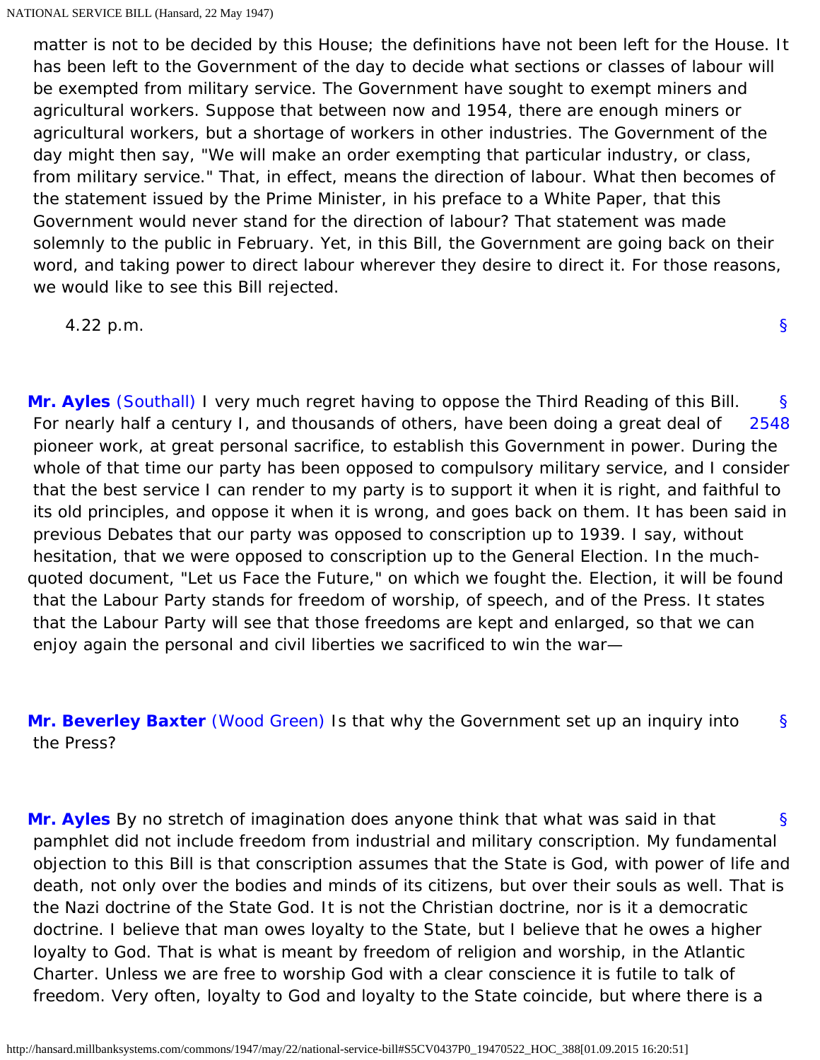matter is not to be decided by this House; the definitions have not been left for the House. It has been left to the Government of the day to decide what sections or classes of labour will be exempted from military service. The Government have sought to exempt miners and agricultural workers. Suppose that between now and 1954, there are enough miners or agricultural workers, but a shortage of workers in other industries. The Government of the day might then say, "We will make an order exempting that particular industry, or class, from military service." That, in effect, means the direction of labour. What then becomes of the statement issued by the Prime Minister, in his preface to a White Paper, that this Government would never stand for the direction of labour? That statement was made solemnly to the public in February. Yet, in this Bill, the Government are going back on their word, and taking power to direct labour wherever they desire to direct it. For those reasons, we would like to see this Bill rejected.

4.22 p.m.

**Mr. Ayles** (Southall) I very much regret having to oppose the Third Reading of this Bill. For nearly half a century I, and thousands of others, have been doing a great deal of pioneer work, at great personal sacrifice, to establish this Government in power. During the whole of that time our party has been opposed to compulsory military service, and I consider that the best service I can render to my party is to support it when it is right, and faithful to its old principles, and oppose it when it is wrong, and goes back on them. It has been said in previous Debates that our party was opposed to conscription up to 1939. I say, without hesitation, that we were opposed to conscription up to the General Election. In the much-quoted document, "Let us Face the Future," on which we fought the. Election, it will be found that the Labour Party stands for freedom of worship, of speech, and of the Press. It states that the Labour Party will see that those freedoms are kept and enlarged, so that we can enjoy again the personal and civil liberties we sacrificed to win the war—

**Mr. Beverley Baxter** (Wood Green) Is that why the Government set up an inquiry into the Press?

**Mr. Ayles** By no stretch of imagination does anyone think that what was said in that pamphlet did not include freedom from industrial and military conscription. My fundamental objection to this Bill is that conscription assumes that the State is God, with power of life and death, not only over the bodies and minds of its citizens, but over their souls as well. That is the Nazi doctrine of the State God. It is not the Christian doctrine, nor is it a democratic doctrine. I believe that man owes loyalty to the State, but I believe that he owes a higher loyalty to God. That is what is meant by freedom of religion and worship, in the Atlantic Charter. Unless we are free to worship God with a clear conscience it is futile to talk of freedom. Very often, loyalty to God and loyalty to the State coincide, but where there is a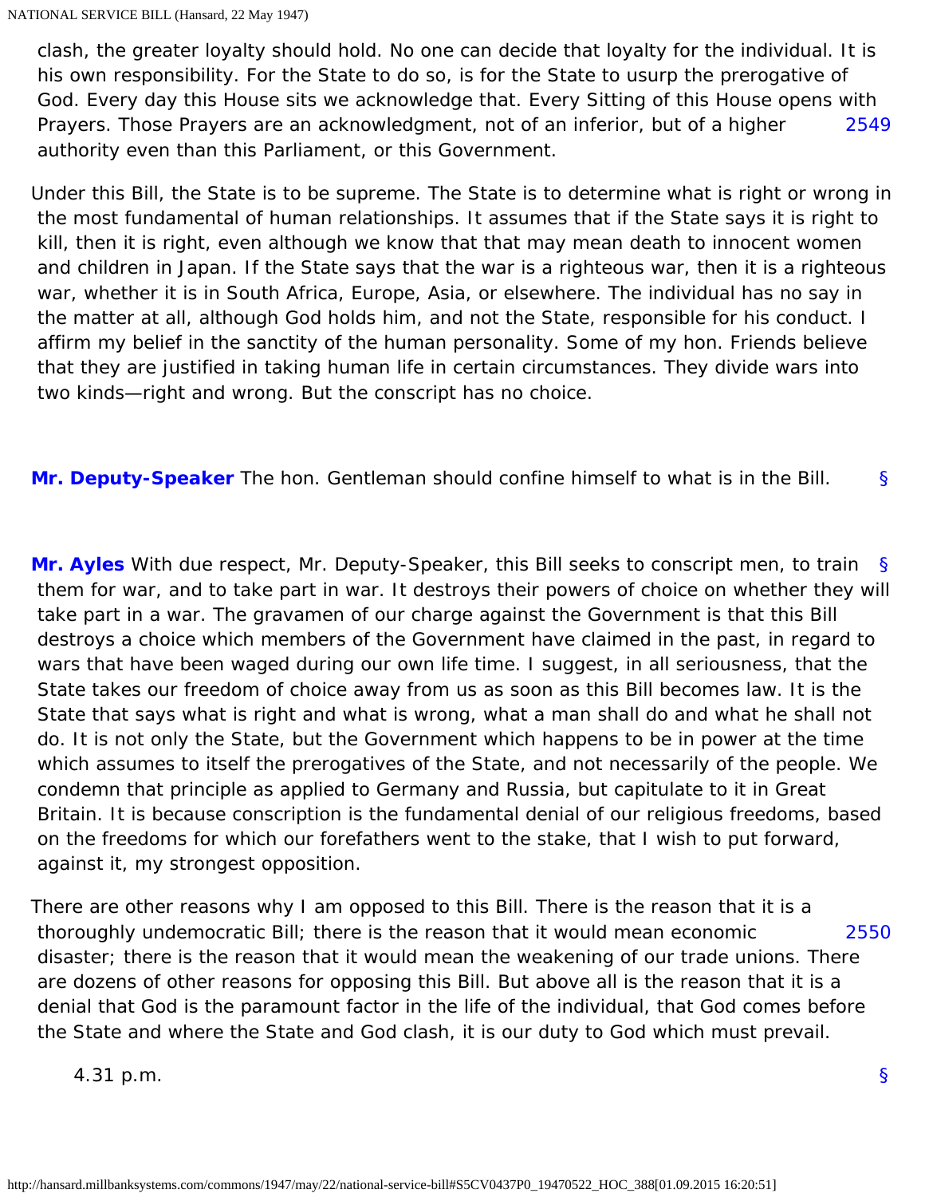clash, the greater loyalty should hold. No one can decide that loyalty for the individual. It is his own responsibility. For the State to do so, is for the State to usurp the prerogative of God. Every day this House sits we acknowledge that. Every Sitting of this House opens with Prayers. Those Prayers are an acknowledgment, not of an inferior, but of a higher authority even than this Parliament, or this Government.

2549

Under this Bill, the State is to be supreme. The State is to determine what is right or wrong in the most fundamental of human relationships. It assumes that if the State says it is right to kill, then it is right, even although we know that that may mean death to innocent women and children in Japan. If the State says that the war is a righteous war, then it is a righteous war, whether it is in South Africa, Europe, Asia, or elsewhere. The individual has no say in the matter at all, although God holds him, and not the State, responsible for his conduct. I affirm my belief in the sanctity of the human personality. Some of my hon. Friends believe that they are justified in taking human life in certain circumstances. They divide wars into two kinds—right and wrong. But the conscript has no choice.

**Mr. Deputy-Speaker** The hon. Gentleman should confine himself to what is in the Bill.

**Mr. Ayles** With due respect, Mr. Deputy-Speaker, this Bill seeks to conscript men, to train them for war, and to take part in war. It destroys their powers of choice on whether they will take part in a war. The gravamen of our charge against the Government is that this Bill destroys a choice which members of the Government have claimed in the past, in regard to wars that have been waged during our own life time. I suggest, in all seriousness, that the State takes our freedom of choice away from us as soon as this Bill becomes law. It is the State that says what is right and what is wrong, what a man shall do and what he shall not do. It is not only the State, but the Government which happens to be in power at the time which assumes to itself the prerogatives of the State, and not necessarily of the people. We condemn that principle as applied to Germany and Russia, but capitulate to it in Great Britain. It is because conscription is the fundamental denial of our religious freedoms, based on the freedoms for which our forefathers went to the stake, that I wish to put forward, against it, my strongest opposition.

There are other reasons why I am opposed to this Bill. There is the reason that it is a thoroughly undemocratic Bill; there is the reason that it would mean economic disaster; there is the reason that it would mean the weakening of our trade unions. There are dozens of other reasons for opposing this Bill. But above all is the reason that it is a denial that God is the paramount factor in the life of the individual, that God comes before the State and where the State and God clash, it is our duty to God which must prevail.

2550

4.31 p.m.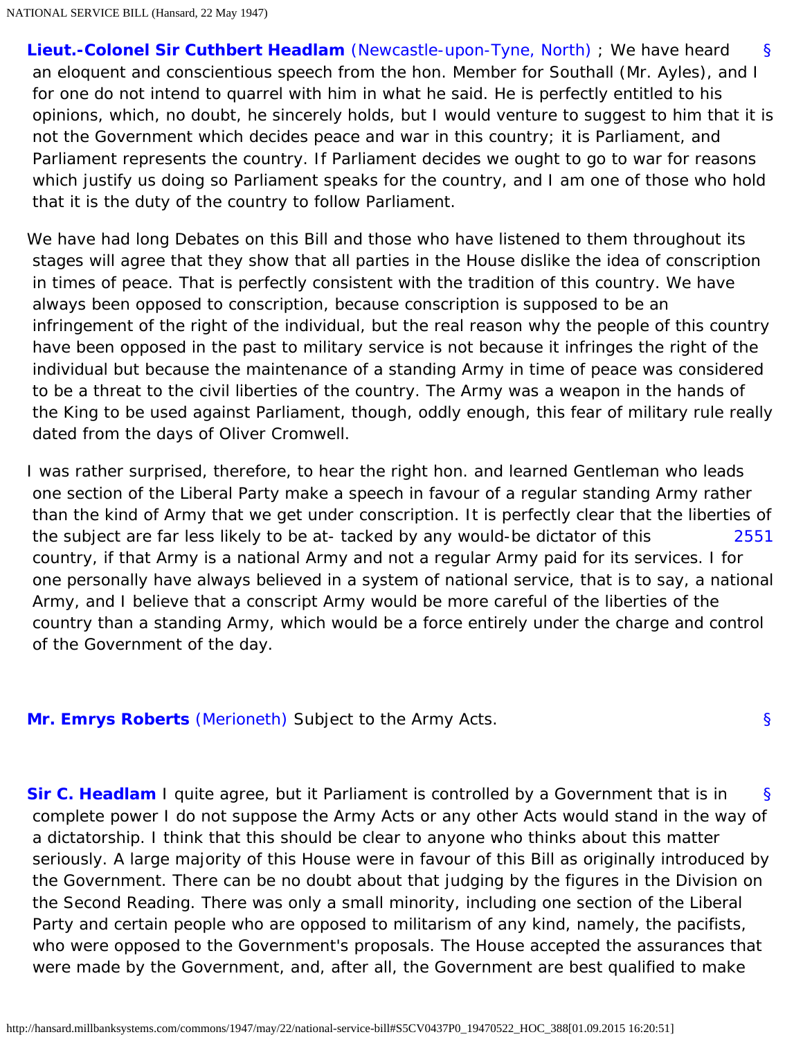**Lieut.-Colonel Sir Cuthbert Headlam** (Newcastle-upon-Tyne, North) ; We have heard an eloquent and conscientious speech from the hon. Member for Southall (Mr. Ayles), and I for one do not intend to quarrel with him in what he said. He is perfectly entitled to his opinions, which, no doubt, he sincerely holds, but I would venture to suggest to him that it is not the Government which decides peace and war in this country; it is Parliament, and Parliament represents the country. If Parliament decides we ought to go to war for reasons which justify us doing so Parliament speaks for the country, and I am one of those who hold that it is the duty of the country to follow Parliament.

We have had long Debates on this Bill and those who have listened to them throughout its stages will agree that they show that all parties in the House dislike the idea of conscription in times of peace. That is perfectly consistent with the tradition of this country. We have always been opposed to conscription, because conscription is supposed to be an infringement of the right of the individual, but the real reason why the people of this country have been opposed in the past to military service is not because it infringes the right of the individual but because the maintenance of a standing Army in time of peace was considered to be a threat to the civil liberties of the country. The Army was a weapon in the hands of the King to be used against Parliament, though, oddly enough, this fear of military rule really dated from the days of Oliver Cromwell.

I was rather surprised, therefore, to hear the right hon. and learned Gentleman who leads one section of the Liberal Party make a speech in favour of a regular standing Army rather than the kind of Army that we get under conscription. It is perfectly clear that the liberties of the subject are far less likely to be attacked by any would-be dictator of this country, if that Army is a national Army and not a regular Army paid for its services. I for one personally have always believed in a system of national service, that is to say, a national Army, and I believe that a conscript Army would be more careful of the liberties of the country than a standing Army, which would be a force entirely under the charge and control of the Government of the day.

**Mr. Emrys Roberts** (Merioneth) Subject to the Army Acts.

**Sir C. Headlam** I quite agree, but it Parliament is controlled by a Government that is in complete power I do not suppose the Army Acts or any other Acts would stand in the way of a dictatorship. I think that this should be clear to anyone who thinks about this matter seriously. A large majority of this House were in favour of this Bill as originally introduced by the Government. There can be no doubt about that judging by the figures in the Division on the Second Reading. There was only a small minority, including one section of the Liberal Party and certain people who are opposed to militarism of any kind, namely, the pacifists, who were opposed to the Government's proposals. The House accepted the assurances that were made by the Government, and, after all, the Government are best qualified to make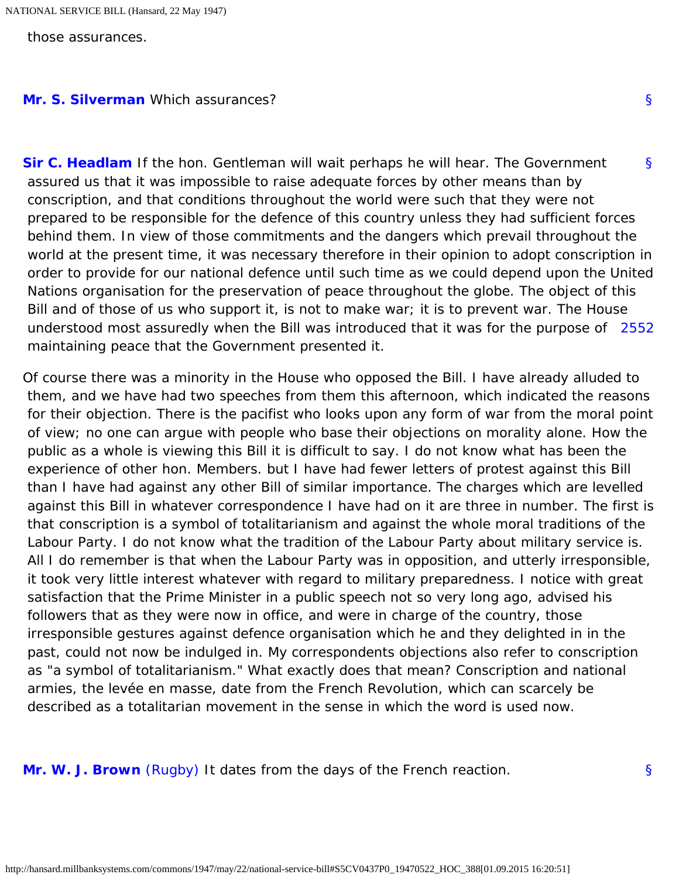those assurances.

**Mr. S. Silverman** Which assurances?

**Sir C. Headlam** If the hon. Gentleman will wait perhaps he will hear. The Government assured us that it was impossible to raise adequate forces by other means than by conscription, and that conditions throughout the world were such that they were not prepared to be responsible for the defence of this country unless they had sufficient forces behind them. In view of those commitments and the dangers which prevail throughout the world at the present time, it was necessary therefore in their opinion to adopt conscription in order to provide for our national defence until such time as we could depend upon the United Nations organisation for the preservation of peace throughout the globe. The object of this Bill and of those of us who support it, is not to make war; it is to prevent war. The House understood most assuredly when the Bill was introduced that it was for the purpose of maintaining peace that the Government presented it.

Of course there was a minority in the House who opposed the Bill. I have already alluded to them, and we have had two speeches from them this afternoon, which indicated the reasons for their objection. There is the pacifist who looks upon any form of war from the moral point of view; no one can argue with people who base their objections on morality alone. How the public as a whole is viewing this Bill it is difficult to say. I do not know what has been the experience of other hon. Members. but I have had fewer letters of protest against this Bill than I have had against any other Bill of similar importance. The charges which are levelled against this Bill in whatever correspondence I have had on it are three in number. The first is that conscription is a symbol of totalitarianism and against the whole moral traditions of the Labour Party. I do not know what the tradition of the Labour Party about military service is. All I do remember is that when the Labour Party was in opposition, and utterly irresponsible, it took very little interest whatever with regard to military preparedness. I notice with great satisfaction that the Prime Minister in a public speech not so very long ago, advised his followers that as they were now in office, and were in charge of the country, those irresponsible gestures against defence organisation which he and they delighted in in the past, could not now be indulged in. My correspondents objections also refer to conscription as "a symbol of totalitarianism." What exactly does that mean? Conscription and national armies, the levée en masse, date from the French Revolution, which can scarcely be described as a totalitarian movement in the sense in which the word is used now.

**Mr. W. J. Brown** (Rugby) It dates from the days of the French reaction.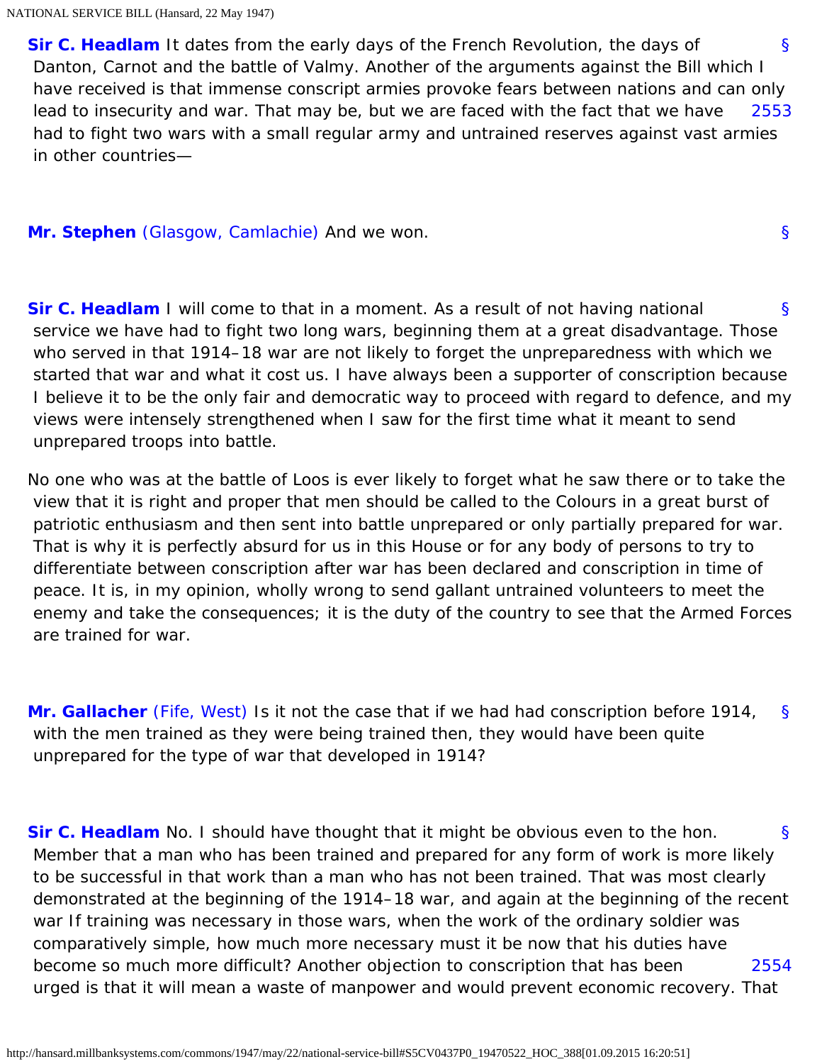**Sir C. Headlam** It dates from the early days of the French Revolution, the days of Danton, Carnot and the battle of Valmy. Another of the arguments against the Bill which I have received is that immense conscript armies provoke fears between nations and can only lead to insecurity and war. That may be, but we are faced with the fact that we have had to fight two wars with a small regular army and untrained reserves against vast armies in other countries—

**Mr. Stephen** (Glasgow, Camlachie) And we won.

**Sir C. Headlam** I will come to that in a moment. As a result of not having national service we have had to fight two long wars, beginning them at a great disadvantage. Those who served in that 1914–18 war are not likely to forget the unpreparedness with which we started that war and what it cost us. I have always been a supporter of conscription because I believe it to be the only fair and democratic way to proceed with regard to defence, and my views were intensely strengthened when I saw for the first time what it meant to send unprepared troops into battle.

No one who was at the battle of Loos is ever likely to forget what he saw there or to take the view that it is right and proper that men should be called to the Colours in a great burst of patriotic enthusiasm and then sent into battle unprepared or only partially prepared for war. That is why it is perfectly absurd for us in this House or for any body of persons to try to differentiate between conscription after war has been declared and conscription in time of peace. It is, in my opinion, wholly wrong to send gallant untrained volunteers to meet the enemy and take the consequences; it is the duty of the country to see that the Armed Forces are trained for war.

**Mr. Gallacher** (Fife, West) Is it not the case that if we had had conscription before 1914, with the men trained as they were being trained then, they would have been quite unprepared for the type of war that developed in 1914?

**Sir C. Headlam** No. I should have thought that it might be obvious even to the hon. Member that a man who has been trained and prepared for any form of work is more likely to be successful in that work than a man who has not been trained. That was most clearly demonstrated at the beginning of the 1914–18 war, and again at the beginning of the recent war If training was necessary in those wars, when the work of the ordinary soldier was comparatively simple, how much more necessary must it be now that his duties have become so much more difficult? Another objection to conscription that has been urged is that it will mean a waste of manpower and would prevent economic recovery. That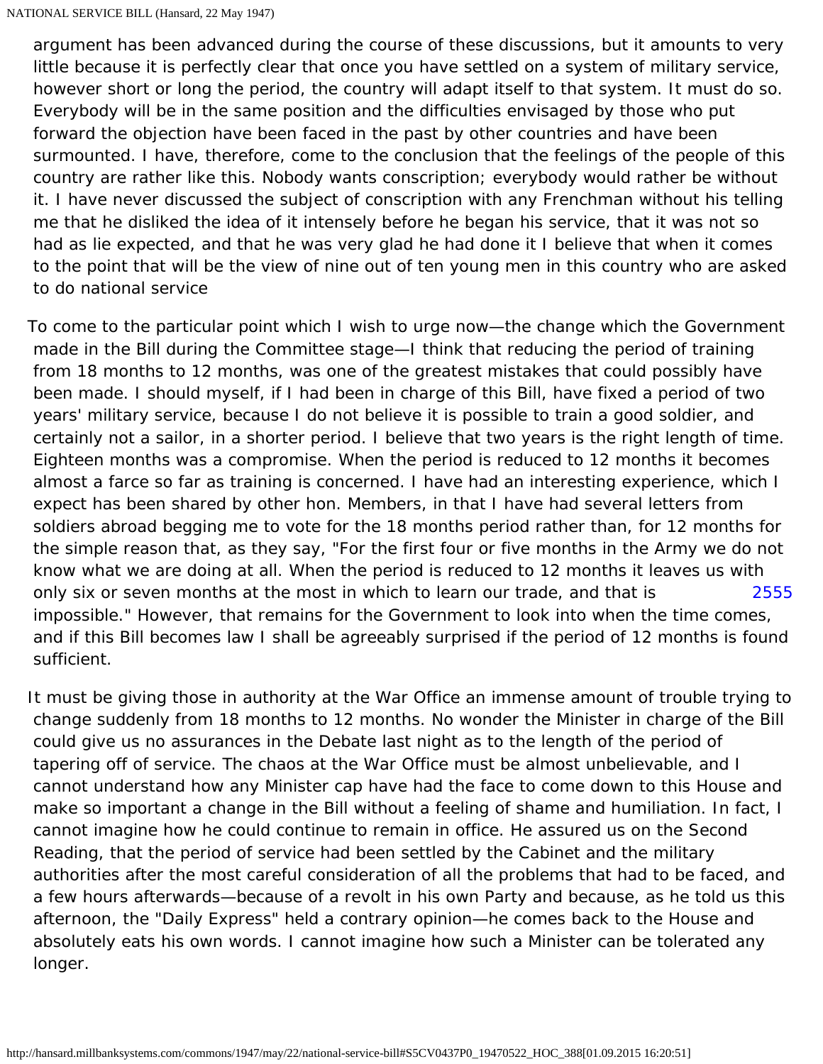argument has been advanced during the course of these discussions, but it amounts to very little because it is perfectly clear that once you have settled on a system of military service, however short or long the period, the country will adapt itself to that system. It must do so. Everybody will be in the same position and the difficulties envisaged by those who put forward the objection have been faced in the past by other countries and have been surmounted. I have, therefore, come to the conclusion that the feelings of the people of this country are rather like this. Nobody wants conscription; everybody would rather be without it. I have never discussed the subject of conscription with any Frenchman without his telling me that he disliked the idea of it intensely before he began his service, that it was not so bad as lie expected, and that he was very glad he had done it I believe that when it comes to the point that will be the view of nine out of ten young men in this country who are asked to do national service

To come to the particular point which I wish to urge now—the change which the Government made in the Bill during the Committee stage—I think that reducing the period of training from 18 months to 12 months, was one of the greatest mistakes that could possibly have been made. I should myself, if I had been in charge of this Bill, have fixed a period of two years' military service, because I do not believe it is possible to train a good soldier, and certainly not a sailor, in a shorter period. I believe that two years is the right length of time. Eighteen months was a compromise. When the period is reduced to 12 months it becomes almost a farce so far as training is concerned. I have had an interesting experience, which I expect has been shared by other hon. Members, in that I have had several letters from soldiers abroad begging me to vote for the 18 months period rather than, for 12 months for the simple reason that, as they say, "For the first four or five months in the Army we do not know what we are doing at all. When the period is reduced to 12 months it leaves us with only six or seven months at the most in which to learn our trade, and that is impossible." However, that remains for the Government to look into when the time comes, and if this Bill becomes law I shall be agreeably surprised if the period of 12 months is found sufficient.

It must be giving those in authority at the War Office an immense amount of trouble trying to change suddenly from 18 months to 12 months. No wonder the Minister in charge of the Bill could give us no assurances in the Debate last night as to the length of the period of tapering off of service. The chaos at the War Office must be almost unbelievable, and I cannot understand how any Minister cap have had the face to come down to this House and make so important a change in the Bill without a feeling of shame and humiliation. In fact, I cannot imagine how he could continue to remain in office. He assured us on the Second Reading, that the period of service had been settled by the Cabinet and the military authorities after the most careful consideration of all the problems that had to be faced, and a few hours afterwards—because of a revolt in his own Party and because, as he told us this afternoon, the "Daily Express" held a contrary opinion—he comes back to the House and absolutely eats his own words. I cannot imagine how such a Minister can be tolerated any longer.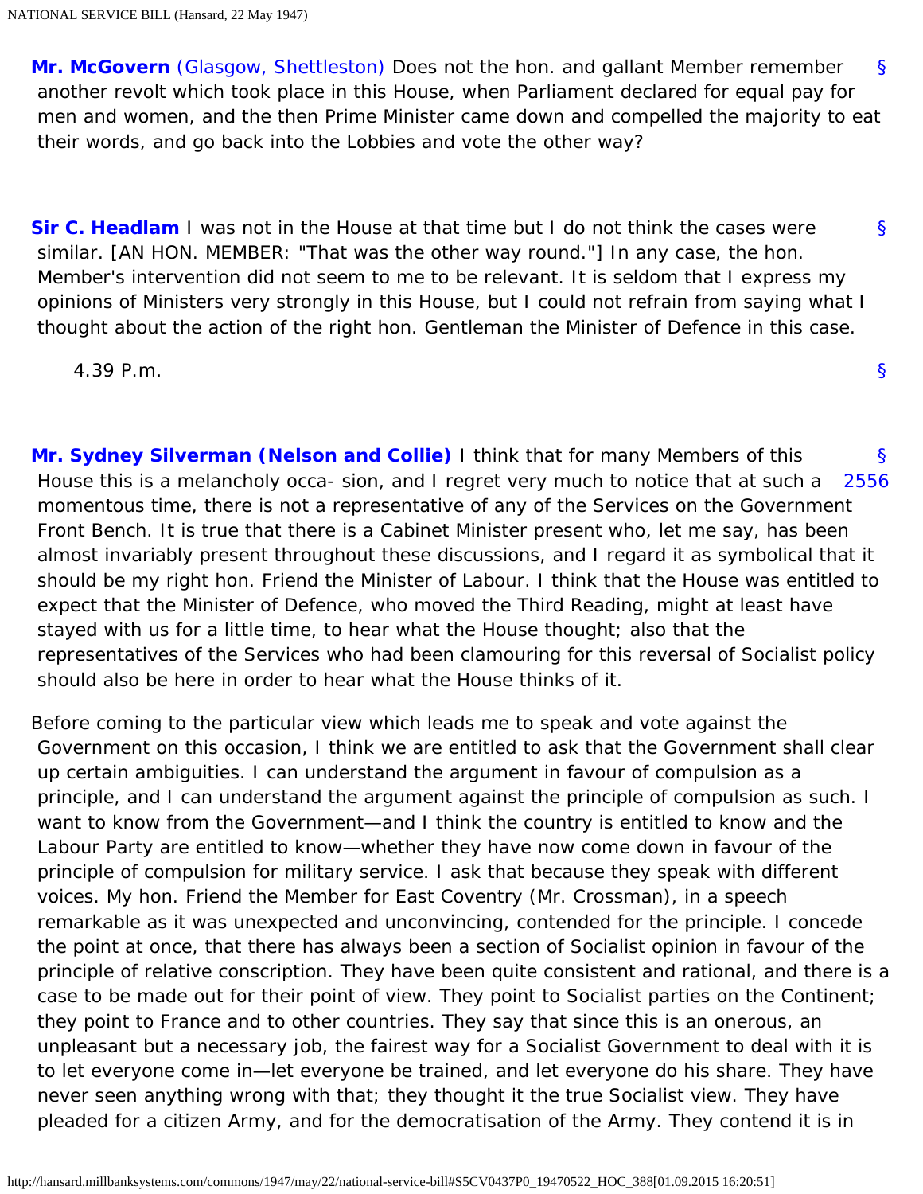**Mr. McGovern** (Glasgow, Shettleston) Does not the hon. and gallant Member remember another revolt which took place in this House, when Parliament declared for equal pay for men and women, and the then Prime Minister came down and compelled the majority to eat their words, and go back into the Lobbies and vote the other way?

**Sir C. Headlam** I was not in the House at that time but I do not think the cases were similar. [AN HON. MEMBER: "That was the other way round."] In any case, the hon. Member's intervention did not seem to me to be relevant. It is seldom that I express my opinions of Ministers very strongly in this House, but I could not refrain from saying what I thought about the action of the right hon. Gentleman the Minister of Defence in this case.

4.39 P.m.

**Mr. Sydney Silverman (Nelson and Collie)** I think that for many Members of this House this is a melancholy occa- sion, and I regret very much to notice that at such a momentous time, there is not a representative of any of the Services on the Government Front Bench. It is true that there is a Cabinet Minister present who, let me say, has been almost invariably present throughout these discussions, and I regard it as symbolical that it should be my right hon. Friend the Minister of Labour. I think that the House was entitled to expect that the Minister of Defence, who moved the Third Reading, might at least have stayed with us for a little time, to hear what the House thought; also that the representatives of the Services who had been clamouring for this reversal of Socialist policy should also be here in order to hear what the House thinks of it.

Before coming to the particular view which leads me to speak and vote against the Government on this occasion, I think we are entitled to ask that the Government shall clear up certain ambiguities. I can understand the argument in favour of compulsion as a principle, and I can understand the argument against the principle of compulsion as such. I want to know from the Government—and I think the country is entitled to know and the Labour Party are entitled to know—whether they have now come down in favour of the principle of compulsion for military service. I ask that because they speak with different voices. My hon. Friend the Member for East Coventry (Mr. Crossman), in a speech remarkable as it was unexpected and unconvincing, contended for the principle. I concede the point at once, that there has always been a section of Socialist opinion in favour of the principle of relative conscription. They have been quite consistent and rational, and there is a case to be made out for their point of view. They point to Socialist parties on the Continent; they point to France and to other countries. They say that since this is an onerous, an unpleasant but a necessary job, the fairest way for a Socialist Government to deal with it is to let everyone come in—let everyone be trained, and let everyone do his share. They have never seen anything wrong with that; they thought it the true Socialist view. They have pleaded for a citizen Army, and for the democratisation of the Army. They contend it is in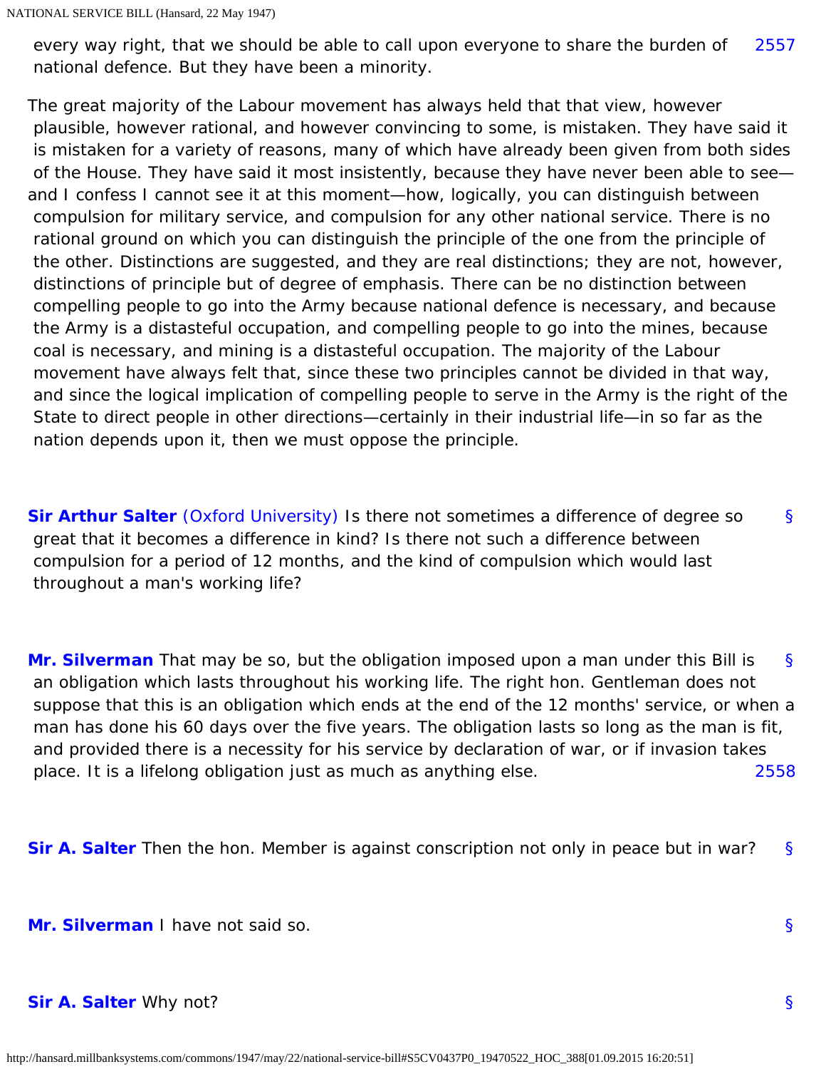every way right, that we should be able to call upon everyone to share the burden of national defence. But they have been a minority.

The great majority of the Labour movement has always held that that view, however plausible, however rational, and however convincing to some, is mistaken. They have said it is mistaken for a variety of reasons, many of which have already been given from both sides of the House. They have said it most insistently, because they have never been able to see—and I confess I cannot see it at this moment—how, logically, you can distinguish between compulsion for military service, and compulsion for any other national service. There is no rational ground on which you can distinguish the principle of the one from the principle of the other. Distinctions are suggested, and they are real distinctions; they are not, however, distinctions of principle but of degree of emphasis. There can be no distinction between compelling people to go into the Army because national defence is necessary, and because the Army is a distasteful occupation, and compelling people to go into the mines, because coal is necessary, and mining is a distasteful occupation. The majority of the Labour movement have always felt that, since these two principles cannot be divided in that way, and since the logical implication of compelling people to serve in the Army is the right of the State to direct people in other directions—certainly in their industrial life—in so far as the nation depends upon it, then we must oppose the principle.

**Sir Arthur Salter** (Oxford University) Is there not sometimes a difference of degree so great that it becomes a difference in kind? Is there not such a difference between compulsion for a period of 12 months, and the kind of compulsion which would last throughout a man's working life?

**Mr. Silverman** That may be so, but the obligation imposed upon a man under this Bill is an obligation which lasts throughout his working life. The right hon. Gentleman does not suppose that this is an obligation which ends at the end of the 12 months' service, or when a man has done his 60 days over the five years. The obligation lasts so long as the man is fit, and provided there is a necessity for his service by declaration of war, or if invasion takes place. It is a lifelong obligation just as much as anything else.

**Sir A. Salter** Then the hon. Member is against conscription not only in peace but in war?

**Mr. Silverman** I have not said so.

**Sir A. Salter** Why not?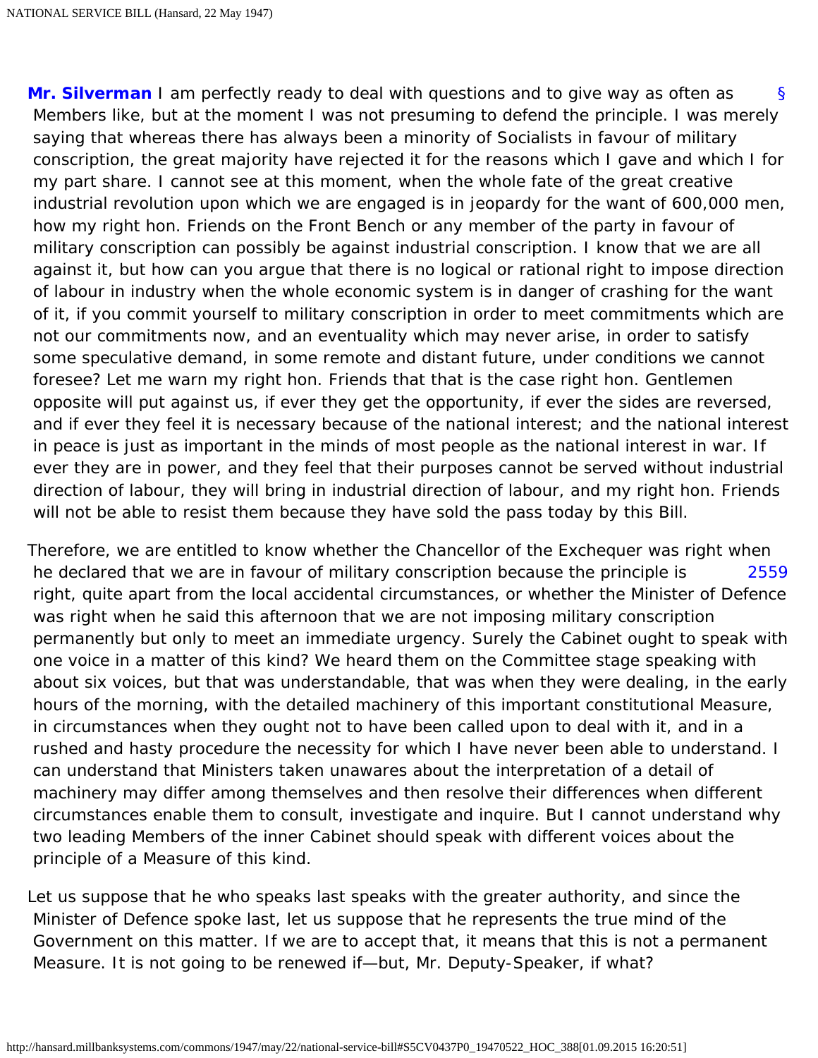**Mr. Silverman** I am perfectly ready to deal with questions and to give way as often as Members like, but at the moment I was not presuming to defend the principle. I was merely saying that whereas there has always been a minority of Socialists in favour of military conscription, the great majority have rejected it for the reasons which I gave and which I for my part share. I cannot see at this moment, when the whole fate of the great creative industrial revolution upon which we are engaged is in jeopardy for the want of 600,000 men, how my right hon. Friends on the Front Bench or any member of the party in favour of military conscription can possibly be against industrial conscription. I know that we are all against it, but how can you argue that there is no logical or rational right to impose direction of labour in industry when the whole economic system is in danger of crashing for the want of it, if you commit yourself to military conscription in order to meet commitments which are not our commitments now, and an eventuality which may never arise, in order to satisfy some speculative demand, in some remote and distant future, under conditions we cannot foresee? Let me warn my right hon. Friends that that is the case right hon. Gentlemen opposite will put against us, if ever they get the opportunity, if ever the sides are reversed, and if ever they feel it is necessary because of the national interest; and the national interest in peace is just as important in the minds of most people as the national interest in war. If ever they are in power, and they feel that their purposes cannot be served without industrial direction of labour, they will bring in industrial direction of labour, and my right hon. Friends will not be able to resist them because they have sold the pass today by this Bill.

Therefore, we are entitled to know whether the Chancellor of the Exchequer was right when he declared that we are in favour of military conscription because the principle is right, quite apart from the local accidental circumstances, or whether the Minister of Defence was right when he said this afternoon that we are not imposing military conscription permanently but only to meet an immediate urgency. Surely the Cabinet ought to speak with one voice in a matter of this kind? We heard them on the Committee stage speaking with about six voices, but that was understandable, that was when they were dealing, in the early hours of the morning, with the detailed machinery of this important constitutional Measure, in circumstances when they ought not to have been called upon to deal with it, and in a rushed and hasty procedure the necessity for which I have never been able to understand. I can understand that Ministers taken unawares about the interpretation of a detail of machinery may differ among themselves and then resolve their differences when different circumstances enable them to consult, investigate and inquire. But I cannot understand why two leading Members of the inner Cabinet should speak with different voices about the principle of a Measure of this kind.

Let us suppose that he who speaks last speaks with the greater authority, and since the Minister of Defence spoke last, let us suppose that he represents the true mind of the Government on this matter. If we are to accept that, it means that this is not a permanent Measure. It is not going to be renewed if—but, Mr. Deputy-Speaker, if what?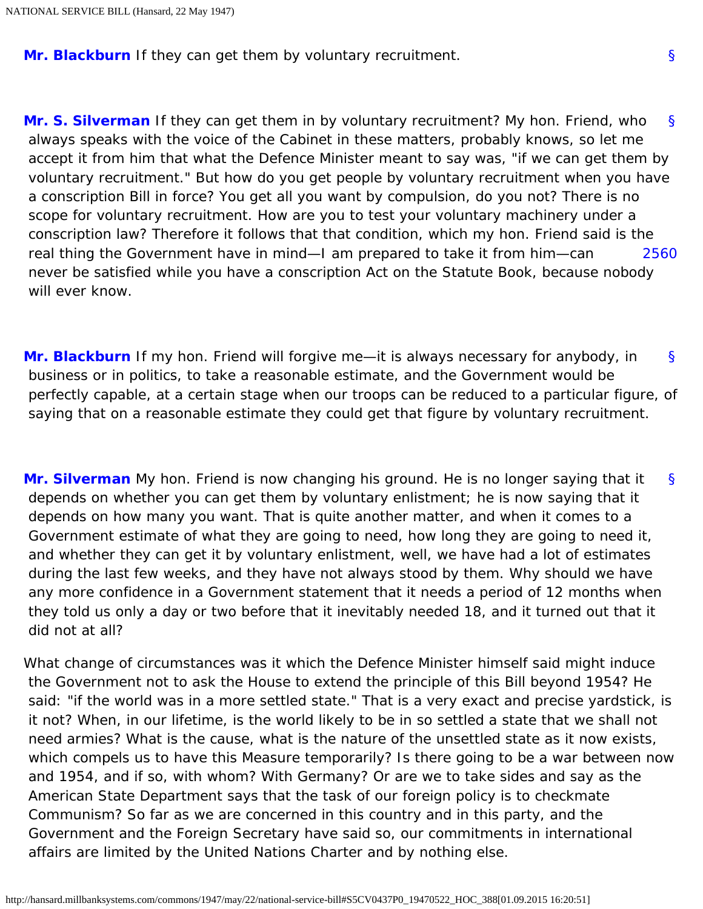**Mr. Blackburn** If they can get them by voluntary recruitment.

**Mr. S. Silverman** If they can get them in by voluntary recruitment? My hon. Friend, who always speaks with the voice of the Cabinet in these matters, probably knows, so let me accept it from him that what the Defence Minister meant to say was, "if we can get them by voluntary recruitment." But how do you get people by voluntary recruitment when you have a conscription Bill in force? You get all you want by compulsion, do you not? There is no scope for voluntary recruitment. How are you to test your voluntary machinery under a conscription law? Therefore it follows that that condition, which my hon. Friend said is the real thing the Government have in mind—I am prepared to take it from him—can never be satisfied while you have a conscription Act on the Statute Book, because nobody will ever know.

**Mr. Blackburn** If my hon. Friend will forgive me—it is always necessary for anybody, in business or in politics, to take a reasonable estimate, and the Government would be perfectly capable, at a certain stage when our troops can be reduced to a particular figure, of saying that on a reasonable estimate they could get that figure by voluntary recruitment.

**Mr. Silverman** My hon. Friend is now changing his ground. He is no longer saying that it depends on whether you can get them by voluntary enlistment; he is now saying that it depends on how many you want. That is quite another matter, and when it comes to a Government estimate of what they are going to need, how long they are going to need it, and whether they can get it by voluntary enlistment, well, we have had a lot of estimates during the last few weeks, and they have not always stood by them. Why should we have any more confidence in a Government statement that it needs a period of 12 months when they told us only a day or two before that it inevitably needed 18, and it turned out that it did not at all?

What change of circumstances was it which the Defence Minister himself said might induce the Government not to ask the House to extend the principle of this Bill beyond 1954? He said: "if the world was in a more settled state." That is a very exact and precise yardstick, is it not? When, in our lifetime, is the world likely to be in so settled a state that we shall not need armies? What is the cause, what is the nature of the unsettled state as it now exists, which compels us to have this Measure temporarily? Is there going to be a war between now and 1954, and if so, with whom? With Germany? Or are we to take sides and say as the American State Department says that the task of our foreign policy is to checkmate Communism? So far as we are concerned in this country and in this party, and the Government and the Foreign Secretary have said so, our commitments in international affairs are limited by the United Nations Charter and by nothing else.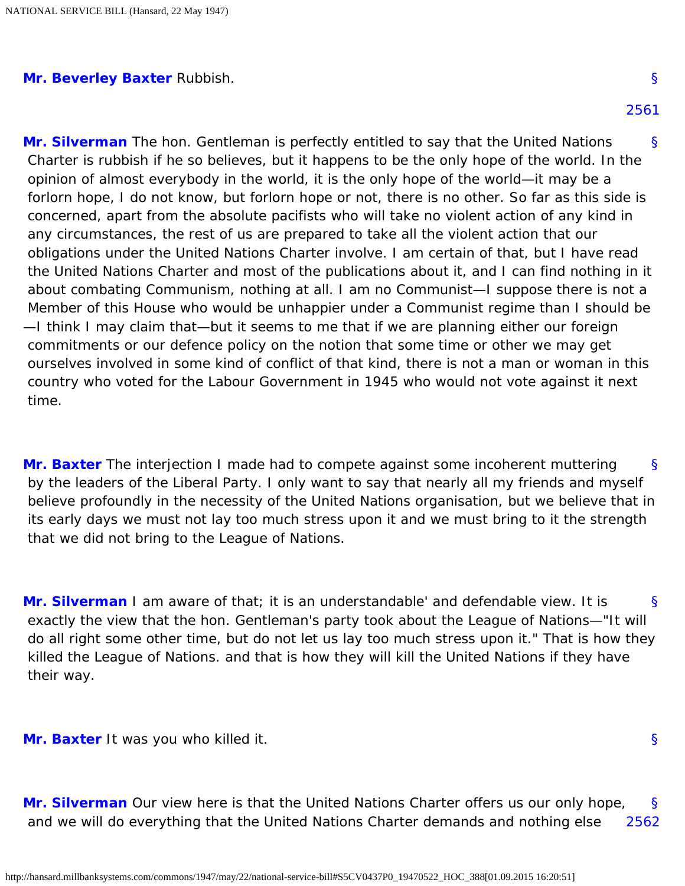**Mr. Beverley Baxter** Rubbish.

**Mr. Silverman** The hon. Gentleman is perfectly entitled to say that the United Nations Charter is rubbish if he so believes, but it happens to be the only hope of the world. In the opinion of almost everybody in the world, it is the only hope of the world—it may be a forlorn hope, I do not know, but forlorn hope or not, there is no other. So far as this side is concerned, apart from the absolute pacifists who will take no violent action of any kind in any circumstances, the rest of us are prepared to take all the violent action that our obligations under the United Nations Charter involve. I am certain of that, but I have read the United Nations Charter and most of the publications about it, and I can find nothing in it about combating Communism, nothing at all. I am no Communist—I suppose there is not a Member of this House who would be unhappier under a Communist regime than I should be—I think I may claim that—but it seems to me that if we are planning either our foreign commitments or our defence policy on the notion that some time or other we may get ourselves involved in some kind of conflict of that kind, there is not a man or woman in this country who voted for the Labour Government in 1945 who would not vote against it next time.

**Mr. Baxter** The interjection I made had to compete against some incoherent muttering by the leaders of the Liberal Party. I only want to say that nearly all my friends and myself believe profoundly in the necessity of the United Nations organisation, but we believe that in its early days we must not lay too much stress upon it and we must bring to it the strength that we did not bring to the League of Nations.

**Mr. Silverman** I am aware of that; it is an understandable' and defendable view. It is exactly the view that the hon. Gentleman's party took about the League of Nations—"It will do all right some other time, but do not let us lay too much stress upon it." That is how they killed the League of Nations. and that is how they will kill the United Nations if they have their way.

**Mr. Baxter** It was you who killed it.

**Mr. Silverman** Our view here is that the United Nations Charter offers us our only hope, and we will do everything that the United Nations Charter demands and nothing else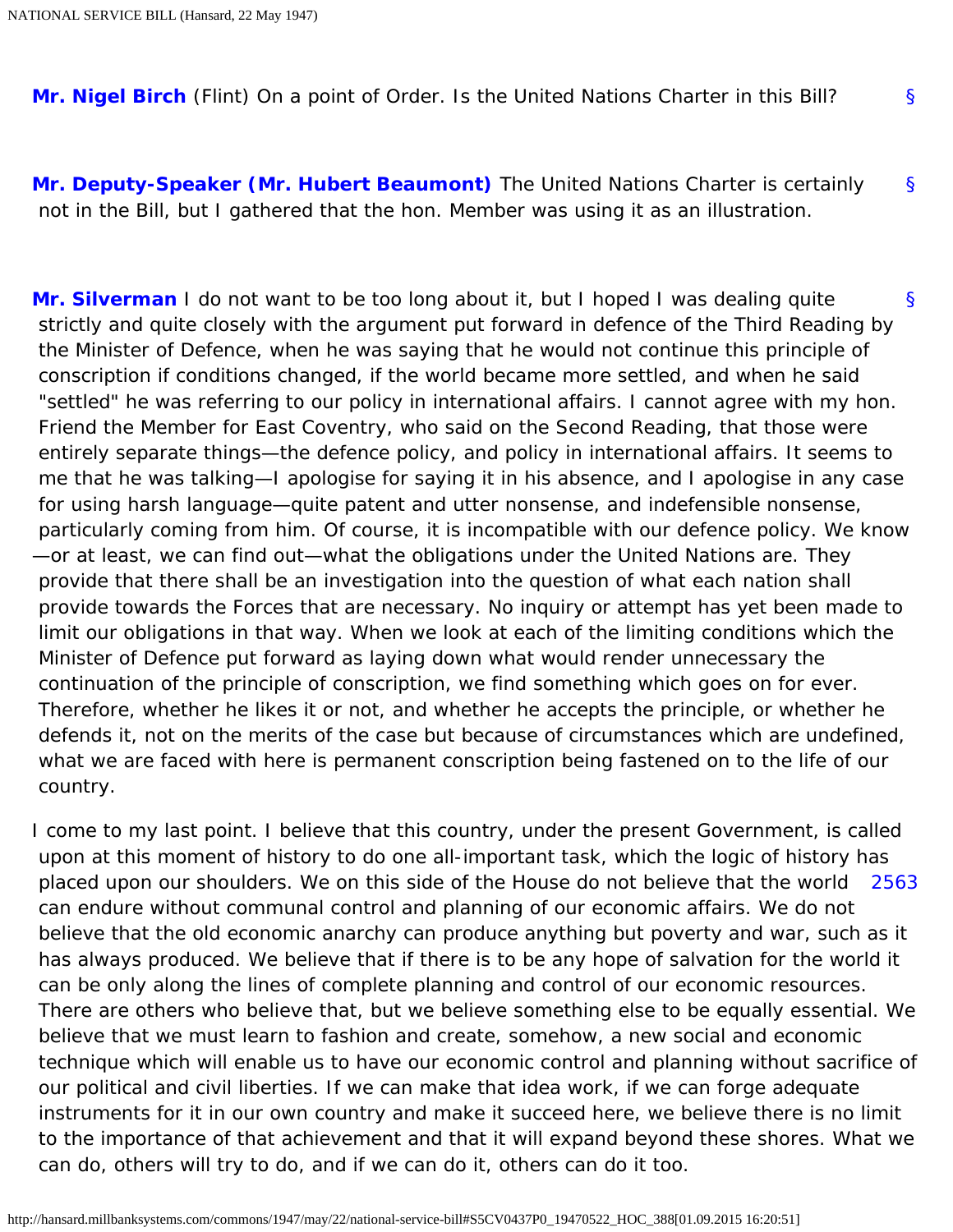**Mr. Nigel Birch** (Flint) On a point of Order. Is the United Nations Charter in this Bill?

**Mr. Deputy-Speaker (Mr. Hubert Beaumont)** The United Nations Charter is certainly not in the Bill, but I gathered that the hon. Member was using it as an illustration.

**Mr. Silverman** I do not want to be too long about it, but I hoped I was dealing quite strictly and quite closely with the argument put forward in defence of the Third Reading by the Minister of Defence, when he was saying that he would not continue this principle of conscription if conditions changed, if the world became more settled, and when he said "settled" he was referring to our policy in international affairs. I cannot agree with my hon. Friend the Member for East Coventry, who said on the Second Reading, that those were entirely separate things—the defence policy, and policy in international affairs. It seems to me that he was talking—I apologise for saying it in his absence, and I apologise in any case for using harsh language—quite patent and utter nonsense, and indefensible nonsense, particularly coming from him. Of course, it is incompatible with our defence policy. We know—or at least, we can find out—what the obligations under the United Nations are. They provide that there shall be an investigation into the question of what each nation shall provide towards the Forces that are necessary. No inquiry or attempt has yet been made to limit our obligations in that way. When we look at each of the limiting conditions which the Minister of Defence put forward as laying down what would render unnecessary the continuation of the principle of conscription, we find something which goes on for ever. Therefore, whether he likes it or not, and whether he accepts the principle, or whether he defends it, not on the merits of the case but because of circumstances which are undefined, what we are faced with here is permanent conscription being fastened on to the life of our country.

I come to my last point. I believe that this country, under the present Government, is called upon at this moment of history to do one all-important task, which the logic of history has placed upon our shoulders. We on this side of the House do not believe that the world can endure without communal control and planning of our economic affairs. We do not believe that the old economic anarchy can produce anything but poverty and war, such as it has always produced. We believe that if there is to be any hope of salvation for the world it can be only along the lines of complete planning and control of our economic resources. There are others who believe that, but we believe something else to be equally essential. We believe that we must learn to fashion and create, somehow, a new social and economic technique which will enable us to have our economic control and planning without sacrifice of our political and civil liberties. If we can make that idea work, if we can forge adequate instruments for it in our own country and make it succeed here, we believe there is no limit to the importance of that achievement and that it will expand beyond these shores. What we can do, others will try to do, and if we can do it, others can do it too.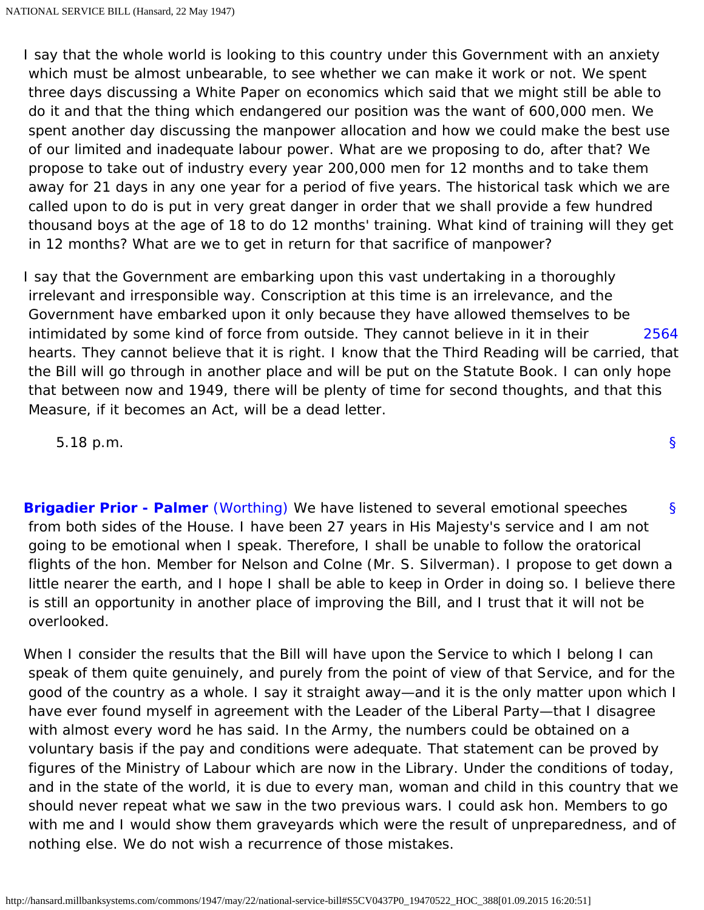I say that the whole world is looking to this country under this Government with an anxiety which must be almost unbearable, to see whether we can make it work or not. We spent three days discussing a White Paper on economics which said that we might still be able to do it and that the thing which endangered our position was the want of 600,000 men. We spent another day discussing the manpower allocation and how we could make the best use of our limited and inadequate labour power. What are we proposing to do, after that? We propose to take out of industry every year 200,000 men for 12 months and to take them away for 21 days in any one year for a period of five years. The historical task which we are called upon to do is put in very great danger in order that we shall provide a few hundred thousand boys at the age of 18 to do 12 months' training. What kind of training will they get in 12 months? What are we to get in return for that sacrifice of manpower?

I say that the Government are embarking upon this vast undertaking in a thoroughly irrelevant and irresponsible way. Conscription at this time is an irrelevance, and the Government have embarked upon it only because they have allowed themselves to be intimidated by some kind of force from outside. They cannot believe in it in their hearts. They cannot believe that it is right. I know that the Third Reading will be carried, that the Bill will go through in another place and will be put on the Statute Book. I can only hope that between now and 1949, there will be plenty of time for second thoughts, and that this Measure, if it becomes an Act, will be a dead letter.

5.18 p.m.

**Brigadier Prior - Palmer** (Worthing) We have listened to several emotional speeches from both sides of the House. I have been 27 years in His Majesty's service and I am not going to be emotional when I speak. Therefore, I shall be unable to follow the oratorical flights of the hon. Member for Nelson and Colne (Mr. S. Silverman). I propose to get down a little nearer the earth, and I hope I shall be able to keep in Order in doing so. I believe there is still an opportunity in another place of improving the Bill, and I trust that it will not be overlooked.

When I consider the results that the Bill will have upon the Service to which I belong I can speak of them quite genuinely, and purely from the point of view of that Service, and for the good of the country as a whole. I say it straight away—and it is the only matter upon which I have ever found myself in agreement with the Leader of the Liberal Party—that I disagree with almost every word he has said. In the Army, the numbers could be obtained on a voluntary basis if the pay and conditions were adequate. That statement can be proved by figures of the Ministry of Labour which are now in the Library. Under the conditions of today, and in the state of the world, it is due to every man, woman and child in this country that we should never repeat what we saw in the two previous wars. I could ask hon. Members to go with me and I would show them graveyards which were the result of unpreparedness, and of nothing else. We do not wish a recurrence of those mistakes.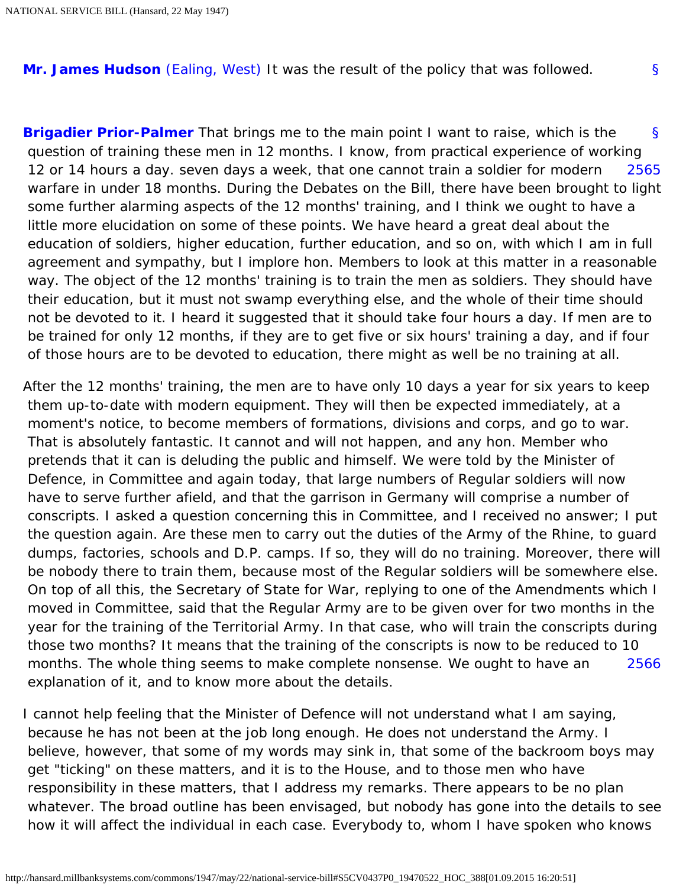**Mr. James Hudson** (Ealing, West) It was the result of the policy that was followed. §

**Brigadier Prior-Palmer** That brings me to the main point I want to raise, which is the question of training these men in 12 months. I know, from practical experience of working 12 or 14 hours a day. seven days a week, that one cannot train a soldier for modern warfare in under 18 months. During the Debates on the Bill, there have been brought to light some further alarming aspects of the 12 months' training, and I think we ought to have a little more elucidation on some of these points. We have heard a great deal about the education of soldiers, higher education, further education, and so on, with which I am in full agreement and sympathy, but I implore hon. Members to look at this matter in a reasonable way. The object of the 12 months' training is to train the men as soldiers. They should have their education, but it must not swamp everything else, and the whole of their time should not be devoted to it. I heard it suggested that it should take four hours a day. If men are to be trained for only 12 months, if they are to get five or six hours' training a day, and if four of those hours are to be devoted to education, there might as well be no training at all. § 2565

After the 12 months' training, the men are to have only 10 days a year for six years to keep them up-to-date with modern equipment. They will then be expected immediately, at a moment's notice, to become members of formations, divisions and corps, and go to war. That is absolutely fantastic. It cannot and will not happen, and any hon. Member who pretends that it can is deluding the public and himself. We were told by the Minister of Defence, in Committee and again today, that large numbers of Regular soldiers will now have to serve further afield, and that the garrison in Germany will comprise a number of conscripts. I asked a question concerning this in Committee, and I received no answer; I put the question again. Are these men to carry out the duties of the Army of the Rhine, to guard dumps, factories, schools and D.P. camps. If so, they will do no training. Moreover, there will be nobody there to train them, because most of the Regular soldiers will be somewhere else. On top of all this, the Secretary of State for War, replying to one of the Amendments which I moved in Committee, said that the Regular Army are to be given over for two months in the year for the training of the Territorial Army. In that case, who will train the conscripts during those two months? It means that the training of the conscripts is now to be reduced to 10 months. The whole thing seems to make complete nonsense. We ought to have an explanation of it, and to know more about the details. 2566

I cannot help feeling that the Minister of Defence will not understand what I am saying, because he has not been at the job long enough. He does not understand the Army. I believe, however, that some of my words may sink in, that some of the backroom boys may get "ticking" on these matters, and it is to the House, and to those men who have responsibility in these matters, that I address my remarks. There appears to be no plan whatever. The broad outline has been envisaged, but nobody has gone into the details to see how it will affect the individual in each case. Everybody to, whom I have spoken who knows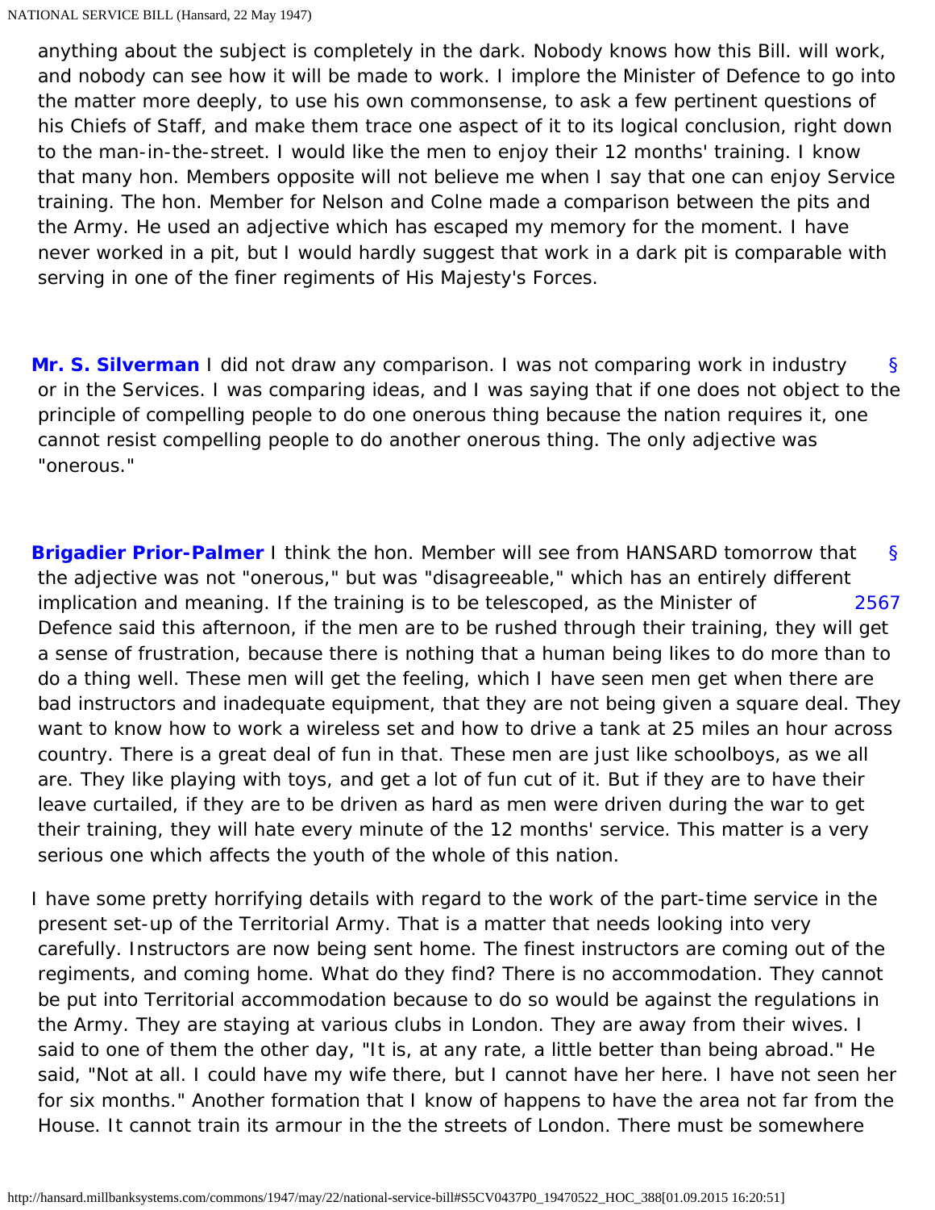anything about the subject is completely in the dark. Nobody knows how this Bill. will work, and nobody can see how it will be made to work. I implore the Minister of Defence to go into the matter more deeply, to use his own commonsense, to ask a few pertinent questions of his Chiefs of Staff, and make them trace one aspect of it to its logical conclusion, right down to the man-in-the-street. I would like the men to enjoy their 12 months' training. I know that many hon. Members opposite will not believe me when I say that one can enjoy Service training. The hon. Member for Nelson and Colne made a comparison between the pits and the Army. He used an adjective which has escaped my memory for the moment. I have never worked in a pit, but I would hardly suggest that work in a dark pit is comparable with serving in one of the finer regiments of His Majesty's Forces.

**Mr. S. Silverman** I did not draw any comparison. I was not comparing work in industry or in the Services. I was comparing ideas, and I was saying that if one does not object to the principle of compelling people to do one onerous thing because the nation requires it, one cannot resist compelling people to do another onerous thing. The only adjective was "onerous."

**Brigadier Prior-Palmer** I think the hon. Member will see from HANSARD tomorrow that the adjective was not "onerous," but was "disagreeable," which has an entirely different implication and meaning. If the training is to be telescoped, as the Minister of Defence said this afternoon, if the men are to be rushed through their training, they will get a sense of frustration, because there is nothing that a human being likes to do more than to do a thing well. These men will get the feeling, which I have seen men get when there are bad instructors and inadequate equipment, that they are not being given a square deal. They want to know how to work a wireless set and how to drive a tank at 25 miles an hour across country. There is a great deal of fun in that. These men are just like schoolboys, as we all are. They like playing with toys, and get a lot of fun cut of it. But if they are to have their leave curtailed, if they are to be driven as hard as men were driven during the war to get their training, they will hate every minute of the 12 months' service. This matter is a very serious one which affects the youth of the whole of this nation.

I have some pretty horrifying details with regard to the work of the part-time service in the present set-up of the Territorial Army. That is a matter that needs looking into very carefully. Instructors are now being sent home. The finest instructors are coming out of the regiments, and coming home. What do they find? There is no accommodation. They cannot be put into Territorial accommodation because to do so would be against the regulations in the Army. They are staying at various clubs in London. They are away from their wives. I said to one of them the other day, "It is, at any rate, a little better than being abroad." He said, "Not at all. I could have my wife there, but I cannot have her here. I have not seen her for six months." Another formation that I know of happens to have the area not far from the House. It cannot train its armour in the the streets of London. There must be somewhere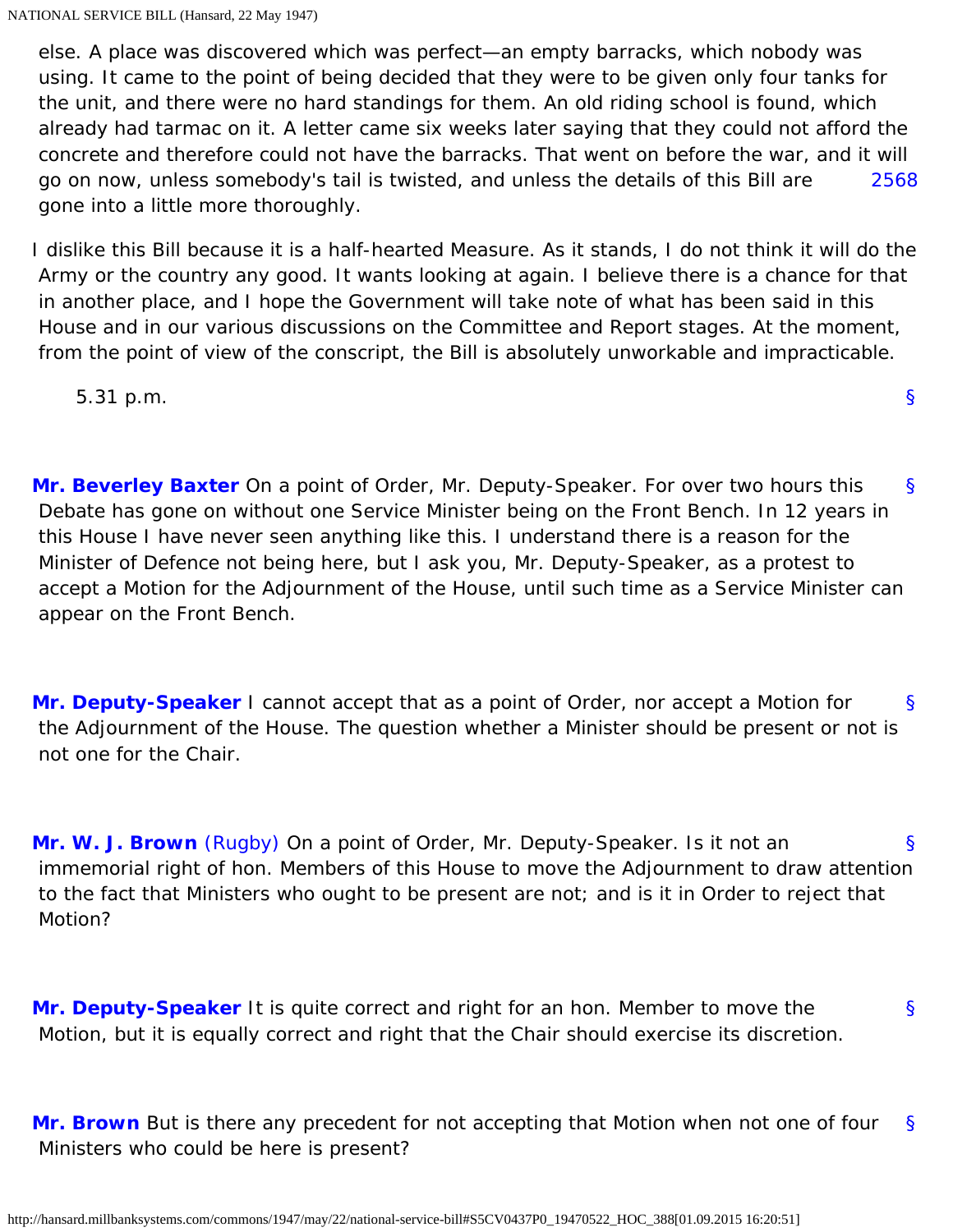else. A place was discovered which was perfect—an empty barracks, which nobody was using. It came to the point of being decided that they were to be given only four tanks for the unit, and there were no hard standings for them. An old riding school is found, which already had tarmac on it. A letter came six weeks later saying that they could not afford the concrete and therefore could not have the barracks. That went on before the war, and it will go on now, unless somebody's tail is twisted, and unless the details of this Bill are gone into a little more thoroughly.

I dislike this Bill because it is a half-hearted Measure. As it stands, I do not think it will do the Army or the country any good. It wants looking at again. I believe there is a chance for that in another place, and I hope the Government will take note of what has been said in this House and in our various discussions on the Committee and Report stages. At the moment, from the point of view of the conscript, the Bill is absolutely unworkable and impracticable.

5.31 p.m.

**Mr. Beverley Baxter** On a point of Order, Mr. Deputy-Speaker. For over two hours this Debate has gone on without one Service Minister being on the Front Bench. In 12 years in this House I have never seen anything like this. I understand there is a reason for the Minister of Defence not being here, but I ask you, Mr. Deputy-Speaker, as a protest to accept a Motion for the Adjournment of the House, until such time as a Service Minister can appear on the Front Bench.

**Mr. Deputy-Speaker** I cannot accept that as a point of Order, nor accept a Motion for the Adjournment of the House. The question whether a Minister should be present or not is not one for the Chair.

**Mr. W. J. Brown** (Rugby) On a point of Order, Mr. Deputy-Speaker. Is it not an immemorial right of hon. Members of this House to move the Adjournment to draw attention to the fact that Ministers who ought to be present are not; and is it in Order to reject that Motion?

**Mr. Deputy-Speaker** It is quite correct and right for an hon. Member to move the Motion, but it is equally correct and right that the Chair should exercise its discretion.

**Mr. Brown** But is there any precedent for not accepting that Motion when not one of four Ministers who could be here is present?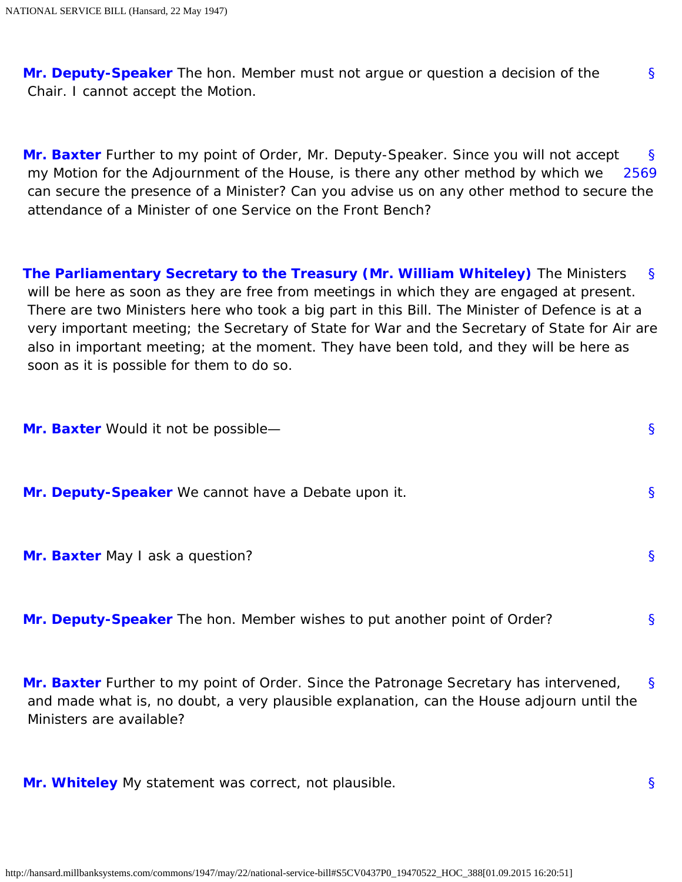**Mr. Deputy-Speaker** The hon. Member must not argue or question a decision of the Chair. I cannot accept the Motion.

**Mr. Baxter** Further to my point of Order, Mr. Deputy-Speaker. Since you will not accept my Motion for the Adjournment of the House, is there any other method by which we can secure the presence of a Minister? Can you advise us on any other method to secure the attendance of a Minister of one Service on the Front Bench?

**The Parliamentary Secretary to the Treasury (Mr. William Whiteley)** The Ministers will be here as soon as they are free from meetings in which they are engaged at present. There are two Ministers here who took a big part in this Bill. The Minister of Defence is at a very important meeting; the Secretary of State for War and the Secretary of State for Air are also in important meeting; at the moment. They have been told, and they will be here as soon as it is possible for them to do so.

**Mr. Baxter** Would it not be possible—

**Mr. Deputy-Speaker** We cannot have a Debate upon it.

**Mr. Baxter** May I ask a question?

**Mr. Deputy-Speaker** The hon. Member wishes to put another point of Order?

**Mr. Baxter** Further to my point of Order. Since the Patronage Secretary has intervened, and made what is, no doubt, a very plausible explanation, can the House adjourn until the Ministers are available?

**Mr. Whiteley** My statement was correct, not plausible.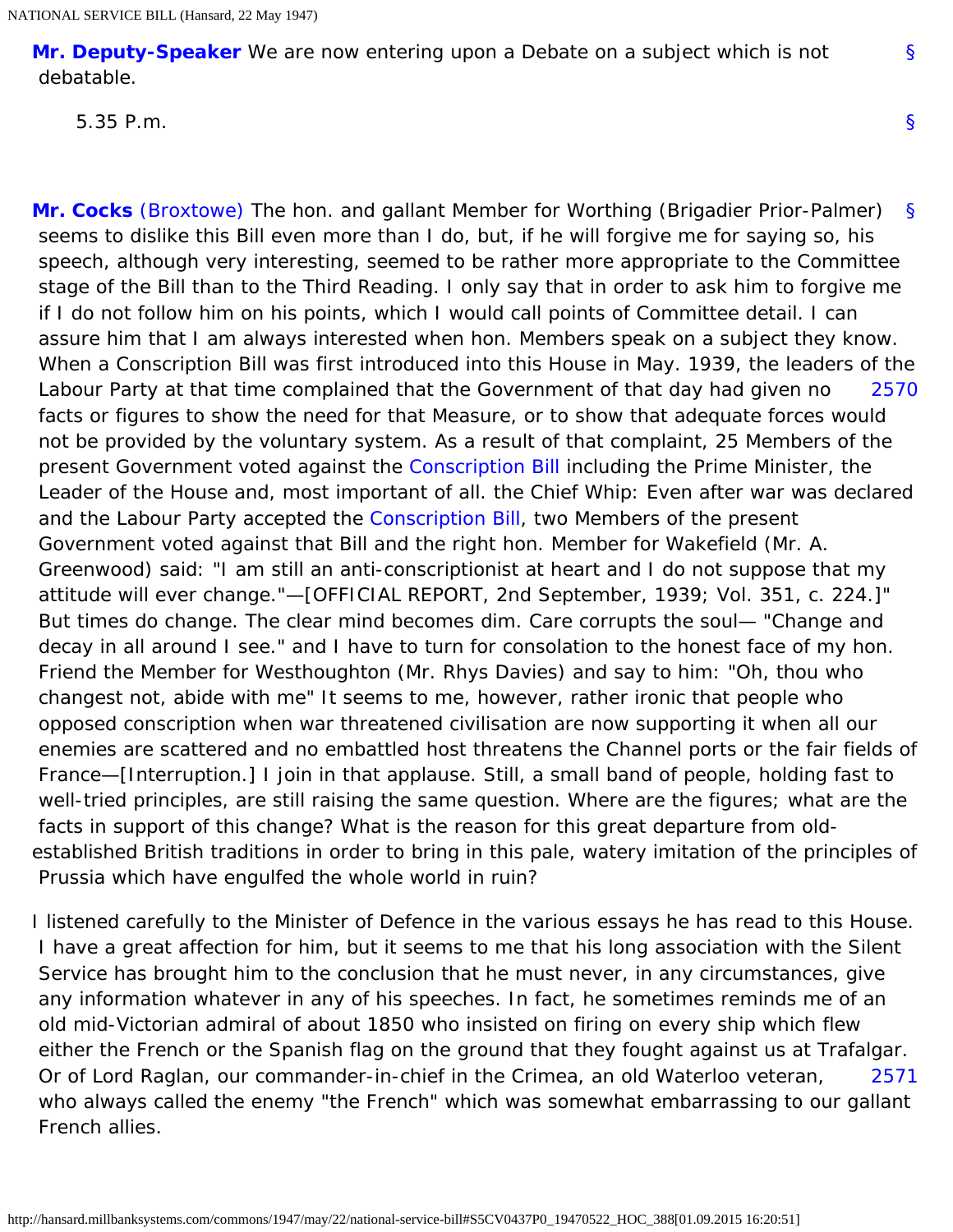**Mr. Deputy-Speaker** We are now entering upon a Debate on a subject which is not debatable.

5.35 P.m.

**Mr. Cocks** (Broxtowe) The hon. and gallant Member for Worthing (Brigadier Prior-Palmer) seems to dislike this Bill even more than I do, but, if he will forgive me for saying so, his speech, although very interesting, seemed to be rather more appropriate to the Committee stage of the Bill than to the Third Reading. I only say that in order to ask him to forgive me if I do not follow him on his points, which I would call points of Committee detail. I can assure him that I am always interested when hon. Members speak on a subject they know. When a Conscription Bill was first introduced into this House in May. 1939, the leaders of the Labour Party at that time complained that the Government of that day had given no facts or figures to show the need for that Measure, or to show that adequate forces would not be provided by the voluntary system. As a result of that complaint, 25 Members of the present Government voted against the Conscription Bill including the Prime Minister, the Leader of the House and, most important of all. the Chief Whip: Even after war was declared and the Labour Party accepted the Conscription Bill, two Members of the present Government voted against that Bill and the right hon. Member for Wakefield (Mr. A. Greenwood) said: "I am still an anti-conscriptionist at heart and I do not suppose that my attitude will ever change."—[OFFICIAL REPORT, 2nd September, 1939; Vol. 351, c. 224.]" But times do change. The clear mind becomes dim. Care corrupts the soul— "Change and decay in all around I see." and I have to turn for consolation to the honest face of my hon. Friend the Member for Westhoughton (Mr. Rhys Davies) and say to him: "Oh, thou who changest not, abide with me" It seems to me, however, rather ironic that people who opposed conscription when war threatened civilisation are now supporting it when all our enemies are scattered and no embattled host threatens the Channel ports or the fair fields of France—[Interruption.] I join in that applause. Still, a small band of people, holding fast to well-tried principles, are still raising the same question. Where are the figures; what are the facts in support of this change? What is the reason for this great departure from old-established British traditions in order to bring in this pale, watery imitation of the principles of Prussia which have engulfed the whole world in ruin?

I listened carefully to the Minister of Defence in the various essays he has read to this House. I have a great affection for him, but it seems to me that his long association with the Silent Service has brought him to the conclusion that he must never, in any circumstances, give any information whatever in any of his speeches. In fact, he sometimes reminds me of an old mid-Victorian admiral of about 1850 who insisted on firing on every ship which flew either the French or the Spanish flag on the ground that they fought against us at Trafalgar. Or of Lord Raglan, our commander-in-chief in the Crimea, an old Waterloo veteran, who always called the enemy "the French" which was somewhat embarrassing to our gallant French allies.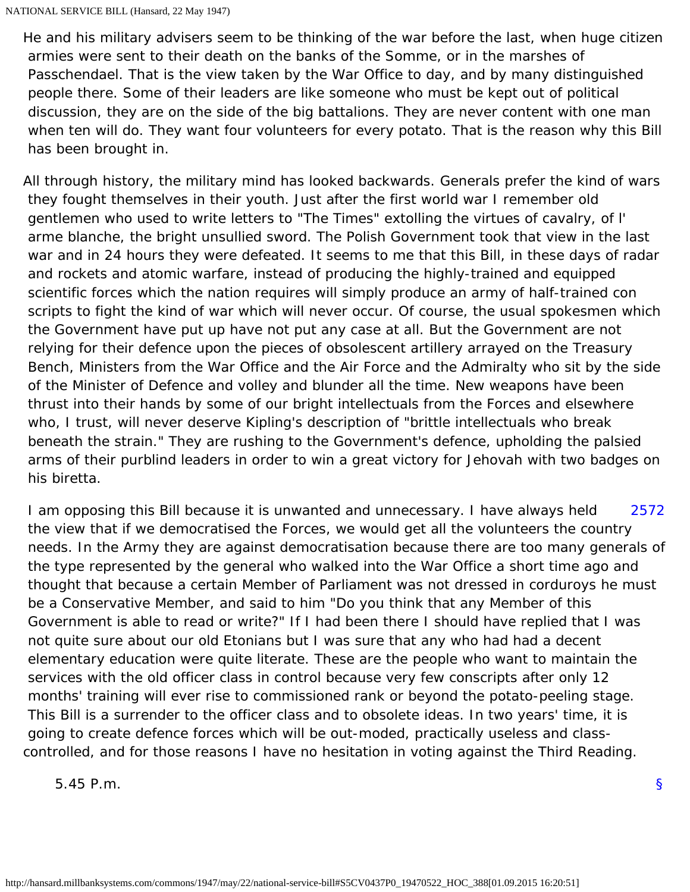He and his military advisers seem to be thinking of the war before the last, when huge citizen armies were sent to their death on the banks of the Somme, or in the marshes of Passchendael. That is the view taken by the War Office to day, and by many distinguished people there. Some of their leaders are like someone who must be kept out of political discussion, they are on the side of the big battalions. They are never content with one man when ten will do. They want four volunteers for every potato. That is the reason why this Bill has been brought in.

All through history, the military mind has looked backwards. Generals prefer the kind of wars they fought themselves in their youth. Just after the first world war I remember old gentlemen who used to write letters to "The Times" extolling the virtues of cavalry, of l' arme blanche, the bright unsullied sword. The Polish Government took that view in the last war and in 24 hours they were defeated. It seems to me that this Bill, in these days of radar and rockets and atomic warfare, instead of producing the highly-trained and equipped scientific forces which the nation requires will simply produce an army of half-trained con scripts to fight the kind of war which will never occur. Of course, the usual spokesmen which the Government have put up have not put any case at all. But the Government are not relying for their defence upon the pieces of obsolescent artillery arrayed on the Treasury Bench, Ministers from the War Office and the Air Force and the Admiralty who sit by the side of the Minister of Defence and volley and blunder all the time. New weapons have been thrust into their hands by some of our bright intellectuals from the Forces and elsewhere who, I trust, will never deserve Kipling's description of "brittle intellectuals who break beneath the strain." They are rushing to the Government's defence, upholding the palsied arms of their purblind leaders in order to win a great victory for Jehovah with two badges on his biretta.

2572

I am opposing this Bill because it is unwanted and unnecessary. I have always held the view that if we democratised the Forces, we would get all the volunteers the country needs. In the Army they are against democratisation because there are too many generals of the type represented by the general who walked into the War Office a short time ago and thought that because a certain Member of Parliament was not dressed in corduroys he must be a Conservative Member, and said to him "Do you think that any Member of this Government is able to read or write?" If I had been there I should have replied that I was not quite sure about our old Etonians but I was sure that any who had had a decent elementary education were quite literate. These are the people who want to maintain the services with the old officer class in control because very few conscripts after only 12 months' training will ever rise to commissioned rank or beyond the potato-peeling stage. This Bill is a surrender to the officer class and to obsolete ideas. In two years' time, it is going to create defence forces which will be out-moded, practically useless and class-controlled, and for those reasons I have no hesitation in voting against the Third Reading.

5.45 P.m.

§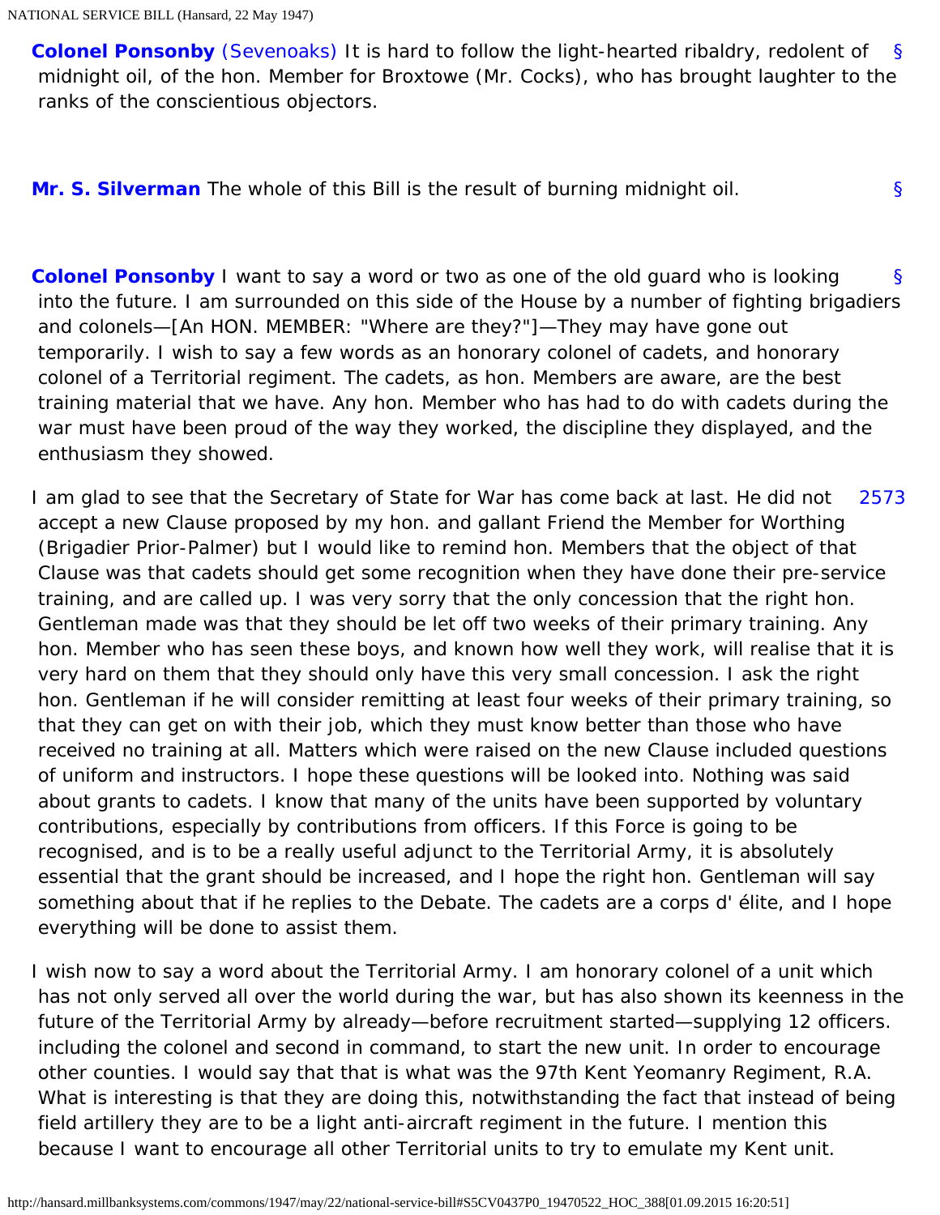**Colonel Ponsonby** (Sevenoaks) It is hard to follow the light-hearted ribaldry, redolent of midnight oil, of the hon. Member for Broxtowe (Mr. Cocks), who has brought laughter to the ranks of the conscientious objectors.

**Mr. S. Silverman** The whole of this Bill is the result of burning midnight oil.

**Colonel Ponsonby** I want to say a word or two as one of the old guard who is looking into the future. I am surrounded on this side of the House by a number of fighting brigadiers and colonels—[An HON. MEMBER: "Where are they?"]—They may have gone out temporarily. I wish to say a few words as an honorary colonel of cadets, and honorary colonel of a Territorial regiment. The cadets, as hon. Members are aware, are the best training material that we have. Any hon. Member who has had to do with cadets during the war must have been proud of the way they worked, the discipline they displayed, and the enthusiasm they showed.

I am glad to see that the Secretary of State for War has come back at last. He did not accept a new Clause proposed by my hon. and gallant Friend the Member for Worthing (Brigadier Prior-Palmer) but I would like to remind hon. Members that the object of that Clause was that cadets should get some recognition when they have done their pre-service training, and are called up. I was very sorry that the only concession that the right hon. Gentleman made was that they should be let off two weeks of their primary training. Any hon. Member who has seen these boys, and known how well they work, will realise that it is very hard on them that they should only have this very small concession. I ask the right hon. Gentleman if he will consider remitting at least four weeks of their primary training, so that they can get on with their job, which they must know better than those who have received no training at all. Matters which were raised on the new Clause included questions of uniform and instructors. I hope these questions will be looked into. Nothing was said about grants to cadets. I know that many of the units have been supported by voluntary contributions, especially by contributions from officers. If this Force is going to be recognised, and is to be a really useful adjunct to the Territorial Army, it is absolutely essential that the grant should be increased, and I hope the right hon. Gentleman will say something about that if he replies to the Debate. The cadets are a corps d' élite, and I hope everything will be done to assist them.

I wish now to say a word about the Territorial Army. I am honorary colonel of a unit which has not only served all over the world during the war, but has also shown its keenness in the future of the Territorial Army by already—before recruitment started—supplying 12 officers. including the colonel and second in command, to start the new unit. In order to encourage other counties. I would say that that is what was the 97th Kent Yeomanry Regiment, R.A. What is interesting is that they are doing this, notwithstanding the fact that instead of being field artillery they are to be a light anti-aircraft regiment in the future. I mention this because I want to encourage all other Territorial units to try to emulate my Kent unit.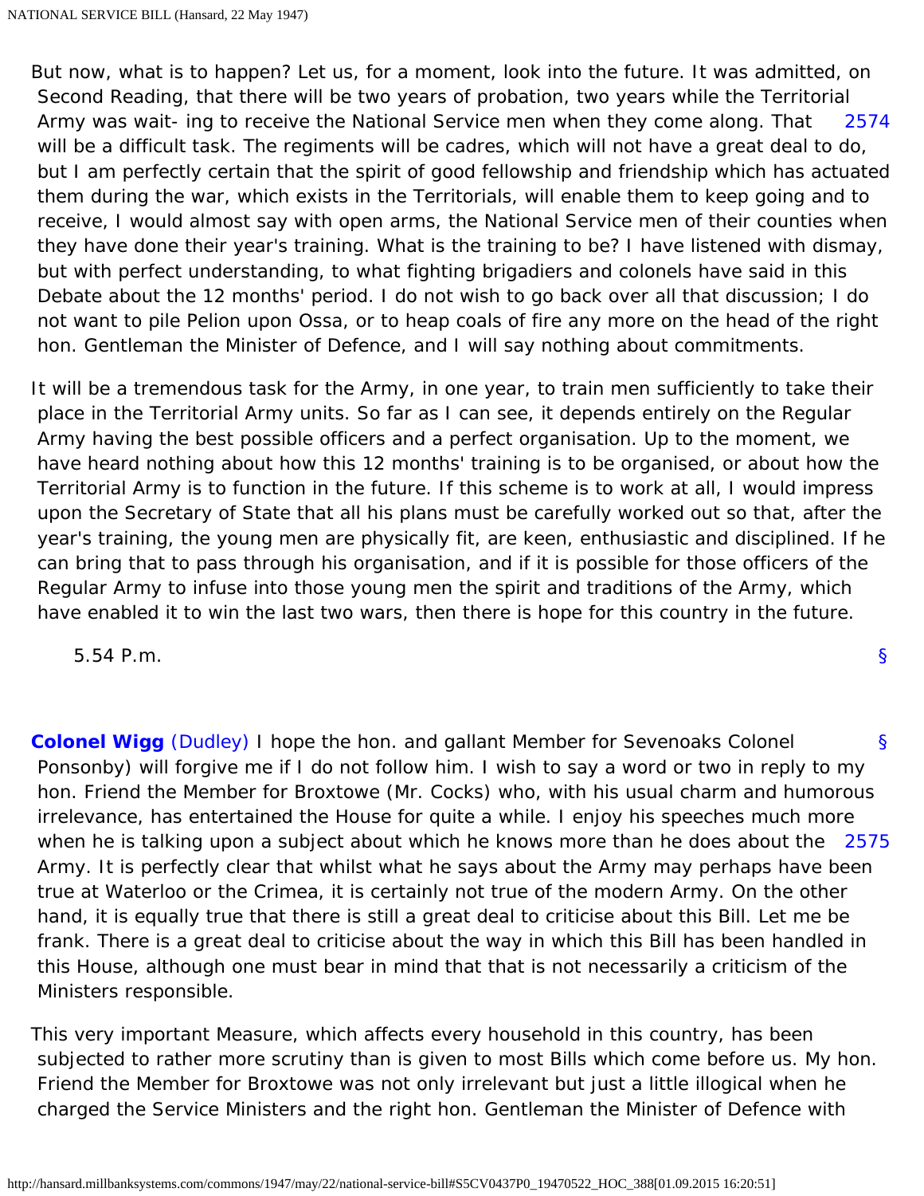But now, what is to happen? Let us, for a moment, look into the future. It was admitted, on Second Reading, that there will be two years of probation, two years while the Territorial Army was waiting to receive the National Service men when they come along. That will be a difficult task. The regiments will be cadres, which will not have a great deal to do, but I am perfectly certain that the spirit of good fellowship and friendship which has actuated them during the war, which exists in the Territorials, will enable them to keep going and to receive, I would almost say with open arms, the National Service men of their counties when they have done their year's training. What is the training to be? I have listened with dismay, but with perfect understanding, to what fighting brigadiers and colonels have said in this Debate about the 12 months' period. I do not wish to go back over all that discussion; I do not want to pile Pelion upon Ossa, or to heap coals of fire any more on the head of the right hon. Gentleman the Minister of Defence, and I will say nothing about commitments.

It will be a tremendous task for the Army, in one year, to train men sufficiently to take their place in the Territorial Army units. So far as I can see, it depends entirely on the Regular Army having the best possible officers and a perfect organisation. Up to the moment, we have heard nothing about how this 12 months' training is to be organised, or about how the Territorial Army is to function in the future. If this scheme is to work at all, I would impress upon the Secretary of State that all his plans must be carefully worked out so that, after the year's training, the young men are physically fit, are keen, enthusiastic and disciplined. If he can bring that to pass through his organisation, and if it is possible for those officers of the Regular Army to infuse into those young men the spirit and traditions of the Army, which have enabled it to win the last two wars, then there is hope for this country in the future.

5.54 P.m.

**Colonel Wigg** (Dudley) I hope the hon. and gallant Member for Sevenoaks Colonel Ponsonby) will forgive me if I do not follow him. I wish to say a word or two in reply to my hon. Friend the Member for Broxtowe (Mr. Cocks) who, with his usual charm and humorous irrelevance, has entertained the House for quite a while. I enjoy his speeches much more when he is talking upon a subject about which he knows more than he does about the Army. It is perfectly clear that whilst what he says about the Army may perhaps have been true at Waterloo or the Crimea, it is certainly not true of the modern Army. On the other hand, it is equally true that there is still a great deal to criticise about this Bill. Let me be frank. There is a great deal to criticise about the way in which this Bill has been handled in this House, although one must bear in mind that that is not necessarily a criticism of the Ministers responsible.

This very important Measure, which affects every household in this country, has been subjected to rather more scrutiny than is given to most Bills which come before us. My hon. Friend the Member for Broxtowe was not only irrelevant but just a little illogical when he charged the Service Ministers and the right hon. Gentleman the Minister of Defence with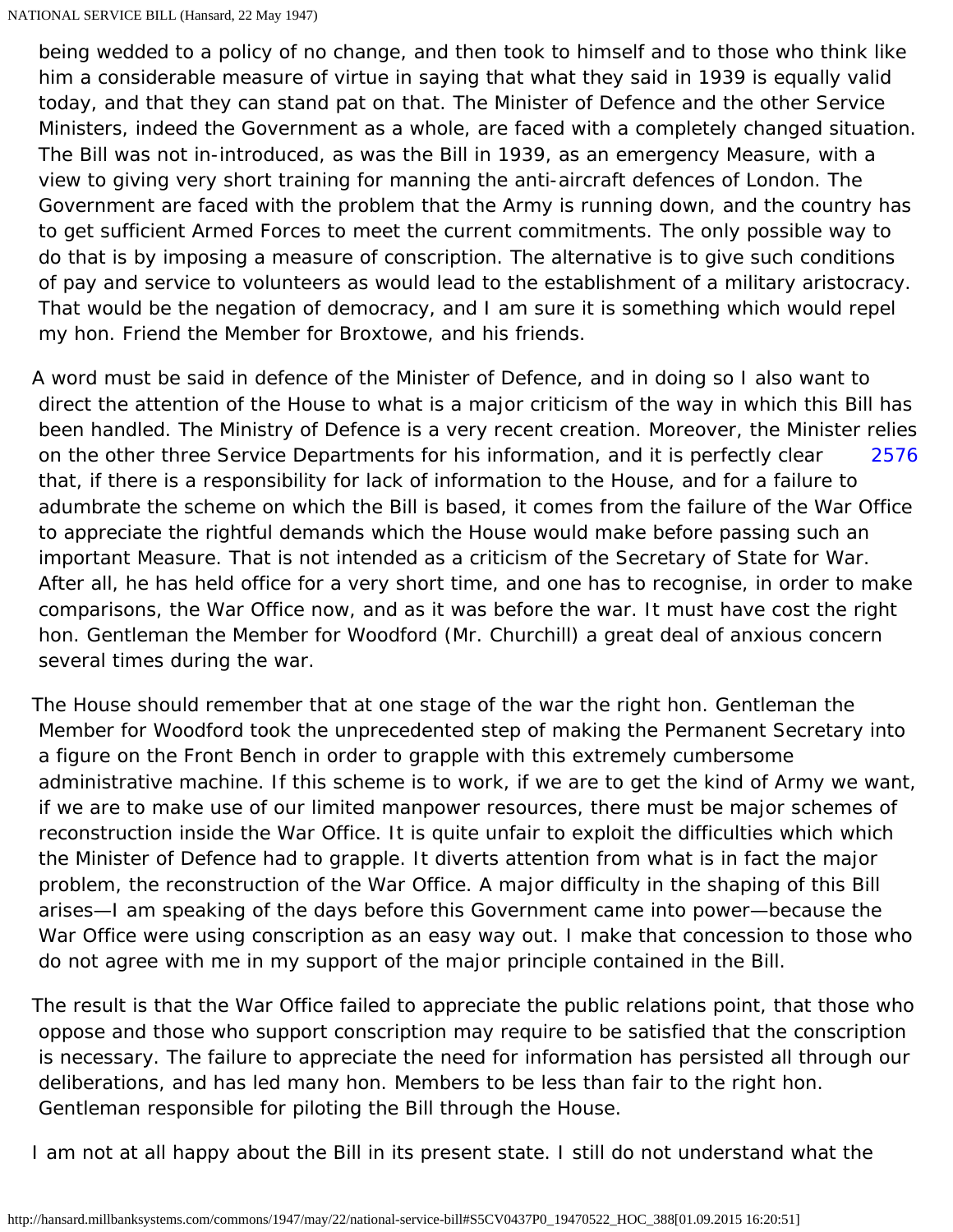being wedded to a policy of no change, and then took to himself and to those who think like him a considerable measure of virtue in saying that what they said in 1939 is equally valid today, and that they can stand pat on that. The Minister of Defence and the other Service Ministers, indeed the Government as a whole, are faced with a completely changed situation. The Bill was not in-introduced, as was the Bill in 1939, as an emergency Measure, with a view to giving very short training for manning the anti-aircraft defences of London. The Government are faced with the problem that the Army is running down, and the country has to get sufficient Armed Forces to meet the current commitments. The only possible way to do that is by imposing a measure of conscription. The alternative is to give such conditions of pay and service to volunteers as would lead to the establishment of a military aristocracy. That would be the negation of democracy, and I am sure it is something which would repel my hon. Friend the Member for Broxtowe, and his friends.

A word must be said in defence of the Minister of Defence, and in doing so I also want to direct the attention of the House to what is a major criticism of the way in which this Bill has been handled. The Ministry of Defence is a very recent creation. Moreover, the Minister relies on the other three Service Departments for his information, and it is perfectly clear that, if there is a responsibility for lack of information to the House, and for a failure to adumbrate the scheme on which the Bill is based, it comes from the failure of the War Office to appreciate the rightful demands which the House would make before passing such an important Measure. That is not intended as a criticism of the Secretary of State for War. After all, he has held office for a very short time, and one has to recognise, in order to make comparisons, the War Office now, and as it was before the war. It must have cost the right hon. Gentleman the Member for Woodford (Mr. Churchill) a great deal of anxious concern several times during the war.

The House should remember that at one stage of the war the right hon. Gentleman the Member for Woodford took the unprecedented step of making the Permanent Secretary into a figure on the Front Bench in order to grapple with this extremely cumbersome administrative machine. If this scheme is to work, if we are to get the kind of Army we want, if we are to make use of our limited manpower resources, there must be major schemes of reconstruction inside the War Office. It is quite unfair to exploit the difficulties which which the Minister of Defence had to grapple. It diverts attention from what is in fact the major problem, the reconstruction of the War Office. A major difficulty in the shaping of this Bill arises—I am speaking of the days before this Government came into power—because the War Office were using conscription as an easy way out. I make that concession to those who do not agree with me in my support of the major principle contained in the Bill.

The result is that the War Office failed to appreciate the public relations point, that those who oppose and those who support conscription may require to be satisfied that the conscription is necessary. The failure to appreciate the need for information has persisted all through our deliberations, and has led many hon. Members to be less than fair to the right hon. Gentleman responsible for piloting the Bill through the House.

I am not at all happy about the Bill in its present state. I still do not understand what the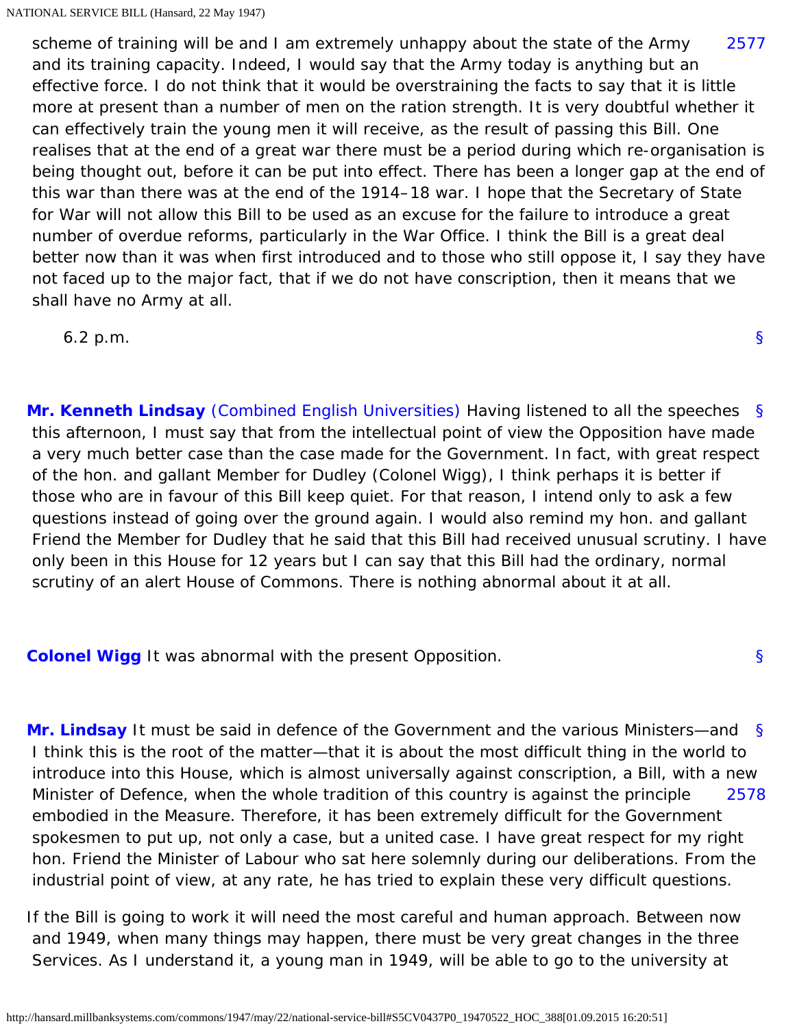scheme of training will be and I am extremely unhappy about the state of the Army and its training capacity. Indeed, I would say that the Army today is anything but an effective force. I do not think that it would be overstraining the facts to say that it is little more at present than a number of men on the ration strength. It is very doubtful whether it can effectively train the young men it will receive, as the result of passing this Bill. One realises that at the end of a great war there must be a period during which re-organisation is being thought out, before it can be put into effect. There has been a longer gap at the end of this war than there was at the end of the 1914–18 war. I hope that the Secretary of State for War will not allow this Bill to be used as an excuse for the failure to introduce a great number of overdue reforms, particularly in the War Office. I think the Bill is a great deal better now than it was when first introduced and to those who still oppose it, I say they have not faced up to the major fact, that if we do not have conscription, then it means that we shall have no Army at all.

6.2 p.m.

**Mr. Kenneth Lindsay** (Combined English Universities) Having listened to all the speeches this afternoon, I must say that from the intellectual point of view the Opposition have made a very much better case than the case made for the Government. In fact, with great respect of the hon. and gallant Member for Dudley (Colonel Wigg), I think perhaps it is better if those who are in favour of this Bill keep quiet. For that reason, I intend only to ask a few questions instead of going over the ground again. I would also remind my hon. and gallant Friend the Member for Dudley that he said that this Bill had received unusual scrutiny. I have only been in this House for 12 years but I can say that this Bill had the ordinary, normal scrutiny of an alert House of Commons. There is nothing abnormal about it at all.

**Colonel Wigg** It was abnormal with the present Opposition.

**Mr. Lindsay** It must be said in defence of the Government and the various Ministers—and I think this is the root of the matter—that it is about the most difficult thing in the world to introduce into this House, which is almost universally against conscription, a Bill, with a new Minister of Defence, when the whole tradition of this country is against the principle embodied in the Measure. Therefore, it has been extremely difficult for the Government spokesmen to put up, not only a case, but a united case. I have great respect for my right hon. Friend the Minister of Labour who sat here solemnly during our deliberations. From the industrial point of view, at any rate, he has tried to explain these very difficult questions.

If the Bill is going to work it will need the most careful and human approach. Between now and 1949, when many things may happen, there must be very great changes in the three Services. As I understand it, a young man in 1949, will be able to go to the university at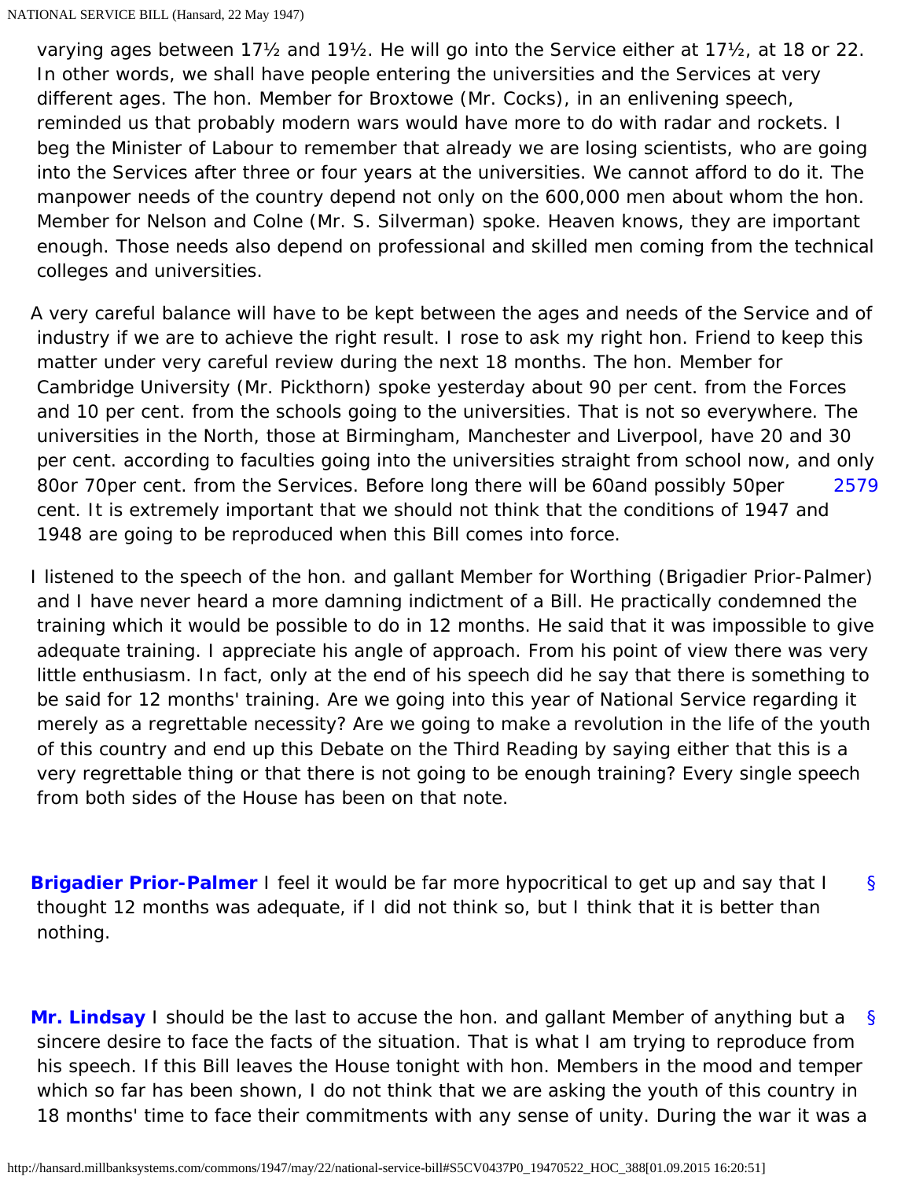varying ages between 17½ and 19½. He will go into the Service either at 17½, at 18 or 22. In other words, we shall have people entering the universities and the Services at very different ages. The hon. Member for Broxtowe (Mr. Cocks), in an enlivening speech, reminded us that probably modern wars would have more to do with radar and rockets. I beg the Minister of Labour to remember that already we are losing scientists, who are going into the Services after three or four years at the universities. We cannot afford to do it. The manpower needs of the country depend not only on the 600,000 men about whom the hon. Member for Nelson and Colne (Mr. S. Silverman) spoke. Heaven knows, they are important enough. Those needs also depend on professional and skilled men coming from the technical colleges and universities.

A very careful balance will have to be kept between the ages and needs of the Service and of industry if we are to achieve the right result. I rose to ask my right hon. Friend to keep this matter under very careful review during the next 18 months. The hon. Member for Cambridge University (Mr. Pickthorn) spoke yesterday about 90 per cent. from the Forces and 10 per cent. from the schools going to the universities. That is not so everywhere. The universities in the North, those at Birmingham, Manchester and Liverpool, have 20 and 30 per cent. according to faculties going into the universities straight from school now, and only 80or 70per cent. from the Services. Before long there will be 60and possibly 50per cent. It is extremely important that we should not think that the conditions of 1947 and 1948 are going to be reproduced when this Bill comes into force.

2579

I listened to the speech of the hon. and gallant Member for Worthing (Brigadier Prior-Palmer) and I have never heard a more damning indictment of a Bill. He practically condemned the training which it would be possible to do in 12 months. He said that it was impossible to give adequate training. I appreciate his angle of approach. From his point of view there was very little enthusiasm. In fact, only at the end of his speech did he say that there is something to be said for 12 months' training. Are we going into this year of National Service regarding it merely as a regrettable necessity? Are we going to make a revolution in the life of the youth of this country and end up this Debate on the Third Reading by saying either that this is a very regrettable thing or that there is not going to be enough training? Every single speech from both sides of the House has been on that note.

**Brigadier Prior-Palmer** I feel it would be far more hypocritical to get up and say that I thought 12 months was adequate, if I did not think so, but I think that it is better than nothing.

**Mr. Lindsay** I should be the last to accuse the hon. and gallant Member of anything but a sincere desire to face the facts of the situation. That is what I am trying to reproduce from his speech. If this Bill leaves the House tonight with hon. Members in the mood and temper which so far has been shown, I do not think that we are asking the youth of this country in 18 months' time to face their commitments with any sense of unity. During the war it was a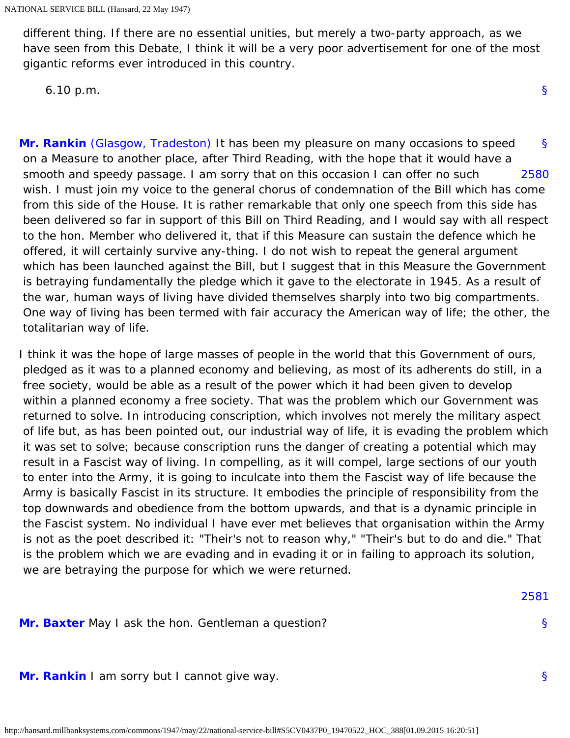different thing. If there are no essential unities, but merely a two-party approach, as we have seen from this Debate, I think it will be a very poor advertisement for one of the most gigantic reforms ever introduced in this country.

6.10 p.m.

**Mr. Rankin** (Glasgow, Tradeston) It has been my pleasure on many occasions to speed on a Measure to another place, after Third Reading, with the hope that it would have a smooth and speedy passage. I am sorry that on this occasion I can offer no such wish. I must join my voice to the general chorus of condemnation of the Bill which has come from this side of the House. It is rather remarkable that only one speech from this side has been delivered so far in support of this Bill on Third Reading, and I would say with all respect to the hon. Member who delivered it, that if this Measure can sustain the defence which he offered, it will certainly survive any-thing. I do not wish to repeat the general argument which has been launched against the Bill, but I suggest that in this Measure the Government is betraying fundamentally the pledge which it gave to the electorate in 1945. As a result of the war, human ways of living have divided themselves sharply into two big compartments. One way of living has been termed with fair accuracy the American way of life; the other, the totalitarian way of life.

I think it was the hope of large masses of people in the world that this Government of ours, pledged as it was to a planned economy and believing, as most of its adherents do still, in a free society, would be able as a result of the power which it had been given to develop within a planned economy a free society. That was the problem which our Government was returned to solve. In introducing conscription, which involves not merely the military aspect of life but, as has been pointed out, our industrial way of life, it is evading the problem which it was set to solve; because conscription runs the danger of creating a potential which may result in a Fascist way of living. In compelling, as it will compel, large sections of our youth to enter into the Army, it is going to inculcate into them the Fascist way of life because the Army is basically Fascist in its structure. It embodies the principle of responsibility from the top downwards and obedience from the bottom upwards, and that is a dynamic principle in the Fascist system. No individual I have ever met believes that organisation within the Army is not as the poet described it: "Their's not to reason why," "Their's but to do and die." That is the problem which we are evading and in evading it or in failing to approach its solution, we are betraying the purpose for which we were returned.

**Mr. Baxter** May I ask the hon. Gentleman a question?

**Mr. Rankin** I am sorry but I cannot give way.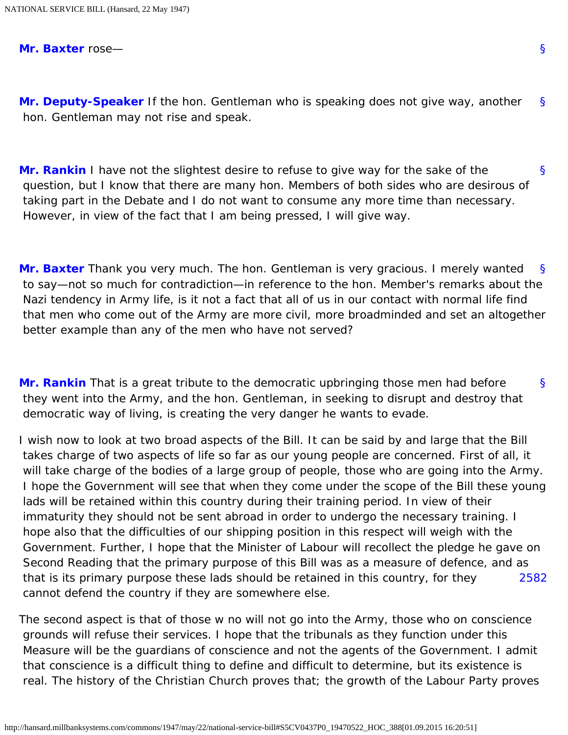**Mr. Baxter** rose—

**Mr. Deputy-Speaker** If the hon. Gentleman who is speaking does not give way, another hon. Gentleman may not rise and speak.

**Mr. Rankin** I have not the slightest desire to refuse to give way for the sake of the question, but I know that there are many hon. Members of both sides who are desirous of taking part in the Debate and I do not want to consume any more time than necessary. However, in view of the fact that I am being pressed, I will give way.

**Mr. Baxter** Thank you very much. The hon. Gentleman is very gracious. I merely wanted to say—not so much for contradiction—in reference to the hon. Member's remarks about the Nazi tendency in Army life, is it not a fact that all of us in our contact with normal life find that men who come out of the Army are more civil, more broadminded and set an altogether better example than any of the men who have not served?

**Mr. Rankin** That is a great tribute to the democratic upbringing those men had before they went into the Army, and the hon. Gentleman, in seeking to disrupt and destroy that democratic way of living, is creating the very danger he wants to evade.

I wish now to look at two broad aspects of the Bill. It can be said by and large that the Bill takes charge of two aspects of life so far as our young people are concerned. First of all, it will take charge of the bodies of a large group of people, those who are going into the Army. I hope the Government will see that when they come under the scope of the Bill these young lads will be retained within this country during their training period. In view of their immaturity they should not be sent abroad in order to undergo the necessary training. I hope also that the difficulties of our shipping position in this respect will weigh with the Government. Further, I hope that the Minister of Labour will recollect the pledge he gave on Second Reading that the primary purpose of this Bill was as a measure of defence, and as that is its primary purpose these lads should be retained in this country, for they cannot defend the country if they are somewhere else.

The second aspect is that of those w no will not go into the Army, those who on conscience grounds will refuse their services. I hope that the tribunals as they function under this Measure will be the guardians of conscience and not the agents of the Government. I admit that conscience is a difficult thing to define and difficult to determine, but its existence is real. The history of the Christian Church proves that; the growth of the Labour Party proves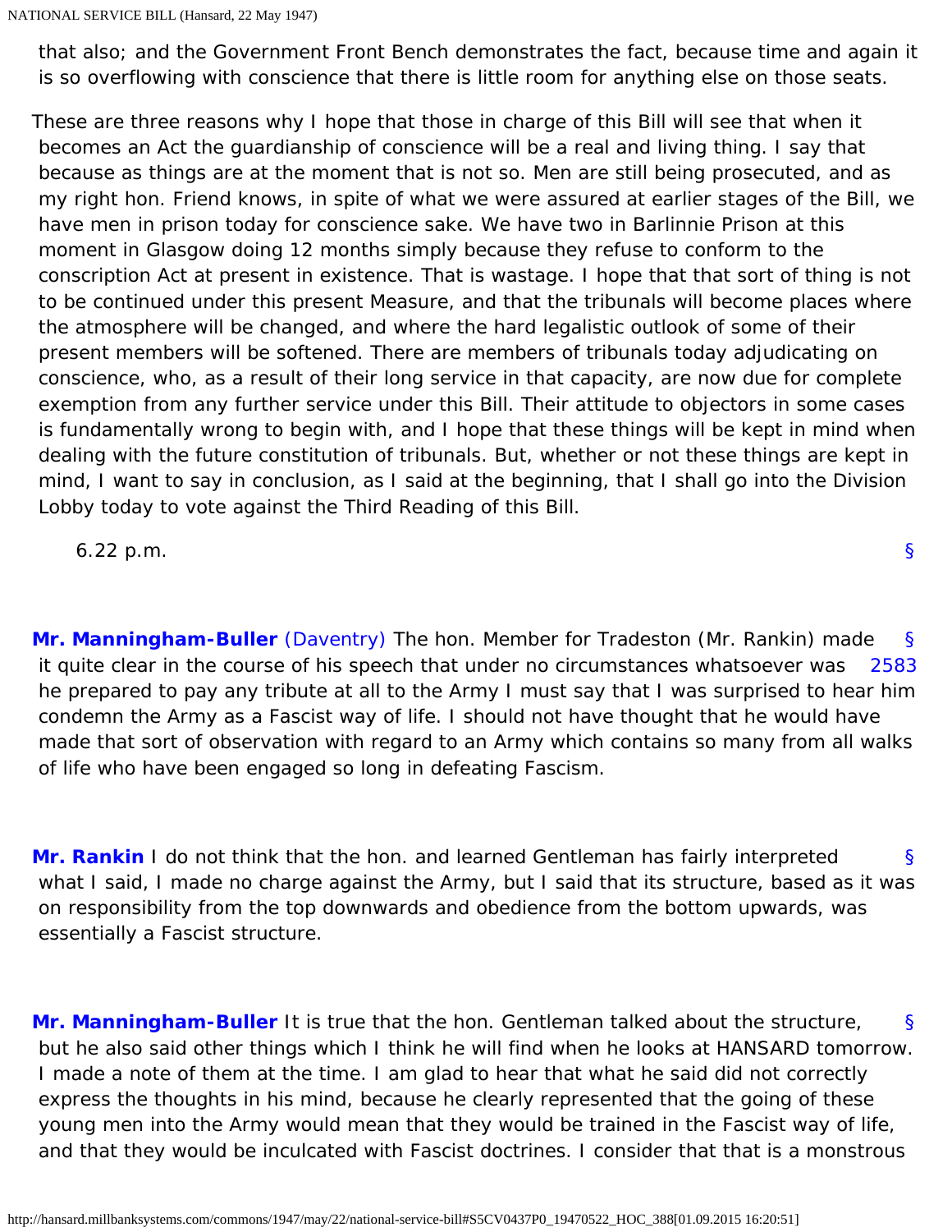that also; and the Government Front Bench demonstrates the fact, because time and again it is so overflowing with conscience that there is little room for anything else on those seats.

These are three reasons why I hope that those in charge of this Bill will see that when it becomes an Act the guardianship of conscience will be a real and living thing. I say that because as things are at the moment that is not so. Men are still being prosecuted, and as my right hon. Friend knows, in spite of what we were assured at earlier stages of the Bill, we have men in prison today for conscience sake. We have two in Barlinnie Prison at this moment in Glasgow doing 12 months simply because they refuse to conform to the conscription Act at present in existence. That is wastage. I hope that that sort of thing is not to be continued under this present Measure, and that the tribunals will become places where the atmosphere will be changed, and where the hard legalistic outlook of some of their present members will be softened. There are members of tribunals today adjudicating on conscience, who, as a result of their long service in that capacity, are now due for complete exemption from any further service under this Bill. Their attitude to objectors in some cases is fundamentally wrong to begin with, and I hope that these things will be kept in mind when dealing with the future constitution of tribunals. But, whether or not these things are kept in mind, I want to say in conclusion, as I said at the beginning, that I shall go into the Division Lobby today to vote against the Third Reading of this Bill.

6.22 p.m.

**Mr. Manningham-Buller** (Daventry) The hon. Member for Tradeston (Mr. Rankin) made it quite clear in the course of his speech that under no circumstances whatsoever was he prepared to pay any tribute at all to the Army I must say that I was surprised to hear him condemn the Army as a Fascist way of life. I should not have thought that he would have made that sort of observation with regard to an Army which contains so many from all walks of life who have been engaged so long in defeating Fascism.

**Mr. Rankin** I do not think that the hon. and learned Gentleman has fairly interpreted what I said, I made no charge against the Army, but I said that its structure, based as it was on responsibility from the top downwards and obedience from the bottom upwards, was essentially a Fascist structure.

**Mr. Manningham-Buller** It is true that the hon. Gentleman talked about the structure, but he also said other things which I think he will find when he looks at HANSARD tomorrow. I made a note of them at the time. I am glad to hear that what he said did not correctly express the thoughts in his mind, because he clearly represented that the going of these young men into the Army would mean that they would be trained in the Fascist way of life, and that they would be inculcated with Fascist doctrines. I consider that that is a monstrous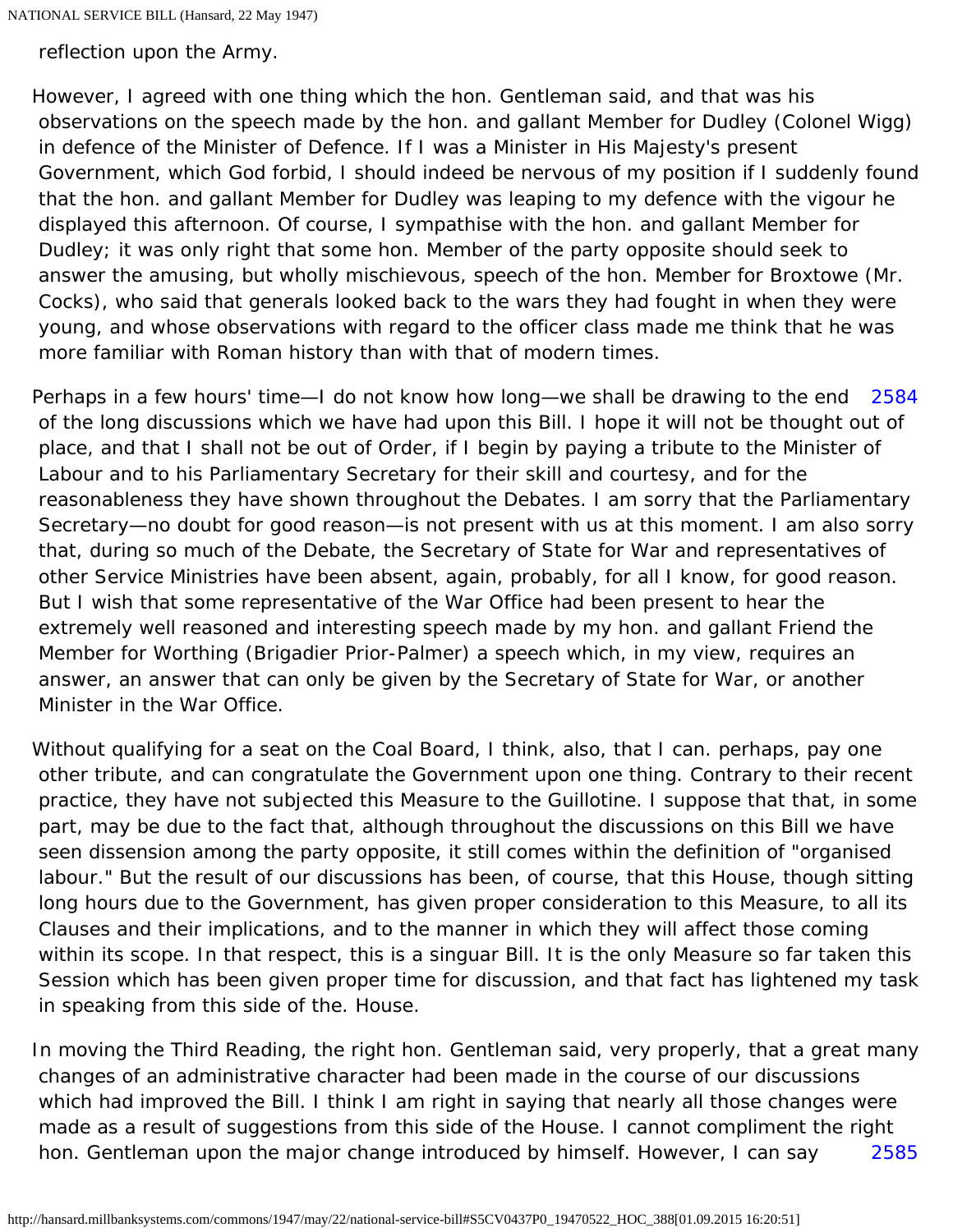reflection upon the Army.

However, I agreed with one thing which the hon. Gentleman said, and that was his observations on the speech made by the hon. and gallant Member for Dudley (Colonel Wigg) in defence of the Minister of Defence. If I was a Minister in His Majesty's present Government, which God forbid, I should indeed be nervous of my position if I suddenly found that the hon. and gallant Member for Dudley was leaping to my defence with the vigour he displayed this afternoon. Of course, I sympathise with the hon. and gallant Member for Dudley; it was only right that some hon. Member of the party opposite should seek to answer the amusing, but wholly mischievous, speech of the hon. Member for Broxtowe (Mr. Cocks), who said that generals looked back to the wars they had fought in when they were young, and whose observations with regard to the officer class made me think that he was more familiar with Roman history than with that of modern times.

2584

Perhaps in a few hours' time—I do not know how long—we shall be drawing to the end of the long discussions which we have had upon this Bill. I hope it will not be thought out of place, and that I shall not be out of Order, if I begin by paying a tribute to the Minister of Labour and to his Parliamentary Secretary for their skill and courtesy, and for the reasonableness they have shown throughout the Debates. I am sorry that the Parliamentary Secretary—no doubt for good reason—is not present with us at this moment. I am also sorry that, during so much of the Debate, the Secretary of State for War and representatives of other Service Ministries have been absent, again, probably, for all I know, for good reason. But I wish that some representative of the War Office had been present to hear the extremely well reasoned and interesting speech made by my hon. and gallant Friend the Member for Worthing (Brigadier Prior-Palmer) a speech which, in my view, requires an answer, an answer that can only be given by the Secretary of State for War, or another Minister in the War Office.

Without qualifying for a seat on the Coal Board, I think, also, that I can. perhaps, pay one other tribute, and can congratulate the Government upon one thing. Contrary to their recent practice, they have not subjected this Measure to the Guillotine. I suppose that that, in some part, may be due to the fact that, although throughout the discussions on this Bill we have seen dissension among the party opposite, it still comes within the definition of "organised labour." But the result of our discussions has been, of course, that this House, though sitting long hours due to the Government, has given proper consideration to this Measure, to all its Clauses and their implications, and to the manner in which they will affect those coming within its scope. In that respect, this is a singuar Bill. It is the only Measure so far taken this Session which has been given proper time for discussion, and that fact has lightened my task in speaking from this side of the. House.

In moving the Third Reading, the right hon. Gentleman said, very properly, that a great many changes of an administrative character had been made in the course of our discussions which had improved the Bill. I think I am right in saying that nearly all those changes were made as a result of suggestions from this side of the House. I cannot compliment the right hon. Gentleman upon the major change introduced by himself. However, I can say

2585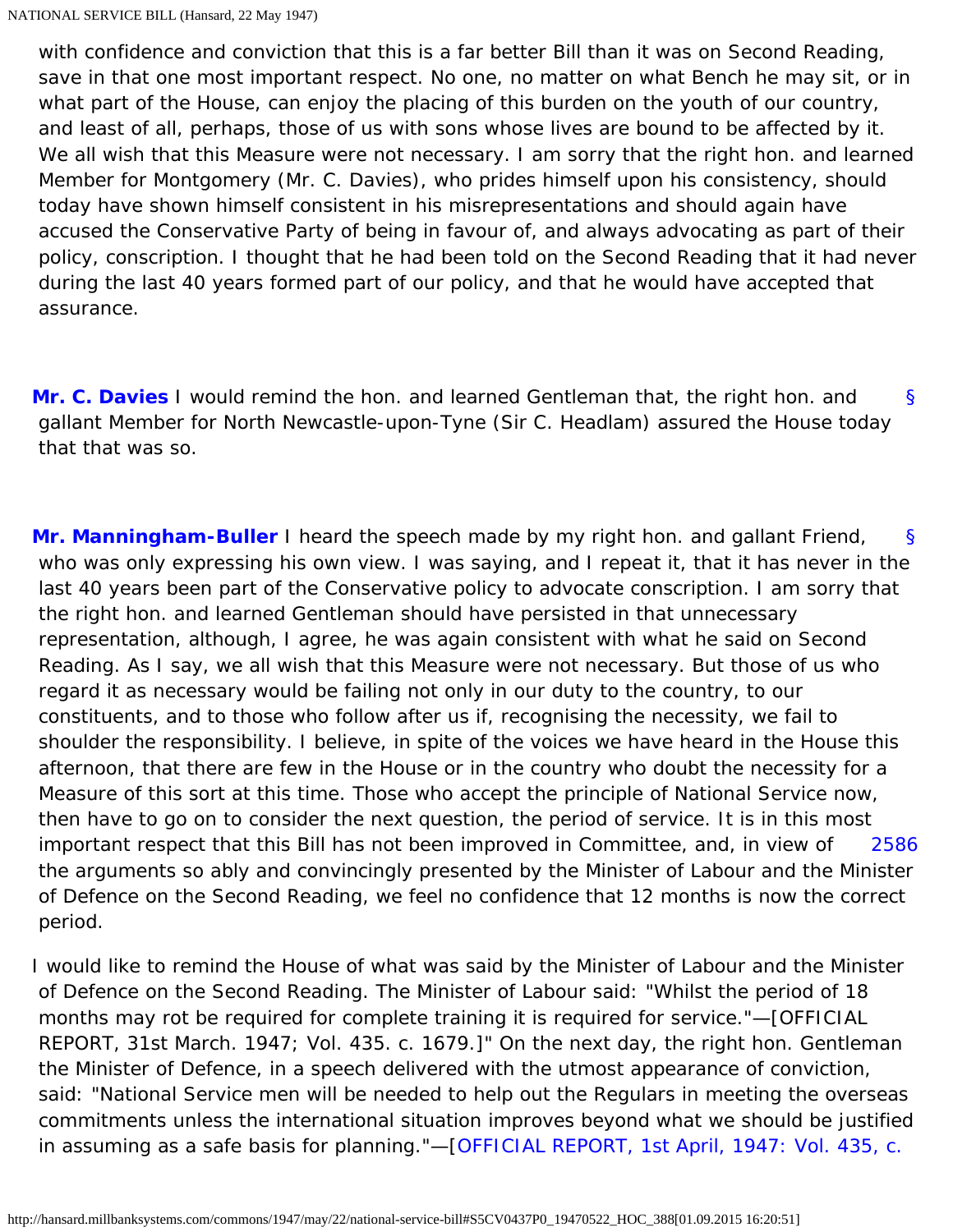with confidence and conviction that this is a far better Bill than it was on Second Reading, save in that one most important respect. No one, no matter on what Bench he may sit, or in what part of the House, can enjoy the placing of this burden on the youth of our country, and least of all, perhaps, those of us with sons whose lives are bound to be affected by it. We all wish that this Measure were not necessary. I am sorry that the right hon. and learned Member for Montgomery (Mr. C. Davies), who prides himself upon his consistency, should today have shown himself consistent in his misrepresentations and should again have accused the Conservative Party of being in favour of, and always advocating as part of their policy, conscription. I thought that he had been told on the Second Reading that it had never during the last 40 years formed part of our policy, and that he would have accepted that assurance.

**Mr. C. Davies** I would remind the hon. and learned Gentleman that, the right hon. and gallant Member for North Newcastle-upon-Tyne (Sir C. Headlam) assured the House today that that was so.

**Mr. Manningham-Buller** I heard the speech made by my right hon. and gallant Friend, who was only expressing his own view. I was saying, and I repeat it, that it has never in the last 40 years been part of the Conservative policy to advocate conscription. I am sorry that the right hon. and learned Gentleman should have persisted in that unnecessary representation, although, I agree, he was again consistent with what he said on Second Reading. As I say, we all wish that this Measure were not necessary. But those of us who regard it as necessary would be failing not only in our duty to the country, to our constituents, and to those who follow after us if, recognising the necessity, we fail to shoulder the responsibility. I believe, in spite of the voices we have heard in the House this afternoon, that there are few in the House or in the country who doubt the necessity for a Measure of this sort at this time. Those who accept the principle of National Service now, then have to go on to consider the next question, the period of service. It is in this most important respect that this Bill has not been improved in Committee, and, in view of the arguments so ably and convincingly presented by the Minister of Labour and the Minister of Defence on the Second Reading, we feel no confidence that 12 months is now the correct period.

I would like to remind the House of what was said by the Minister of Labour and the Minister of Defence on the Second Reading. The Minister of Labour said: "Whilst the period of 18 months may rot be required for complete training it is required for service."—[OFFICIAL REPORT, 31st March. 1947; Vol. 435. c. 1679.]" On the next day, the right hon. Gentleman the Minister of Defence, in a speech delivered with the utmost appearance of conviction, said: "National Service men will be needed to help out the Regulars in meeting the overseas commitments unless the international situation improves beyond what we should be justified in assuming as a safe basis for planning."—[OFFICIAL REPORT, 1st April, 1947: Vol. 435, c.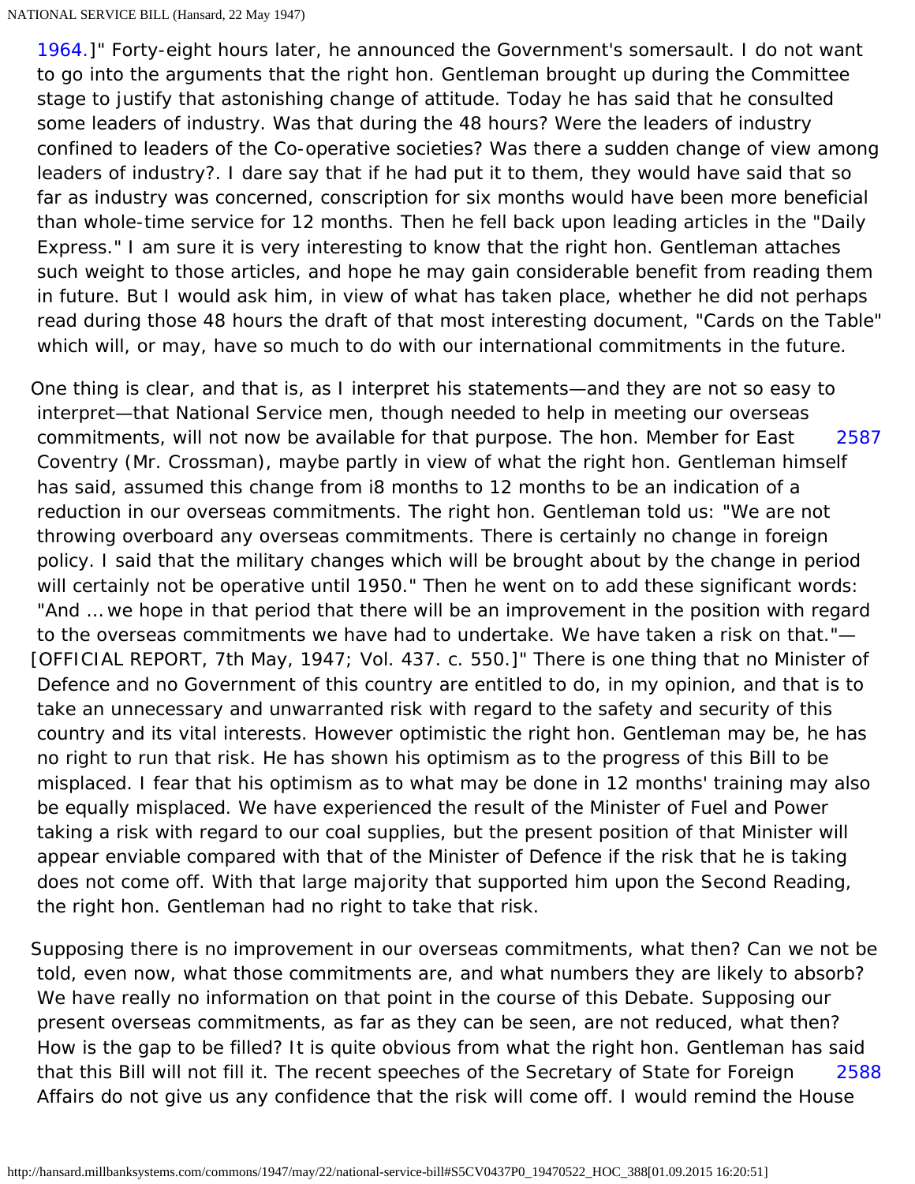1964.]" Forty-eight hours later, he announced the Government's somersault. I do not want to go into the arguments that the right hon. Gentleman brought up during the Committee stage to justify that astonishing change of attitude. Today he has said that he consulted some leaders of industry. Was that during the 48 hours? Were the leaders of industry confined to leaders of the Co-operative societies? Was there a sudden change of view among leaders of industry?. I dare say that if he had put it to them, they would have said that so far as industry was concerned, conscription for six months would have been more beneficial than whole-time service for 12 months. Then he fell back upon leading articles in the "Daily Express." I am sure it is very interesting to know that the right hon. Gentleman attaches such weight to those articles, and hope he may gain considerable benefit from reading them in future. But I would ask him, in view of what has taken place, whether he did not perhaps read during those 48 hours the draft of that most interesting document, "Cards on the Table" which will, or may, have so much to do with our international commitments in the future.

One thing is clear, and that is, as I interpret his statements—and they are not so easy to interpret—that National Service men, though needed to help in meeting our overseas commitments, will not now be available for that purpose. The hon. Member for East Coventry (Mr. Crossman), maybe partly in view of what the right hon. Gentleman himself has said, assumed this change from i8 months to 12 months to be an indication of a reduction in our overseas commitments. The right hon. Gentleman told us: "We are not throwing overboard any overseas commitments. There is certainly no change in foreign policy. I said that the military changes which will be brought about by the change in period will certainly not be operative until 1950." Then he went on to add these significant words: "And … we hope in that period that there will be an improvement in the position with regard to the overseas commitments we have had to undertake. We have taken a risk on that."—[OFFICIAL REPORT, 7th May, 1947; Vol. 437. c. 550.]" There is one thing that no Minister of Defence and no Government of this country are entitled to do, in my opinion, and that is to take an unnecessary and unwarranted risk with regard to the safety and security of this country and its vital interests. However optimistic the right hon. Gentleman may be, he has no right to run that risk. He has shown his optimism as to the progress of this Bill to be misplaced. I fear that his optimism as to what may be done in 12 months' training may also be equally misplaced. We have experienced the result of the Minister of Fuel and Power taking a risk with regard to our coal supplies, but the present position of that Minister will appear enviable compared with that of the Minister of Defence if the risk that he is taking does not come off. With that large majority that supported him upon the Second Reading, the right hon. Gentleman had no right to take that risk.

Supposing there is no improvement in our overseas commitments, what then? Can we not be told, even now, what those commitments are, and what numbers they are likely to absorb? We have really no information on that point in the course of this Debate. Supposing our present overseas commitments, as far as they can be seen, are not reduced, what then? How is the gap to be filled? It is quite obvious from what the right hon. Gentleman has said that this Bill will not fill it. The recent speeches of the Secretary of State for Foreign Affairs do not give us any confidence that the risk will come off. I would remind the House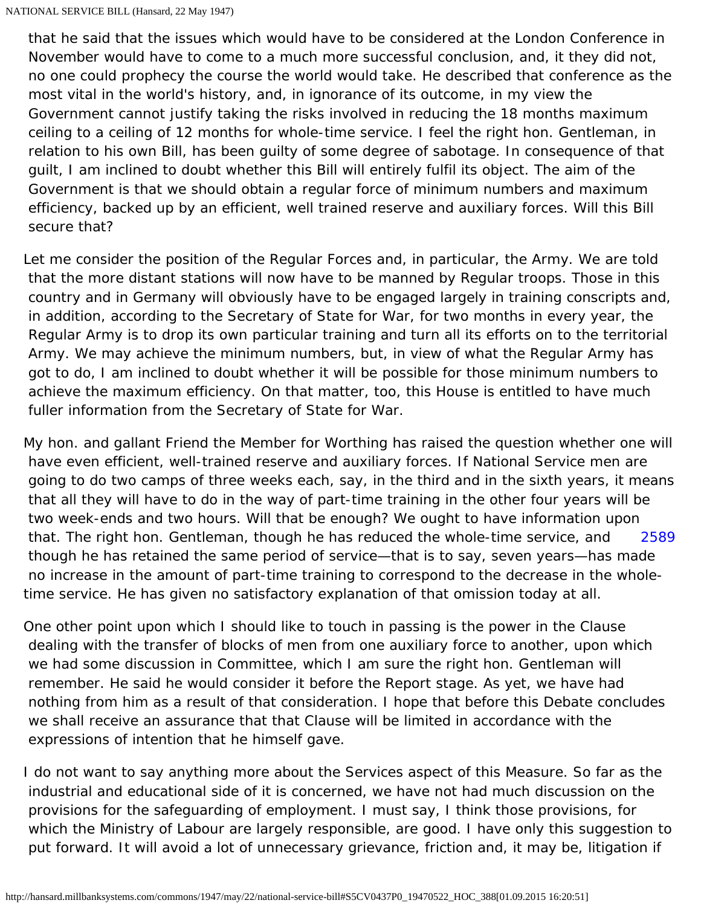that he said that the issues which would have to be considered at the London Conference in November would have to come to a much more successful conclusion, and, it they did not, no one could prophecy the course the world would take. He described that conference as the most vital in the world's history, and, in ignorance of its outcome, in my view the Government cannot justify taking the risks involved in reducing the 18 months maximum ceiling to a ceiling of 12 months for whole-time service. I feel the right hon. Gentleman, in relation to his own Bill, has been guilty of some degree of sabotage. In consequence of that guilt, I am inclined to doubt whether this Bill will entirely fulfil its object. The aim of the Government is that we should obtain a regular force of minimum numbers and maximum efficiency, backed up by an efficient, well trained reserve and auxiliary forces. Will this Bill secure that?

Let me consider the position of the Regular Forces and, in particular, the Army. We are told that the more distant stations will now have to be manned by Regular troops. Those in this country and in Germany will obviously have to be engaged largely in training conscripts and, in addition, according to the Secretary of State for War, for two months in every year, the Regular Army is to drop its own particular training and turn all its efforts on to the territorial Army. We may achieve the minimum numbers, but, in view of what the Regular Army has got to do, I am inclined to doubt whether it will be possible for those minimum numbers to achieve the maximum efficiency. On that matter, too, this House is entitled to have much fuller information from the Secretary of State for War.

My hon. and gallant Friend the Member for Worthing has raised the question whether one will have even efficient, well-trained reserve and auxiliary forces. If National Service men are going to do two camps of three weeks each, say, in the third and in the sixth years, it means that all they will have to do in the way of part-time training in the other four years will be two week-ends and two hours. Will that be enough? We ought to have information upon that. The right hon. Gentleman, though he has reduced the whole-time service, and though he has retained the same period of service—that is to say, seven years—has made no increase in the amount of part-time training to correspond to the decrease in the whole-time service. He has given no satisfactory explanation of that omission today at all.

One other point upon which I should like to touch in passing is the power in the Clause dealing with the transfer of blocks of men from one auxiliary force to another, upon which we had some discussion in Committee, which I am sure the right hon. Gentleman will remember. He said he would consider it before the Report stage. As yet, we have had nothing from him as a result of that consideration. I hope that before this Debate concludes we shall receive an assurance that that Clause will be limited in accordance with the expressions of intention that he himself gave.

I do not want to say anything more about the Services aspect of this Measure. So far as the industrial and educational side of it is concerned, we have not had much discussion on the provisions for the safeguarding of employment. I must say, I think those provisions, for which the Ministry of Labour are largely responsible, are good. I have only this suggestion to put forward. It will avoid a lot of unnecessary grievance, friction and, it may be, litigation if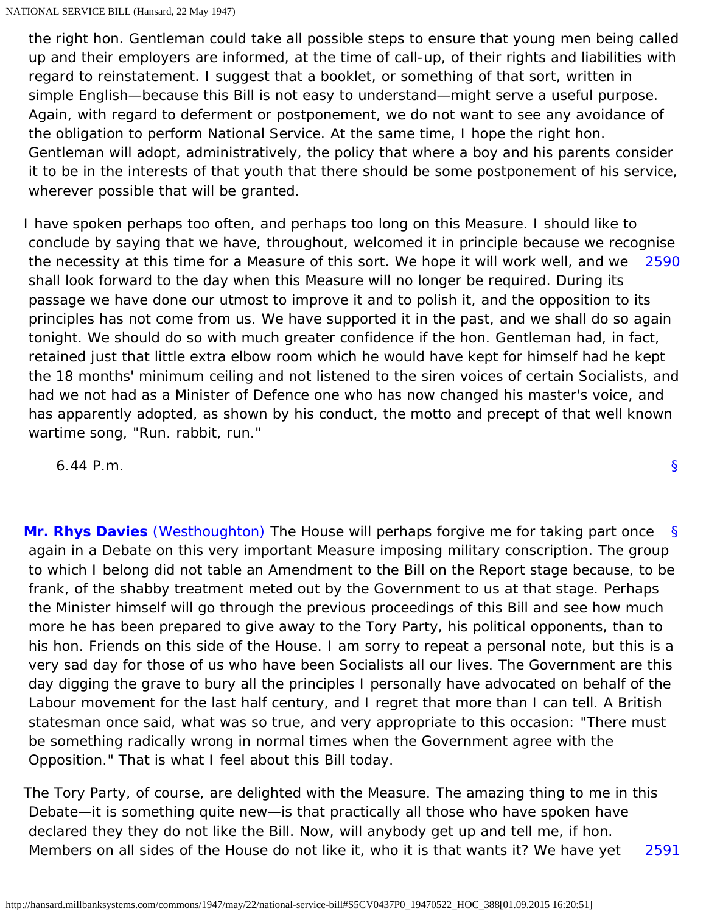the right hon. Gentleman could take all possible steps to ensure that young men being called up and their employers are informed, at the time of call-up, of their rights and liabilities with regard to reinstatement. I suggest that a booklet, or something of that sort, written in simple English—because this Bill is not easy to understand—might serve a useful purpose. Again, with regard to deferment or postponement, we do not want to see any avoidance of the obligation to perform National Service. At the same time, I hope the right hon. Gentleman will adopt, administratively, the policy that where a boy and his parents consider it to be in the interests of that youth that there should be some postponement of his service, wherever possible that will be granted.

I have spoken perhaps too often, and perhaps too long on this Measure. I should like to conclude by saying that we have, throughout, welcomed it in principle because we recognise the necessity at this time for a Measure of this sort. We hope it will work well, and we shall look forward to the day when this Measure will no longer be required. During its passage we have done our utmost to improve it and to polish it, and the opposition to its principles has not come from us. We have supported it in the past, and we shall do so again tonight. We should do so with much greater confidence if the hon. Gentleman had, in fact, retained just that little extra elbow room which he would have kept for himself had he kept the 18 months' minimum ceiling and not listened to the siren voices of certain Socialists, and had we not had as a Minister of Defence one who has now changed his master's voice, and has apparently adopted, as shown by his conduct, the motto and precept of that well known wartime song, "Run. rabbit, run."

6.44 P.m.

**Mr. Rhys Davies** (Westhoughton) The House will perhaps forgive me for taking part once again in a Debate on this very important Measure imposing military conscription. The group to which I belong did not table an Amendment to the Bill on the Report stage because, to be frank, of the shabby treatment meted out by the Government to us at that stage. Perhaps the Minister himself will go through the previous proceedings of this Bill and see how much more he has been prepared to give away to the Tory Party, his political opponents, than to his hon. Friends on this side of the House. I am sorry to repeat a personal note, but this is a very sad day for those of us who have been Socialists all our lives. The Government are this day digging the grave to bury all the principles I personally have advocated on behalf of the Labour movement for the last half century, and I regret that more than I can tell. A British statesman once said, what was so true, and very appropriate to this occasion: "There must be something radically wrong in normal times when the Government agree with the Opposition." That is what I feel about this Bill today.

The Tory Party, of course, are delighted with the Measure. The amazing thing to me in this Debate—it is something quite new—is that practically all those who have spoken have declared they they do not like the Bill. Now, will anybody get up and tell me, if hon. Members on all sides of the House do not like it, who it is that wants it? We have yet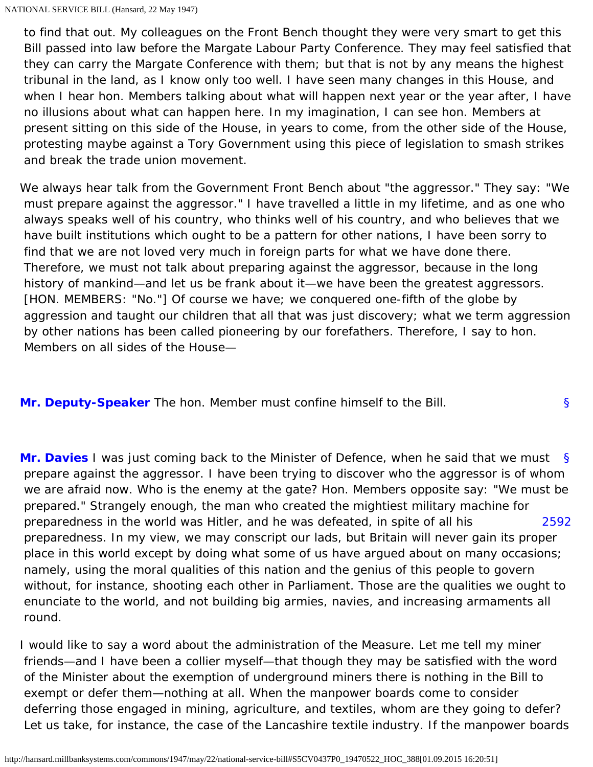to find that out. My colleagues on the Front Bench thought they were very smart to get this Bill passed into law before the Margate Labour Party Conference. They may feel satisfied that they can carry the Margate Conference with them; but that is not by any means the highest tribunal in the land, as I know only too well. I have seen many changes in this House, and when I hear hon. Members talking about what will happen next year or the year after, I have no illusions about what can happen here. In my imagination, I can see hon. Members at present sitting on this side of the House, in years to come, from the other side of the House, protesting maybe against a Tory Government using this piece of legislation to smash strikes and break the trade union movement.

We always hear talk from the Government Front Bench about "the aggressor." They say: "We must prepare against the aggressor." I have travelled a little in my lifetime, and as one who always speaks well of his country, who thinks well of his country, and who believes that we have built institutions which ought to be a pattern for other nations, I have been sorry to find that we are not loved very much in foreign parts for what we have done there. Therefore, we must not talk about preparing against the aggressor, because in the long history of mankind—and let us be frank about it—we have been the greatest aggressors. [HON. MEMBERS: "No."] Of course we have; we conquered one-fifth of the globe by aggression and taught our children that all that was just discovery; what we term aggression by other nations has been called pioneering by our forefathers. Therefore, I say to hon. Members on all sides of the House—

**Mr. Deputy-Speaker** The hon. Member must confine himself to the Bill.

**Mr. Davies** I was just coming back to the Minister of Defence, when he said that we must prepare against the aggressor. I have been trying to discover who the aggressor is of whom we are afraid now. Who is the enemy at the gate? Hon. Members opposite say: "We must be prepared." Strangely enough, the man who created the mightiest military machine for preparedness in the world was Hitler, and he was defeated, in spite of all his preparedness. In my view, we may conscript our lads, but Britain will never gain its proper place in this world except by doing what some of us have argued about on many occasions; namely, using the moral qualities of this nation and the genius of this people to govern without, for instance, shooting each other in Parliament. Those are the qualities we ought to enunciate to the world, and not building big armies, navies, and increasing armaments all round.

I would like to say a word about the administration of the Measure. Let me tell my miner friends—and I have been a collier myself—that though they may be satisfied with the word of the Minister about the exemption of underground miners there is nothing in the Bill to exempt or defer them—nothing at all. When the manpower boards come to consider deferring those engaged in mining, agriculture, and textiles, whom are they going to defer? Let us take, for instance, the case of the Lancashire textile industry. If the manpower boards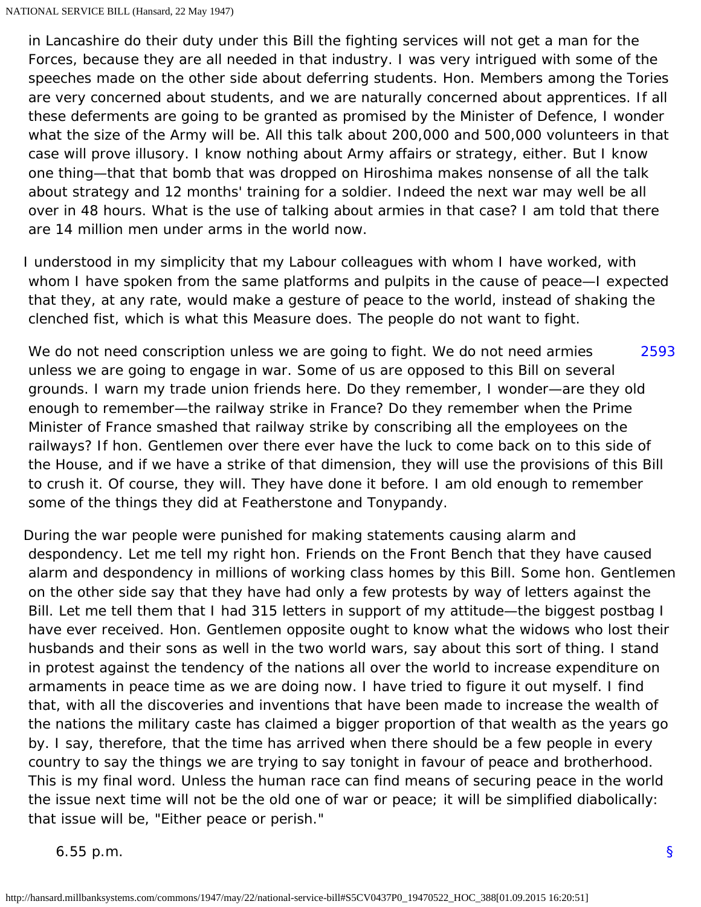in Lancashire do their duty under this Bill the fighting services will not get a man for the Forces, because they are all needed in that industry. I was very intrigued with some of the speeches made on the other side about deferring students. Hon. Members among the Tories are very concerned about students, and we are naturally concerned about apprentices. If all these deferments are going to be granted as promised by the Minister of Defence, I wonder what the size of the Army will be. All this talk about 200,000 and 500,000 volunteers in that case will prove illusory. I know nothing about Army affairs or strategy, either. But I know one thing—that that bomb that was dropped on Hiroshima makes nonsense of all the talk about strategy and 12 months' training for a soldier. Indeed the next war may well be all over in 48 hours. What is the use of talking about armies in that case? I am told that there are 14 million men under arms in the world now.

I understood in my simplicity that my Labour colleagues with whom I have worked, with whom I have spoken from the same platforms and pulpits in the cause of peace—I expected that they, at any rate, would make a gesture of peace to the world, instead of shaking the clenched fist, which is what this Measure does. The people do not want to fight.

We do not need conscription unless we are going to fight. We do not need armies unless we are going to engage in war. Some of us are opposed to this Bill on several grounds. I warn my trade union friends here. Do they remember, I wonder—are they old enough to remember—the railway strike in France? Do they remember when the Prime Minister of France smashed that railway strike by conscribing all the employees on the railways? If hon. Gentlemen over there ever have the luck to come back on to this side of the House, and if we have a strike of that dimension, they will use the provisions of this Bill to crush it. Of course, they will. They have done it before. I am old enough to remember some of the things they did at Featherstone and Tonypandy.

During the war people were punished for making statements causing alarm and despondency. Let me tell my right hon. Friends on the Front Bench that they have caused alarm and despondency in millions of working class homes by this Bill. Some hon. Gentlemen on the other side say that they have had only a few protests by way of letters against the Bill. Let me tell them that I had 315 letters in support of my attitude—the biggest postbag I have ever received. Hon. Gentlemen opposite ought to know what the widows who lost their husbands and their sons as well in the two world wars, say about this sort of thing. I stand in protest against the tendency of the nations all over the world to increase expenditure on armaments in peace time as we are doing now. I have tried to figure it out myself. I find that, with all the discoveries and inventions that have been made to increase the wealth of the nations the military caste has claimed a bigger proportion of that wealth as the years go by. I say, therefore, that the time has arrived when there should be a few people in every country to say the things we are trying to say tonight in favour of peace and brotherhood. This is my final word. Unless the human race can find means of securing peace in the world the issue next time will not be the old one of war or peace; it will be simplified diabolically: that issue will be, "Either peace or perish."

6.55 p.m.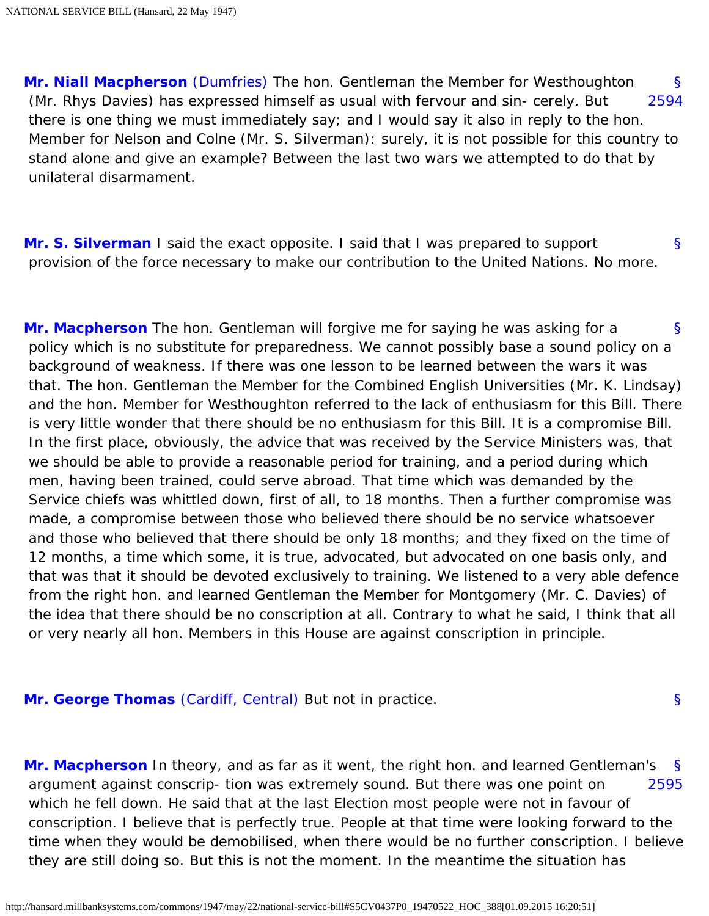**Mr. Niall Macpherson** (Dumfries) The hon. Gentleman the Member for Westhoughton (Mr. Rhys Davies) has expressed himself as usual with fervour and sin- cerely. But there is one thing we must immediately say; and I would say it also in reply to the hon. Member for Nelson and Colne (Mr. S. Silverman): surely, it is not possible for this country to stand alone and give an example? Between the last two wars we attempted to do that by unilateral disarmament.

§ 2594

**Mr. S. Silverman** I said the exact opposite. I said that I was prepared to support provision of the force necessary to make our contribution to the United Nations. No more.

§

**Mr. Macpherson** The hon. Gentleman will forgive me for saying he was asking for a policy which is no substitute for preparedness. We cannot possibly base a sound policy on a background of weakness. If there was one lesson to be learned between the wars it was that. The hon. Gentleman the Member for the Combined English Universities (Mr. K. Lindsay) and the hon. Member for Westhoughton referred to the lack of enthusiasm for this Bill. There is very little wonder that there should be no enthusiasm for this Bill. It is a compromise Bill. In the first place, obviously, the advice that was received by the Service Ministers was, that we should be able to provide a reasonable period for training, and a period during which men, having been trained, could serve abroad. That time which was demanded by the Service chiefs was whittled down, first of all, to 18 months. Then a further compromise was made, a compromise between those who believed there should be no service whatsoever and those who believed that there should be only 18 months; and they fixed on the time of 12 months, a time which some, it is true, advocated, but advocated on one basis only, and that was that it should be devoted exclusively to training. We listened to a very able defence from the right hon. and learned Gentleman the Member for Montgomery (Mr. C. Davies) of the idea that there should be no conscription at all. Contrary to what he said, I think that all or very nearly all hon. Members in this House are against conscription in principle.

§

**Mr. George Thomas** (Cardiff, Central) But not in practice.

§

**Mr. Macpherson** In theory, and as far as it went, the right hon. and learned Gentleman's argument against conscrip- tion was extremely sound. But there was one point on which he fell down. He said that at the last Election most people were not in favour of conscription. I believe that is perfectly true. People at that time were looking forward to the time when they would be demobilised, when there would be no further conscription. I believe they are still doing so. But this is not the moment. In the meantime the situation has

§ 2595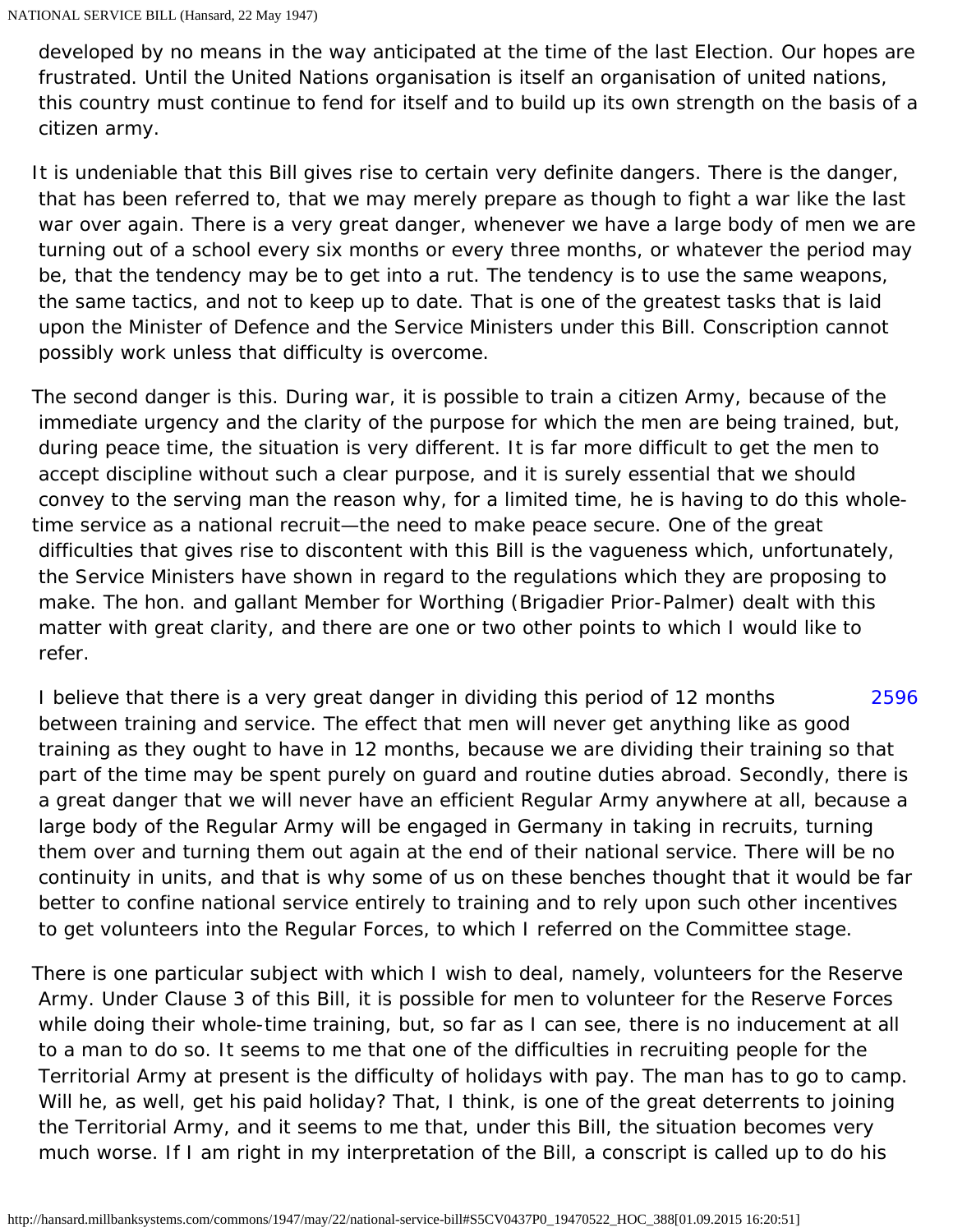developed by no means in the way anticipated at the time of the last Election. Our hopes are frustrated. Until the United Nations organisation is itself an organisation of united nations, this country must continue to fend for itself and to build up its own strength on the basis of a citizen army.

It is undeniable that this Bill gives rise to certain very definite dangers. There is the danger, that has been referred to, that we may merely prepare as though to fight a war like the last war over again. There is a very great danger, whenever we have a large body of men we are turning out of a school every six months or every three months, or whatever the period may be, that the tendency may be to get into a rut. The tendency is to use the same weapons, the same tactics, and not to keep up to date. That is one of the greatest tasks that is laid upon the Minister of Defence and the Service Ministers under this Bill. Conscription cannot possibly work unless that difficulty is overcome.

The second danger is this. During war, it is possible to train a citizen Army, because of the immediate urgency and the clarity of the purpose for which the men are being trained, but, during peace time, the situation is very different. It is far more difficult to get the men to accept discipline without such a clear purpose, and it is surely essential that we should convey to the serving man the reason why, for a limited time, he is having to do this whole-time service as a national recruit—the need to make peace secure. One of the great difficulties that gives rise to discontent with this Bill is the vagueness which, unfortunately, the Service Ministers have shown in regard to the regulations which they are proposing to make. The hon. and gallant Member for Worthing (Brigadier Prior-Palmer) dealt with this matter with great clarity, and there are one or two other points to which I would like to refer.

I believe that there is a very great danger in dividing this period of 12 months between training and service. The effect that men will never get anything like as good training as they ought to have in 12 months, because we are dividing their training so that part of the time may be spent purely on guard and routine duties abroad. Secondly, there is a great danger that we will never have an efficient Regular Army anywhere at all, because a large body of the Regular Army will be engaged in Germany in taking in recruits, turning them over and turning them out again at the end of their national service. There will be no continuity in units, and that is why some of us on these benches thought that it would be far better to confine national service entirely to training and to rely upon such other incentives to get volunteers into the Regular Forces, to which I referred on the Committee stage.

There is one particular subject with which I wish to deal, namely, volunteers for the Reserve Army. Under Clause 3 of this Bill, it is possible for men to volunteer for the Reserve Forces while doing their whole-time training, but, so far as I can see, there is no inducement at all to a man to do so. It seems to me that one of the difficulties in recruiting people for the Territorial Army at present is the difficulty of holidays with pay. The man has to go to camp. Will he, as well, get his paid holiday? That, I think, is one of the great deterrents to joining the Territorial Army, and it seems to me that, under this Bill, the situation becomes very much worse. If I am right in my interpretation of the Bill, a conscript is called up to do his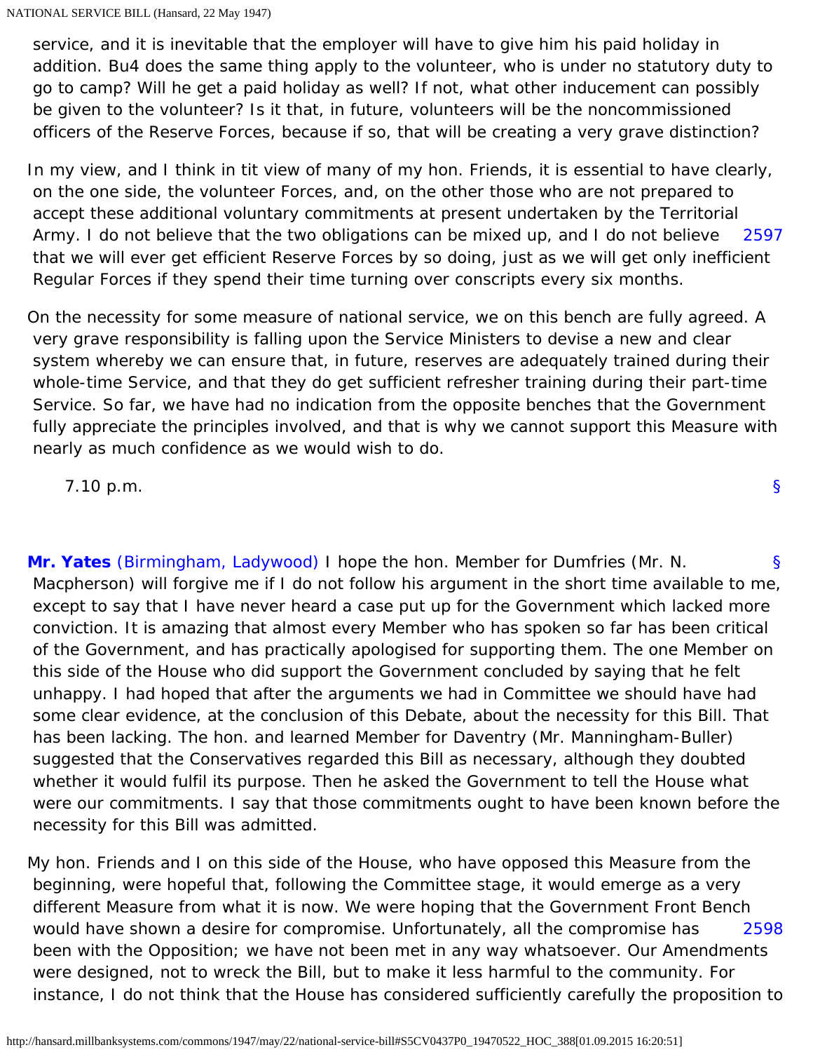service, and it is inevitable that the employer will have to give him his paid holiday in addition. Bu4 does the same thing apply to the volunteer, who is under no statutory duty to go to camp? Will he get a paid holiday as well? If not, what other inducement can possibly be given to the volunteer? Is it that, in future, volunteers will be the noncommissioned officers of the Reserve Forces, because if so, that will be creating a very grave distinction?

In my view, and I think in tit view of many of my hon. Friends, it is essential to have clearly, on the one side, the volunteer Forces, and, on the other those who are not prepared to accept these additional voluntary commitments at present undertaken by the Territorial Army. I do not believe that the two obligations can be mixed up, and I do not believe that we will ever get efficient Reserve Forces by so doing, just as we will get only inefficient Regular Forces if they spend their time turning over conscripts every six months.

2597

On the necessity for some measure of national service, we on this bench are fully agreed. A very grave responsibility is falling upon the Service Ministers to devise a new and clear system whereby we can ensure that, in future, reserves are adequately trained during their whole-time Service, and that they do get sufficient refresher training during their part-time Service. So far, we have had no indication from the opposite benches that the Government fully appreciate the principles involved, and that is why we cannot support this Measure with nearly as much confidence as we would wish to do.

7.10 p.m.

§

§ **Mr. Yates** (Birmingham, Ladywood) I hope the hon. Member for Dumfries (Mr. N. Macpherson) will forgive me if I do not follow his argument in the short time available to me, except to say that I have never heard a case put up for the Government which lacked more conviction. It is amazing that almost every Member who has spoken so far has been critical of the Government, and has practically apologised for supporting them. The one Member on this side of the House who did support the Government concluded by saying that he felt unhappy. I had hoped that after the arguments we had in Committee we should have had some clear evidence, at the conclusion of this Debate, about the necessity for this Bill. That has been lacking. The hon. and learned Member for Daventry (Mr. Manningham-Buller) suggested that the Conservatives regarded this Bill as necessary, although they doubted whether it would fulfil its purpose. Then he asked the Government to tell the House what were our commitments. I say that those commitments ought to have been known before the necessity for this Bill was admitted.

My hon. Friends and I on this side of the House, who have opposed this Measure from the beginning, were hopeful that, following the Committee stage, it would emerge as a very different Measure from what it is now. We were hoping that the Government Front Bench would have shown a desire for compromise. Unfortunately, all the compromise has been with the Opposition; we have not been met in any way whatsoever. Our Amendments were designed, not to wreck the Bill, but to make it less harmful to the community. For instance, I do not think that the House has considered sufficiently carefully the proposition to

2598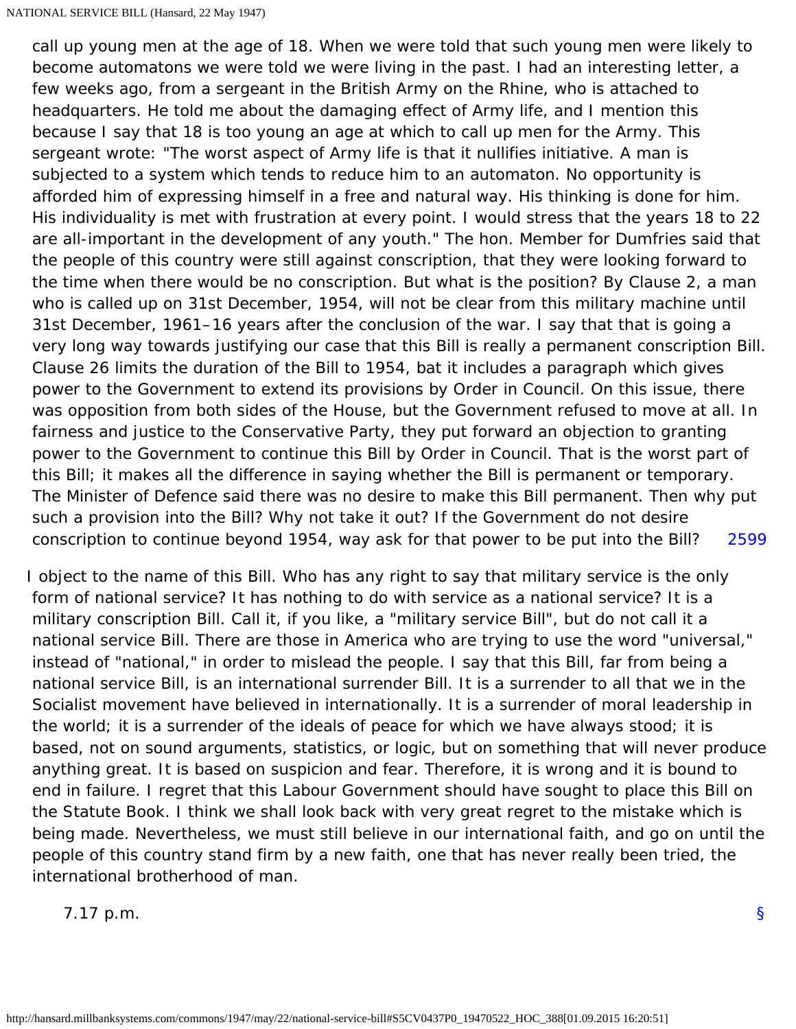call up young men at the age of 18. When we were told that such young men were likely to become automatons we were told we were living in the past. I had an interesting letter, a few weeks ago, from a sergeant in the British Army on the Rhine, who is attached to headquarters. He told me about the damaging effect of Army life, and I mention this because I say that 18 is too young an age at which to call up men for the Army. This sergeant wrote: "The worst aspect of Army life is that it nullifies initiative. A man is subjected to a system which tends to reduce him to an automaton. No opportunity is afforded him of expressing himself in a free and natural way. His thinking is done for him. His individuality is met with frustration at every point. I would stress that the years 18 to 22 are all-important in the development of any youth." The hon. Member for Dumfries said that the people of this country were still against conscription, that they were looking forward to the time when there would be no conscription. But what is the position? By Clause 2, a man who is called up on 31st December, 1954, will not be clear from this military machine until 31st December, 1961–16 years after the conclusion of the war. I say that that is going a very long way towards justifying our case that this Bill is really a permanent conscription Bill. Clause 26 limits the duration of the Bill to 1954, bat it includes a paragraph which gives power to the Government to extend its provisions by Order in Council. On this issue, there was opposition from both sides of the House, but the Government refused to move at all. In fairness and justice to the Conservative Party, they put forward an objection to granting power to the Government to continue this Bill by Order in Council. That is the worst part of this Bill; it makes all the difference in saying whether the Bill is permanent or temporary. The Minister of Defence said there was no desire to make this Bill permanent. Then why put such a provision into the Bill? Why not take it out? If the Government do not desire conscription to continue beyond 1954, way ask for that power to be put into the Bill?

2599

I object to the name of this Bill. Who has any right to say that military service is the only form of national service? It has nothing to do with service as a national service? It is a military conscription Bill. Call it, if you like, a "military service Bill", but do not call it a national service Bill. There are those in America who are trying to use the word "universal," instead of "national," in order to mislead the people. I say that this Bill, far from being a national service Bill, is an international surrender Bill. It is a surrender to all that we in the Socialist movement have believed in internationally. It is a surrender of moral leadership in the world; it is a surrender of the ideals of peace for which we have always stood; it is based, not on sound arguments, statistics, or logic, but on something that will never produce anything great. It is based on suspicion and fear. Therefore, it is wrong and it is bound to end in failure. I regret that this Labour Government should have sought to place this Bill on the Statute Book. I think we shall look back with very great regret to the mistake which is being made. Nevertheless, we must still believe in our international faith, and go on until the people of this country stand firm by a new faith, one that has never really been tried, the international brotherhood of man.

7.17 p.m.

§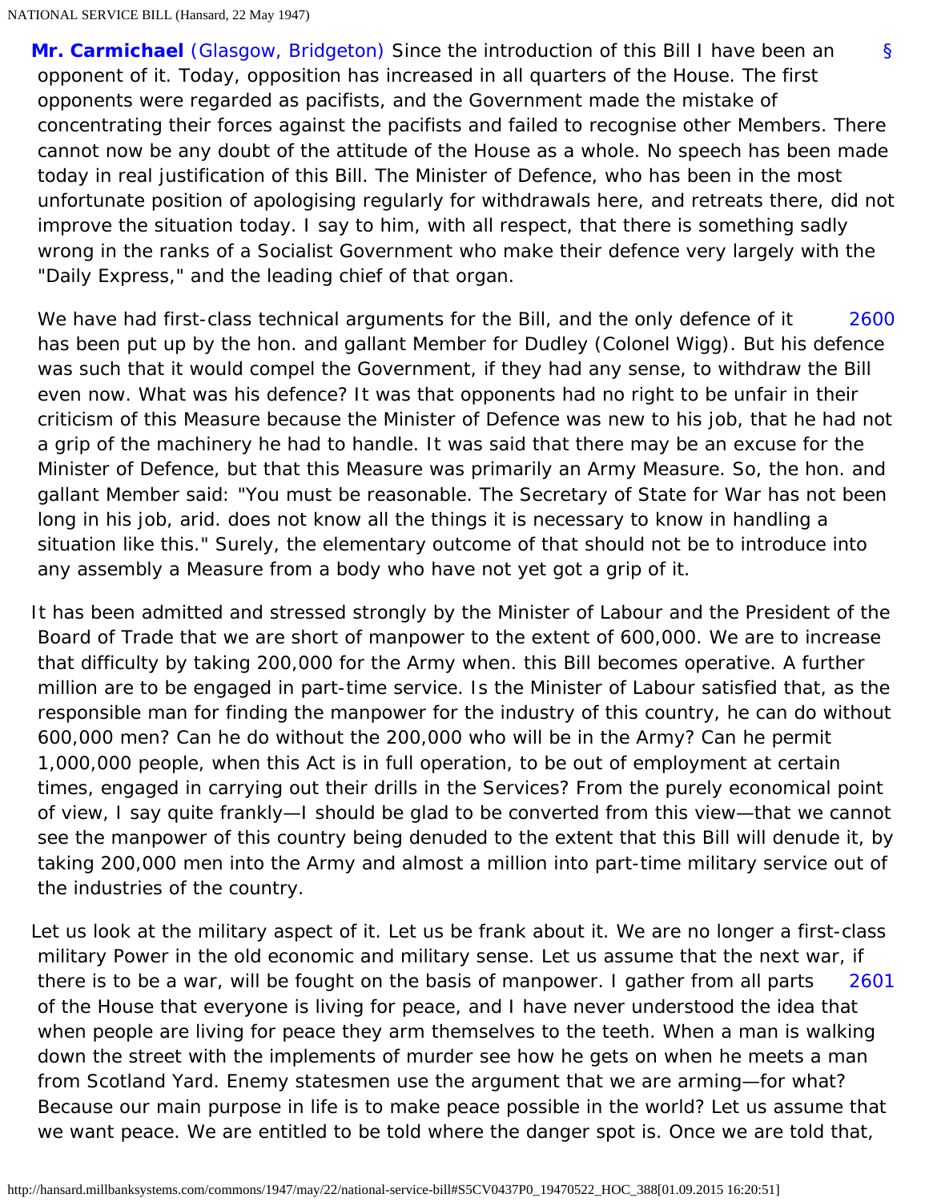**Mr. Carmichael** (Glasgow, Bridgeton) Since the introduction of this Bill I have been an opponent of it. Today, opposition has increased in all quarters of the House. The first opponents were regarded as pacifists, and the Government made the mistake of concentrating their forces against the pacifists and failed to recognise other Members. There cannot now be any doubt of the attitude of the House as a whole. No speech has been made today in real justification of this Bill. The Minister of Defence, who has been in the most unfortunate position of apologising regularly for withdrawals here, and retreats there, did not improve the situation today. I say to him, with all respect, that there is something sadly wrong in the ranks of a Socialist Government who make their defence very largely with the "Daily Express," and the leading chief of that organ.

We have had first-class technical arguments for the Bill, and the only defence of it has been put up by the hon. and gallant Member for Dudley (Colonel Wigg). But his defence was such that it would compel the Government, if they had any sense, to withdraw the Bill even now. What was his defence? It was that opponents had no right to be unfair in their criticism of this Measure because the Minister of Defence was new to his job, that he had not a grip of the machinery he had to handle. It was said that there may be an excuse for the Minister of Defence, but that this Measure was primarily an Army Measure. So, the hon. and gallant Member said: "You must be reasonable. The Secretary of State for War has not been long in his job, arid. does not know all the things it is necessary to know in handling a situation like this." Surely, the elementary outcome of that should not be to introduce into any assembly a Measure from a body who have not yet got a grip of it.

It has been admitted and stressed strongly by the Minister of Labour and the President of the Board of Trade that we are short of manpower to the extent of 600,000. We are to increase that difficulty by taking 200,000 for the Army when. this Bill becomes operative. A further million are to be engaged in part-time service. Is the Minister of Labour satisfied that, as the responsible man for finding the manpower for the industry of this country, he can do without 600,000 men? Can he do without the 200,000 who will be in the Army? Can he permit 1,000,000 people, when this Act is in full operation, to be out of employment at certain times, engaged in carrying out their drills in the Services? From the purely economical point of view, I say quite frankly—I should be glad to be converted from this view—that we cannot see the manpower of this country being denuded to the extent that this Bill will denude it, by taking 200,000 men into the Army and almost a million into part-time military service out of the industries of the country.

Let us look at the military aspect of it. Let us be frank about it. We are no longer a first-class military Power in the old economic and military sense. Let us assume that the next war, if there is to be a war, will be fought on the basis of manpower. I gather from all parts of the House that everyone is living for peace, and I have never understood the idea that when people are living for peace they arm themselves to the teeth. When a man is walking down the street with the implements of murder see how he gets on when he meets a man from Scotland Yard. Enemy statesmen use the argument that we are arming—for what? Because our main purpose in life is to make peace possible in the world? Let us assume that we want peace. We are entitled to be told where the danger spot is. Once we are told that,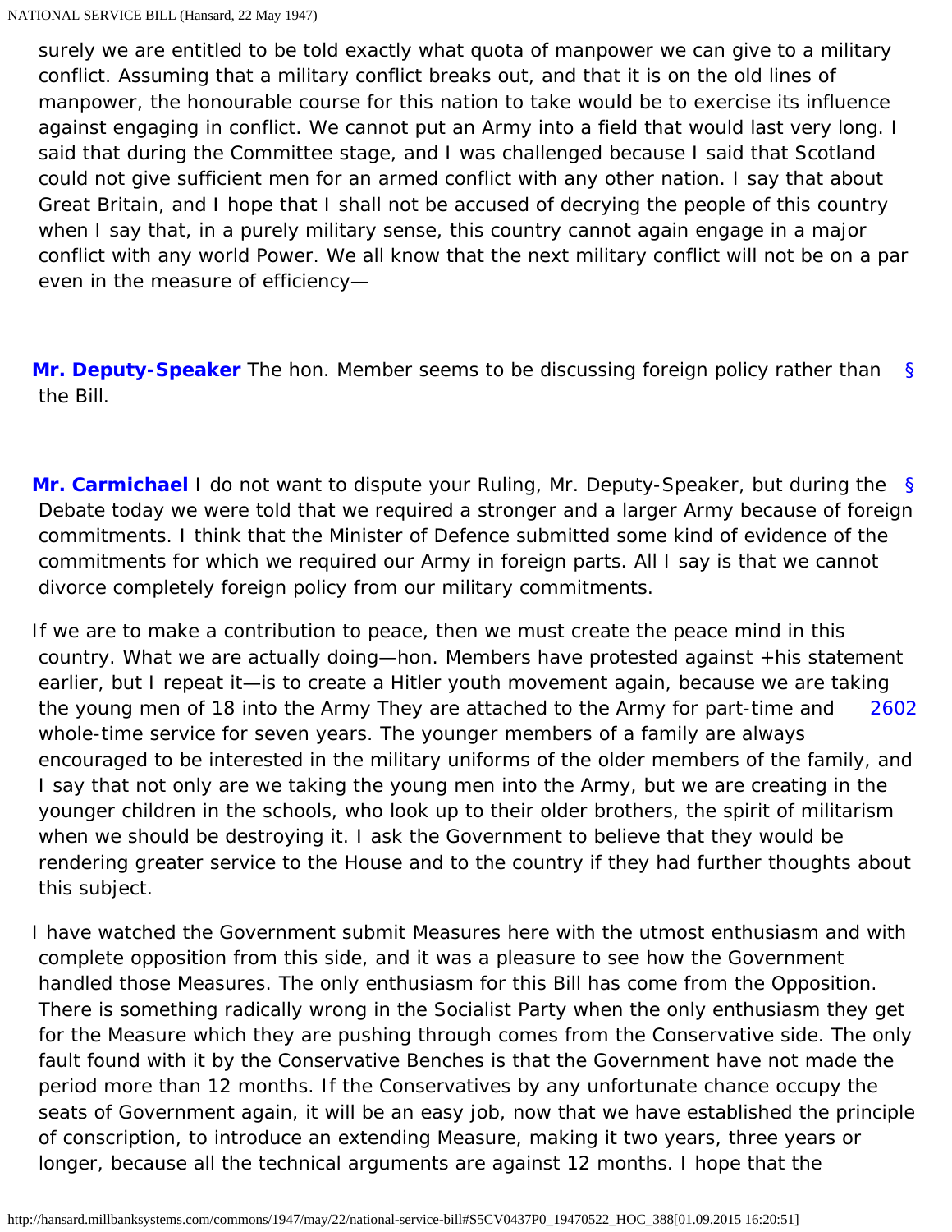surely we are entitled to be told exactly what quota of manpower we can give to a military conflict. Assuming that a military conflict breaks out, and that it is on the old lines of manpower, the honourable course for this nation to take would be to exercise its influence against engaging in conflict. We cannot put an Army into a field that would last very long. I said that during the Committee stage, and I was challenged because I said that Scotland could not give sufficient men for an armed conflict with any other nation. I say that about Great Britain, and I hope that I shall not be accused of decrying the people of this country when I say that, in a purely military sense, this country cannot again engage in a major conflict with any world Power. We all know that the next military conflict will not be on a par even in the measure of efficiency—

**Mr. Deputy-Speaker** The hon. Member seems to be discussing foreign policy rather than the Bill. §

**Mr. Carmichael** I do not want to dispute your Ruling, Mr. Deputy-Speaker, but during the Debate today we were told that we required a stronger and a larger Army because of foreign commitments. I think that the Minister of Defence submitted some kind of evidence of the commitments for which we required our Army in foreign parts. All I say is that we cannot divorce completely foreign policy from our military commitments. §

If we are to make a contribution to peace, then we must create the peace mind in this country. What we are actually doing—hon. Members have protested against +his statement earlier, but I repeat it—is to create a Hitler youth movement again, because we are taking the young men of 18 into the Army They are attached to the Army for part-time and whole-time service for seven years. The younger members of a family are always encouraged to be interested in the military uniforms of the older members of the family, and I say that not only are we taking the young men into the Army, but we are creating in the younger children in the schools, who look up to their older brothers, the spirit of militarism when we should be destroying it. I ask the Government to believe that they would be rendering greater service to the House and to the country if they had further thoughts about this subject. 2602

I have watched the Government submit Measures here with the utmost enthusiasm and with complete opposition from this side, and it was a pleasure to see how the Government handled those Measures. The only enthusiasm for this Bill has come from the Opposition. There is something radically wrong in the Socialist Party when the only enthusiasm they get for the Measure which they are pushing through comes from the Conservative side. The only fault found with it by the Conservative Benches is that the Government have not made the period more than 12 months. If the Conservatives by any unfortunate chance occupy the seats of Government again, it will be an easy job, now that we have established the principle of conscription, to introduce an extending Measure, making it two years, three years or longer, because all the technical arguments are against 12 months. I hope that the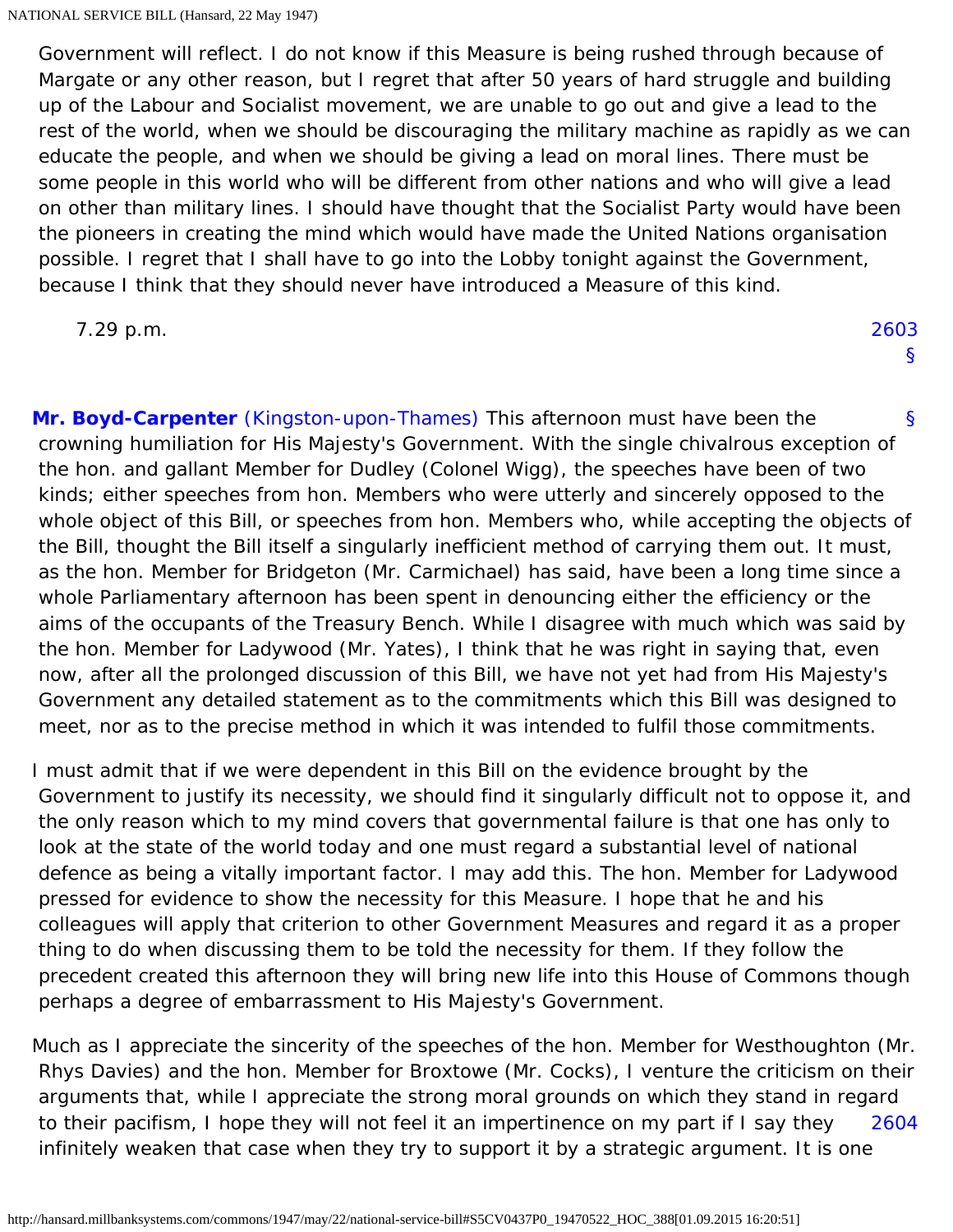Government will reflect. I do not know if this Measure is being rushed through because of Margate or any other reason, but I regret that after 50 years of hard struggle and building up of the Labour and Socialist movement, we are unable to go out and give a lead to the rest of the world, when we should be discouraging the military machine as rapidly as we can educate the people, and when we should be giving a lead on moral lines. There must be some people in this world who will be different from other nations and who will give a lead on other than military lines. I should have thought that the Socialist Party would have been the pioneers in creating the mind which would have made the United Nations organisation possible. I regret that I shall have to go into the Lobby tonight against the Government, because I think that they should never have introduced a Measure of this kind.

7.29 p.m.

2603

§

§

**Mr. Boyd-Carpenter** (Kingston-upon-Thames) This afternoon must have been the crowning humiliation for His Majesty's Government. With the single chivalrous exception of the hon. and gallant Member for Dudley (Colonel Wigg), the speeches have been of two kinds; either speeches from hon. Members who were utterly and sincerely opposed to the whole object of this Bill, or speeches from hon. Members who, while accepting the objects of the Bill, thought the Bill itself a singularly inefficient method of carrying them out. It must, as the hon. Member for Bridgeton (Mr. Carmichael) has said, have been a long time since a whole Parliamentary afternoon has been spent in denouncing either the efficiency or the aims of the occupants of the Treasury Bench. While I disagree with much which was said by the hon. Member for Ladywood (Mr. Yates), I think that he was right in saying that, even now, after all the prolonged discussion of this Bill, we have not yet had from His Majesty's Government any detailed statement as to the commitments which this Bill was designed to meet, nor as to the precise method in which it was intended to fulfil those commitments.

I must admit that if we were dependent in this Bill on the evidence brought by the Government to justify its necessity, we should find it singularly difficult not to oppose it, and the only reason which to my mind covers that governmental failure is that one has only to look at the state of the world today and one must regard a substantial level of national defence as being a vitally important factor. I may add this. The hon. Member for Ladywood pressed for evidence to show the necessity for this Measure. I hope that he and his colleagues will apply that criterion to other Government Measures and regard it as a proper thing to do when discussing them to be told the necessity for them. If they follow the precedent created this afternoon they will bring new life into this House of Commons though perhaps a degree of embarrassment to His Majesty's Government.

Much as I appreciate the sincerity of the speeches of the hon. Member for Westhoughton (Mr. Rhys Davies) and the hon. Member for Broxtowe (Mr. Cocks), I venture the criticism on their arguments that, while I appreciate the strong moral grounds on which they stand in regard to their pacifism, I hope they will not feel it an impertinence on my part if I say they infinitely weaken that case when they try to support it by a strategic argument. It is one

2604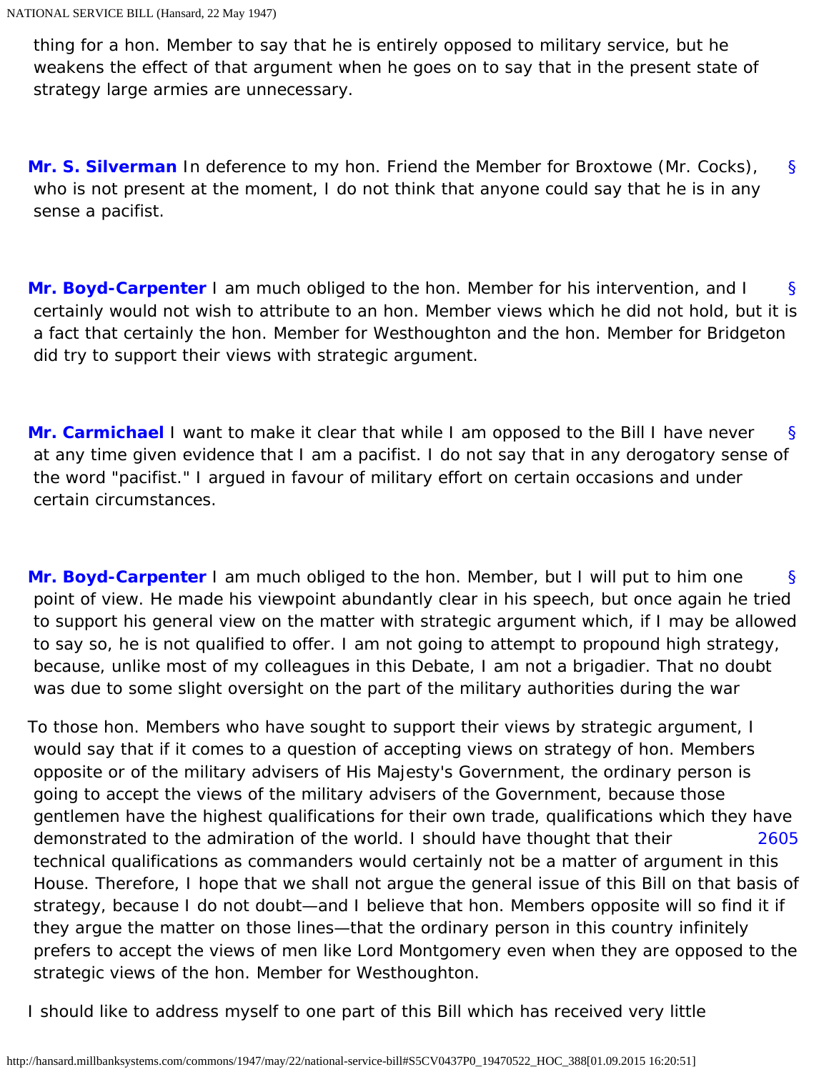thing for a hon. Member to say that he is entirely opposed to military service, but he weakens the effect of that argument when he goes on to say that in the present state of strategy large armies are unnecessary.

**Mr. S. Silverman** In deference to my hon. Friend the Member for Broxtowe (Mr. Cocks), who is not present at the moment, I do not think that anyone could say that he is in any sense a pacifist.

**Mr. Boyd-Carpenter** I am much obliged to the hon. Member for his intervention, and I certainly would not wish to attribute to an hon. Member views which he did not hold, but it is a fact that certainly the hon. Member for Westhoughton and the hon. Member for Bridgeton did try to support their views with strategic argument.

**Mr. Carmichael** I want to make it clear that while I am opposed to the Bill I have never at any time given evidence that I am a pacifist. I do not say that in any derogatory sense of the word "pacifist." I argued in favour of military effort on certain occasions and under certain circumstances.

**Mr. Boyd-Carpenter** I am much obliged to the hon. Member, but I will put to him one point of view. He made his viewpoint abundantly clear in his speech, but once again he tried to support his general view on the matter with strategic argument which, if I may be allowed to say so, he is not qualified to offer. I am not going to attempt to propound high strategy, because, unlike most of my colleagues in this Debate, I am not a brigadier. That no doubt was due to some slight oversight on the part of the military authorities during the war

To those hon. Members who have sought to support their views by strategic argument, I would say that if it comes to a question of accepting views on strategy of hon. Members opposite or of the military advisers of His Majesty's Government, the ordinary person is going to accept the views of the military advisers of the Government, because those gentlemen have the highest qualifications for their own trade, qualifications which they have demonstrated to the admiration of the world. I should have thought that their technical qualifications as commanders would certainly not be a matter of argument in this House. Therefore, I hope that we shall not argue the general issue of this Bill on that basis of strategy, because I do not doubt—and I believe that hon. Members opposite will so find it if they argue the matter on those lines—that the ordinary person in this country infinitely prefers to accept the views of men like Lord Montgomery even when they are opposed to the strategic views of the hon. Member for Westhoughton.

I should like to address myself to one part of this Bill which has received very little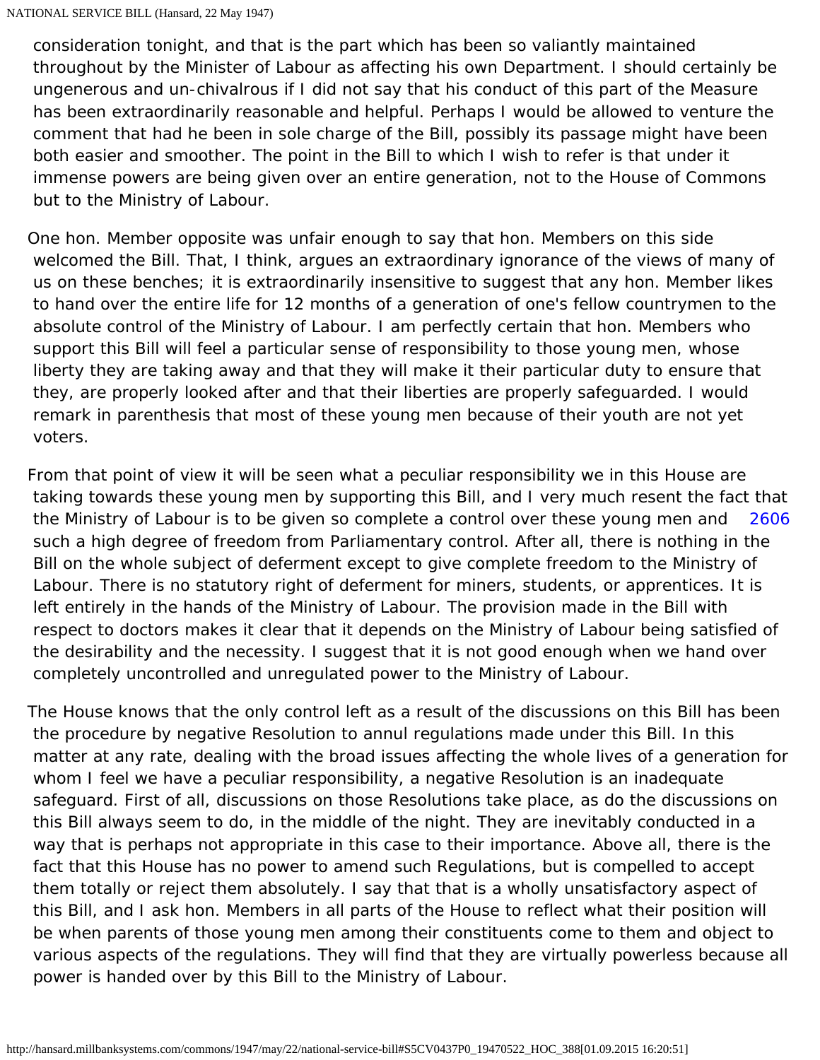consideration tonight, and that is the part which has been so valiantly maintained throughout by the Minister of Labour as affecting his own Department. I should certainly be ungenerous and un-chivalrous if I did not say that his conduct of this part of the Measure has been extraordinarily reasonable and helpful. Perhaps I would be allowed to venture the comment that had he been in sole charge of the Bill, possibly its passage might have been both easier and smoother. The point in the Bill to which I wish to refer is that under it immense powers are being given over an entire generation, not to the House of Commons but to the Ministry of Labour.

One hon. Member opposite was unfair enough to say that hon. Members on this side welcomed the Bill. That, I think, argues an extraordinary ignorance of the views of many of us on these benches; it is extraordinarily insensitive to suggest that any hon. Member likes to hand over the entire life for 12 months of a generation of one's fellow countrymen to the absolute control of the Ministry of Labour. I am perfectly certain that hon. Members who support this Bill will feel a particular sense of responsibility to those young men, whose liberty they are taking away and that they will make it their particular duty to ensure that they, are properly looked after and that their liberties are properly safeguarded. I would remark in parenthesis that most of these young men because of their youth are not yet voters.

From that point of view it will be seen what a peculiar responsibility we in this House are taking towards these young men by supporting this Bill, and I very much resent the fact that the Ministry of Labour is to be given so complete a control over these young men and such a high degree of freedom from Parliamentary control. After all, there is nothing in the Bill on the whole subject of deferment except to give complete freedom to the Ministry of Labour. There is no statutory right of deferment for miners, students, or apprentices. It is left entirely in the hands of the Ministry of Labour. The provision made in the Bill with respect to doctors makes it clear that it depends on the Ministry of Labour being satisfied of the desirability and the necessity. I suggest that it is not good enough when we hand over completely uncontrolled and unregulated power to the Ministry of Labour.

The House knows that the only control left as a result of the discussions on this Bill has been the procedure by negative Resolution to annul regulations made under this Bill. In this matter at any rate, dealing with the broad issues affecting the whole lives of a generation for whom I feel we have a peculiar responsibility, a negative Resolution is an inadequate safeguard. First of all, discussions on those Resolutions take place, as do the discussions on this Bill always seem to do, in the middle of the night. They are inevitably conducted in a way that is perhaps not appropriate in this case to their importance. Above all, there is the fact that this House has no power to amend such Regulations, but is compelled to accept them totally or reject them absolutely. I say that that is a wholly unsatisfactory aspect of this Bill, and I ask hon. Members in all parts of the House to reflect what their position will be when parents of those young men among their constituents come to them and object to various aspects of the regulations. They will find that they are virtually powerless because all power is handed over by this Bill to the Ministry of Labour.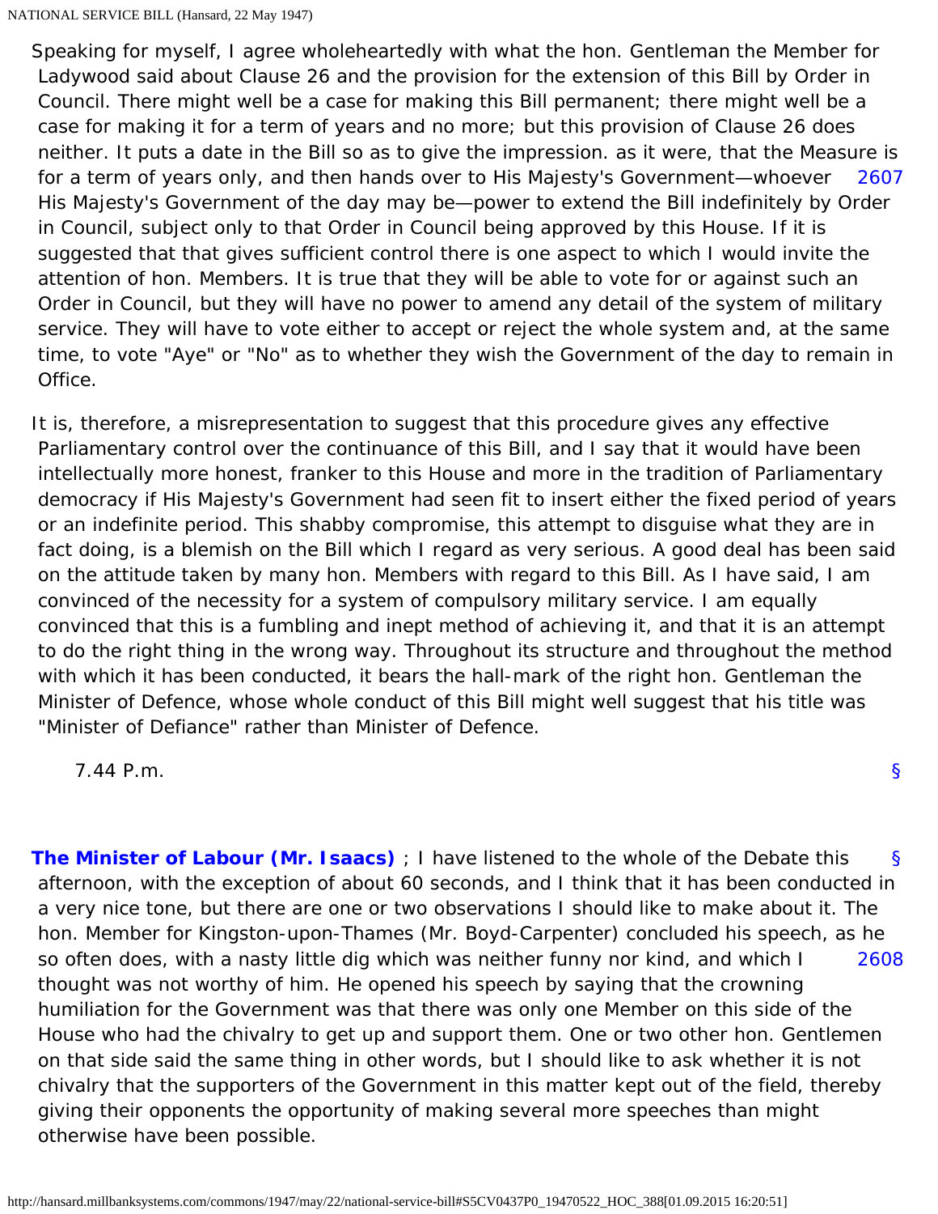Speaking for myself, I agree wholeheartedly with what the hon. Gentleman the Member for Ladywood said about Clause 26 and the provision for the extension of this Bill by Order in Council. There might well be a case for making this Bill permanent; there might well be a case for making it for a term of years and no more; but this provision of Clause 26 does neither. It puts a date in the Bill so as to give the impression. as it were, that the Measure is for a term of years only, and then hands over to His Majesty's Government—whoever His Majesty's Government of the day may be—power to extend the Bill indefinitely by Order in Council, subject only to that Order in Council being approved by this House. If it is suggested that that gives sufficient control there is one aspect to which I would invite the attention of hon. Members. It is true that they will be able to vote for or against such an Order in Council, but they will have no power to amend any detail of the system of military service. They will have to vote either to accept or reject the whole system and, at the same time, to vote "Aye" or "No" as to whether they wish the Government of the day to remain in Office.

It is, therefore, a misrepresentation to suggest that this procedure gives any effective Parliamentary control over the continuance of this Bill, and I say that it would have been intellectually more honest, franker to this House and more in the tradition of Parliamentary democracy if His Majesty's Government had seen fit to insert either the fixed period of years or an indefinite period. This shabby compromise, this attempt to disguise what they are in fact doing, is a blemish on the Bill which I regard as very serious. A good deal has been said on the attitude taken by many hon. Members with regard to this Bill. As I have said, I am convinced of the necessity for a system of compulsory military service. I am equally convinced that this is a fumbling and inept method of achieving it, and that it is an attempt to do the right thing in the wrong way. Throughout its structure and throughout the method with which it has been conducted, it bears the hall-mark of the right hon. Gentleman the Minister of Defence, whose whole conduct of this Bill might well suggest that his title was "Minister of Defiance" rather than Minister of Defence.

7.44 P.m.

**The Minister of Labour (Mr. Isaacs)** ; I have listened to the whole of the Debate this afternoon, with the exception of about 60 seconds, and I think that it has been conducted in a very nice tone, but there are one or two observations I should like to make about it. The hon. Member for Kingston-upon-Thames (Mr. Boyd-Carpenter) concluded his speech, as he so often does, with a nasty little dig which was neither funny nor kind, and which I thought was not worthy of him. He opened his speech by saying that the crowning humiliation for the Government was that there was only one Member on this side of the House who had the chivalry to get up and support them. One or two other hon. Gentlemen on that side said the same thing in other words, but I should like to ask whether it is not chivalry that the supporters of the Government in this matter kept out of the field, thereby giving their opponents the opportunity of making several more speeches than might otherwise have been possible.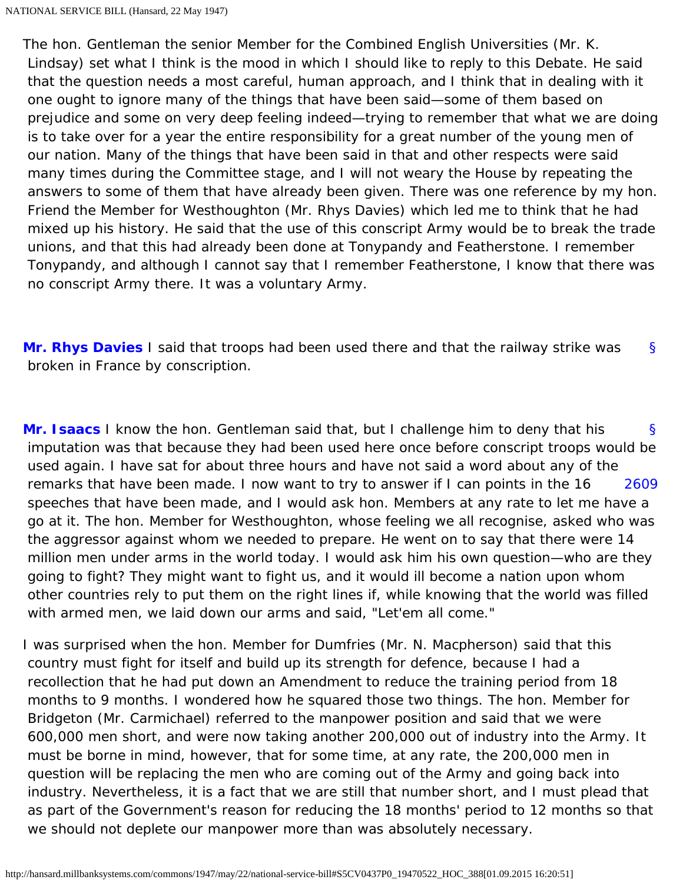The hon. Gentleman the senior Member for the Combined English Universities (Mr. K. Lindsay) set what I think is the mood in which I should like to reply to this Debate. He said that the question needs a most careful, human approach, and I think that in dealing with it one ought to ignore many of the things that have been said—some of them based on prejudice and some on very deep feeling indeed—trying to remember that what we are doing is to take over for a year the entire responsibility for a great number of the young men of our nation. Many of the things that have been said in that and other respects were said many times during the Committee stage, and I will not weary the House by repeating the answers to some of them that have already been given. There was one reference by my hon. Friend the Member for Westhoughton (Mr. Rhys Davies) which led me to think that he had mixed up his history. He said that the use of this conscript Army would be to break the trade unions, and that this had already been done at Tonypandy and Featherstone. I remember Tonypandy, and although I cannot say that I remember Featherstone, I know that there was no conscript Army there. It was a voluntary Army.

§ **Mr. Rhys Davies** I said that troops had been used there and that the railway strike was broken in France by conscription.

§ **Mr. Isaacs** I know the hon. Gentleman said that, but I challenge him to deny that his imputation was that because they had been used here once before conscript troops would be used again. I have sat for about three hours and have not said a word about any of the remarks that have been made. I now want to try to answer if I can points in the 16 speeches that have been made, and I would ask hon. Members at any rate to let me have a go at it. The hon. Member for Westhoughton, whose feeling we all recognise, asked who was the aggressor against whom we needed to prepare. He went on to say that there were 14 million men under arms in the world today. I would ask him his own question—who are they going to fight? They might want to fight us, and it would ill become a nation upon whom other countries rely to put them on the right lines if, while knowing that the world was filled with armed men, we laid down our arms and said, "Let'em all come."

I was surprised when the hon. Member for Dumfries (Mr. N. Macpherson) said that this country must fight for itself and build up its strength for defence, because I had a recollection that he had put down an Amendment to reduce the training period from 18 months to 9 months. I wondered how he squared those two things. The hon. Member for Bridgeton (Mr. Carmichael) referred to the manpower position and said that we were 600,000 men short, and were now taking another 200,000 out of industry into the Army. It must be borne in mind, however, that for some time, at any rate, the 200,000 men in question will be replacing the men who are coming out of the Army and going back into industry. Nevertheless, it is a fact that we are still that number short, and I must plead that as part of the Government's reason for reducing the 18 months' period to 12 months so that we should not deplete our manpower more than was absolutely necessary.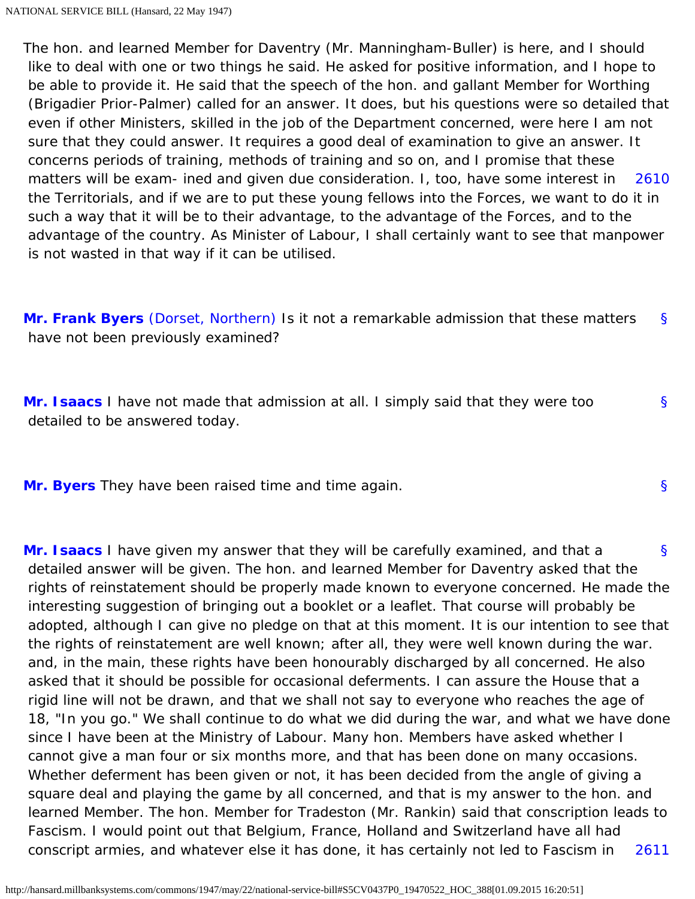The hon. and learned Member for Daventry (Mr. Manningham-Buller) is here, and I should like to deal with one or two things he said. He asked for positive information, and I hope to be able to provide it. He said that the speech of the hon. and gallant Member for Worthing (Brigadier Prior-Palmer) called for an answer. It does, but his questions were so detailed that even if other Ministers, skilled in the job of the Department concerned, were here I am not sure that they could answer. It requires a good deal of examination to give an answer. It concerns periods of training, methods of training and so on, and I promise that these matters will be exam- ined and given due consideration. I, too, have some interest in the Territorials, and if we are to put these young fellows into the Forces, we want to do it in such a way that it will be to their advantage, to the advantage of the Forces, and to the advantage of the country. As Minister of Labour, I shall certainly want to see that manpower is not wasted in that way if it can be utilised.

**Mr. Frank Byers** (Dorset, Northern) Is it not a remarkable admission that these matters have not been previously examined?

**Mr. Isaacs** I have not made that admission at all. I simply said that they were too detailed to be answered today.

**Mr. Byers** They have been raised time and time again.

**Mr. Isaacs** I have given my answer that they will be carefully examined, and that a detailed answer will be given. The hon. and learned Member for Daventry asked that the rights of reinstatement should be properly made known to everyone concerned. He made the interesting suggestion of bringing out a booklet or a leaflet. That course will probably be adopted, although I can give no pledge on that at this moment. It is our intention to see that the rights of reinstatement are well known; after all, they were well known during the war. and, in the main, these rights have been honourably discharged by all concerned. He also asked that it should be possible for occasional deferments. I can assure the House that a rigid line will not be drawn, and that we shall not say to everyone who reaches the age of 18, "In you go." We shall continue to do what we did during the war, and what we have done since I have been at the Ministry of Labour. Many hon. Members have asked whether I cannot give a man four or six months more, and that has been done on many occasions. Whether deferment has been given or not, it has been decided from the angle of giving a square deal and playing the game by all concerned, and that is my answer to the hon. and learned Member. The hon. Member for Tradeston (Mr. Rankin) said that conscription leads to Fascism. I would point out that Belgium, France, Holland and Switzerland have all had conscript armies, and whatever else it has done, it has certainly not led to Fascism in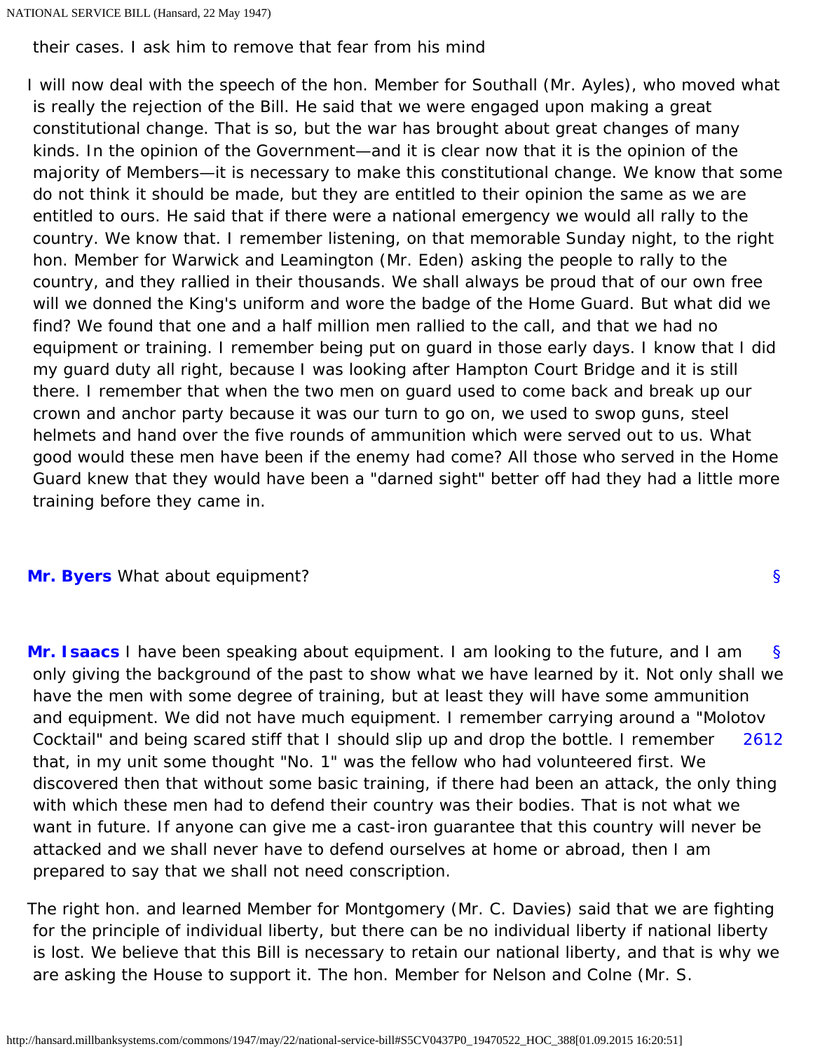their cases. I ask him to remove that fear from his mind

I will now deal with the speech of the hon. Member for Southall (Mr. Ayles), who moved what is really the rejection of the Bill. He said that we were engaged upon making a great constitutional change. That is so, but the war has brought about great changes of many kinds. In the opinion of the Government—and it is clear now that it is the opinion of the majority of Members—it is necessary to make this constitutional change. We know that some do not think it should be made, but they are entitled to their opinion the same as we are entitled to ours. He said that if there were a national emergency we would all rally to the country. We know that. I remember listening, on that memorable Sunday night, to the right hon. Member for Warwick and Leamington (Mr. Eden) asking the people to rally to the country, and they rallied in their thousands. We shall always be proud that of our own free will we donned the King's uniform and wore the badge of the Home Guard. But what did we find? We found that one and a half million men rallied to the call, and that we had no equipment or training. I remember being put on guard in those early days. I know that I did my guard duty all right, because I was looking after Hampton Court Bridge and it is still there. I remember that when the two men on guard used to come back and break up our crown and anchor party because it was our turn to go on, we used to swop guns, steel helmets and hand over the five rounds of ammunition which were served out to us. What good would these men have been if the enemy had come? All those who served in the Home Guard knew that they would have been a "darned sight" better off had they had a little more training before they came in.

**Mr. Byers** What about equipment? §

**Mr. Isaacs** § I have been speaking about equipment. I am looking to the future, and I am only giving the background of the past to show what we have learned by it. Not only shall we have the men with some degree of training, but at least they will have some ammunition and equipment. We did not have much equipment. I remember carrying around a "Molotov Cocktail" and being scared stiff that I should slip up and drop the bottle. I remember that, in my unit some thought "No. 1" was the fellow who had volunteered first. We discovered then that without some basic training, if there had been an attack, the only thing with which these men had to defend their country was their bodies. That is not what we want in future. If anyone can give me a cast-iron guarantee that this country will never be attacked and we shall never have to defend ourselves at home or abroad, then I am prepared to say that we shall not need conscription.

2612

The right hon. and learned Member for Montgomery (Mr. C. Davies) said that we are fighting for the principle of individual liberty, but there can be no individual liberty if national liberty is lost. We believe that this Bill is necessary to retain our national liberty, and that is why we are asking the House to support it. The hon. Member for Nelson and Colne (Mr. S.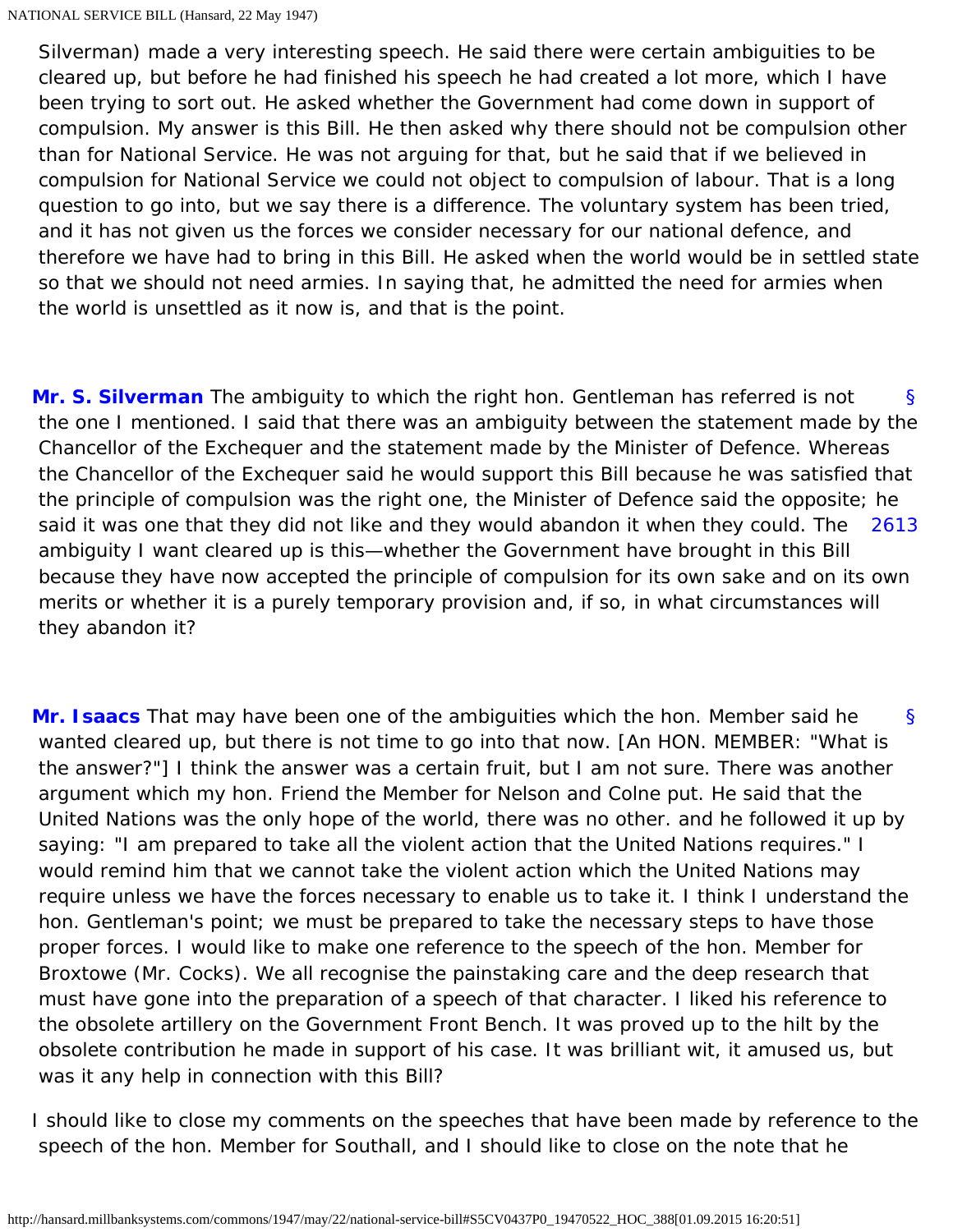Silverman) made a very interesting speech. He said there were certain ambiguities to be cleared up, but before he had finished his speech he had created a lot more, which I have been trying to sort out. He asked whether the Government had come down in support of compulsion. My answer is this Bill. He then asked why there should not be compulsion other than for National Service. He was not arguing for that, but he said that if we believed in compulsion for National Service we could not object to compulsion of labour. That is a long question to go into, but we say there is a difference. The voluntary system has been tried, and it has not given us the forces we consider necessary for our national defence, and therefore we have had to bring in this Bill. He asked when the world would be in settled state so that we should not need armies. In saying that, he admitted the need for armies when the world is unsettled as it now is, and that is the point.

**Mr. S. Silverman** The ambiguity to which the right hon. Gentleman has referred is not the one I mentioned. I said that there was an ambiguity between the statement made by the Chancellor of the Exchequer and the statement made by the Minister of Defence. Whereas the Chancellor of the Exchequer said he would support this Bill because he was satisfied that the principle of compulsion was the right one, the Minister of Defence said the opposite; he said it was one that they did not like and they would abandon it when they could. The ambiguity I want cleared up is this—whether the Government have brought in this Bill because they have now accepted the principle of compulsion for its own sake and on its own merits or whether it is a purely temporary provision and, if so, in what circumstances will they abandon it?

**Mr. Isaacs** That may have been one of the ambiguities which the hon. Member said he wanted cleared up, but there is not time to go into that now. [An HON. MEMBER: "What is the answer?"] I think the answer was a certain fruit, but I am not sure. There was another argument which my hon. Friend the Member for Nelson and Colne put. He said that the United Nations was the only hope of the world, there was no other. and he followed it up by saying: "I am prepared to take all the violent action that the United Nations requires." I would remind him that we cannot take the violent action which the United Nations may require unless we have the forces necessary to enable us to take it. I think I understand the hon. Gentleman's point; we must be prepared to take the necessary steps to have those proper forces. I would like to make one reference to the speech of the hon. Member for Broxtowe (Mr. Cocks). We all recognise the painstaking care and the deep research that must have gone into the preparation of a speech of that character. I liked his reference to the obsolete artillery on the Government Front Bench. It was proved up to the hilt by the obsolete contribution he made in support of his case. It was brilliant wit, it amused us, but was it any help in connection with this Bill?

I should like to close my comments on the speeches that have been made by reference to the speech of the hon. Member for Southall, and I should like to close on the note that he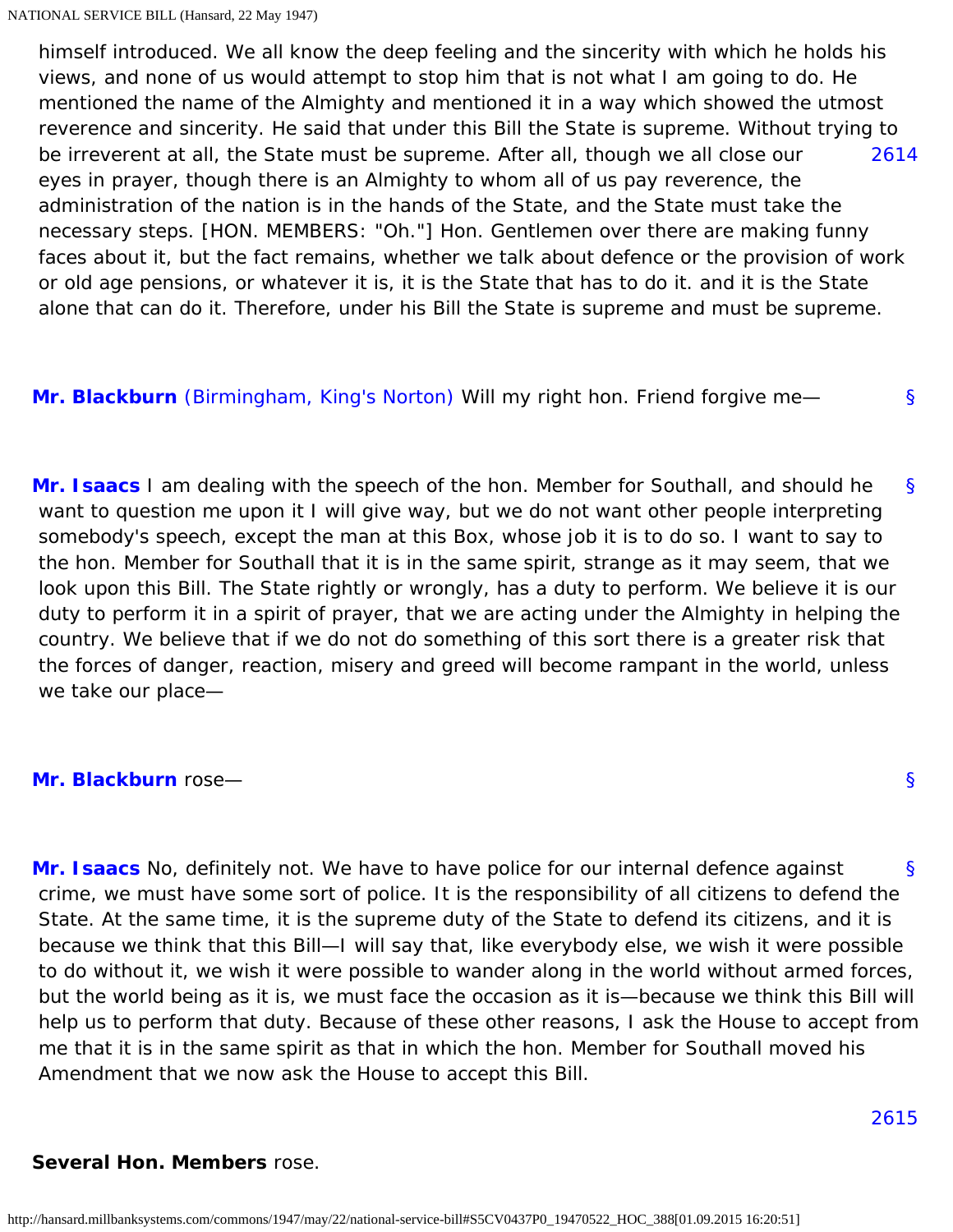himself introduced. We all know the deep feeling and the sincerity with which he holds his views, and none of us would attempt to stop him that is not what I am going to do. He mentioned the name of the Almighty and mentioned it in a way which showed the utmost reverence and sincerity. He said that under this Bill the State is supreme. Without trying to be irreverent at all, the State must be supreme. After all, though we all close our eyes in prayer, though there is an Almighty to whom all of us pay reverence, the administration of the nation is in the hands of the State, and the State must take the necessary steps. [HON. MEMBERS: "Oh."] Hon. Gentlemen over there are making funny faces about it, but the fact remains, whether we talk about defence or the provision of work or old age pensions, or whatever it is, it is the State that has to do it. and it is the State alone that can do it. Therefore, under his Bill the State is supreme and must be supreme.

**Mr. Blackburn** (Birmingham, King's Norton) Will my right hon. Friend forgive me—

**Mr. Isaacs** I am dealing with the speech of the hon. Member for Southall, and should he want to question me upon it I will give way, but we do not want other people interpreting somebody's speech, except the man at this Box, whose job it is to do so. I want to say to the hon. Member for Southall that it is in the same spirit, strange as it may seem, that we look upon this Bill. The State rightly or wrongly, has a duty to perform. We believe it is our duty to perform it in a spirit of prayer, that we are acting under the Almighty in helping the country. We believe that if we do not do something of this sort there is a greater risk that the forces of danger, reaction, misery and greed will become rampant in the world, unless we take our place—

**Mr. Blackburn** rose—

**Mr. Isaacs** No, definitely not. We have to have police for our internal defence against crime, we must have some sort of police. It is the responsibility of all citizens to defend the State. At the same time, it is the supreme duty of the State to defend its citizens, and it is because we think that this Bill—I will say that, like everybody else, we wish it were possible to do without it, we wish it were possible to wander along in the world without armed forces, but the world being as it is, we must face the occasion as it is—because we think this Bill will help us to perform that duty. Because of these other reasons, I ask the House to accept from me that it is in the same spirit as that in which the hon. Member for Southall moved his Amendment that we now ask the House to accept this Bill.

**Several Hon. Members** rose.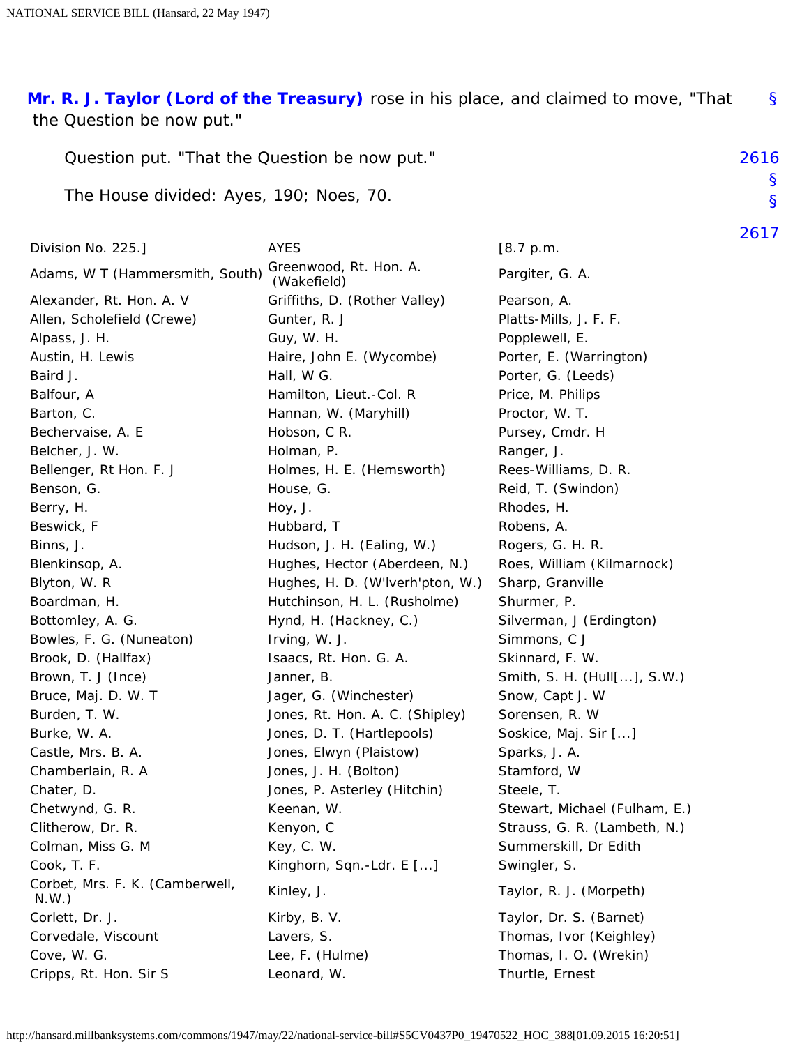**Mr. R. J. Taylor (Lord of the Treasury)** rose in his place, and claimed to move, "That the Question be now put." §

Question put. "That the Question be now put." 2616

The House divided: Ayes, 190; Noes, 70. § §

2617

| Division No. 225.] | AYES | [8.7 p.m. |
|---|---|---|
| Adams, W T (Hammersmith, South) | Greenwood, Rt. Hon. A. (Wakefield) | Pargiter, G. A. |
| Alexander, Rt. Hon. A. V | Griffiths, D. (Rother Valley) | Pearson, A. |
| Allen, Scholefield (Crewe) | Gunter, R. J | Platts-Mills, J. F. F. |
| Alpass, J. H. | Guy, W. H. | Popplewell, E. |
| Austin, H. Lewis | Haire, John E. (Wycombe) | Porter, E. (Warrington) |
| Baird J. | Hall, W G. | Porter, G. (Leeds) |
| Balfour, A | Hamilton, Lieut.-Col. R | Price, M. Philips |
| Barton, C. | Hannan, W. (Maryhill) | Proctor, W. T. |
| Bechervaise, A. E | Hobson, C R. | Pursey, Cmdr. H |
| Belcher, J. W. | Holman, P. | Ranger, J. |
| Bellenger, Rt Hon. F. J | Holmes, H. E. (Hemsworth) | Rees-Williams, D. R. |
| Benson, G. | House, G. | Reid, T. (Swindon) |
| Berry, H. | Hoy, J. | Rhodes, H. |
| Beswick, F | Hubbard, T | Robens, A. |
| Binns, J. | Hudson, J. H. (Ealing, W.) | Rogers, G. H. R. |
| Blenkinsop, A. | Hughes, Hector (Aberdeen, N.) | Roes, William (Kilmarnock) |
| Blyton, W. R | Hughes, H. D. (W'lverh'pton, W.) | Sharp, Granville |
| Boardman, H. | Hutchinson, H. L. (Rusholme) | Shurmer, P. |
| Bottomley, A. G. | Hynd, H. (Hackney, C.) | Silverman, J (Erdington) |
| Bowles, F. G. (Nuneaton) | Irving, W. J. | Simmons, C J |
| Brook, D. (Halifax) | Isaacs, Rt. Hon. G. A. | Skinnard, F. W. |
| Brown, T. J (Ince) | Janner, B. | Smith, S. H. (Hull[...], S.W.) |
| Bruce, Maj. D. W. T | Jager, G. (Winchester) | Snow, Capt J. W |
| Burden, T. W. | Jones, Rt. Hon. A. C. (Shipley) | Sorensen, R. W |
| Burke, W. A. | Jones, D. T. (Hartlepools) | Soskice, Maj. Sir [...] |
| Castle, Mrs. B. A. | Jones, Elwyn (Plaistow) | Sparks, J. A. |
| Chamberlain, R. A | Jones, J. H. (Bolton) | Stamford, W |
| Chater, D. | Jones, P. Asterley (Hitchin) | Steele, T. |
| Chetwynd, G. R. | Keenan, W. | Stewart, Michael (Fulham, E.) |
| Clitherow, Dr. R. | Kenyon, C | Strauss, G. R. (Lambeth, N.) |
| Colman, Miss G. M | Key, C. W. | Summerskill, Dr Edith |
| Cook, T. F. | Kinghorn, Sqn.-Ldr. E [...] | Swingler, S. |
| Corbet, Mrs. F. K. (Camberwell, N.W.) | Kinley, J. | Taylor, R. J. (Morpeth) |
| Corlett, Dr. J. | Kirby, B. V. | Taylor, Dr. S. (Barnet) |
| Corvedale, Viscount | Lavers, S. | Thomas, Ivor (Keighley) |
| Cove, W. G. | Lee, F. (Hulme) | Thomas, I. O. (Wrekin) |
| Cripps, Rt. Hon. Sir S | Leonard, W. | Thurtle, Ernest |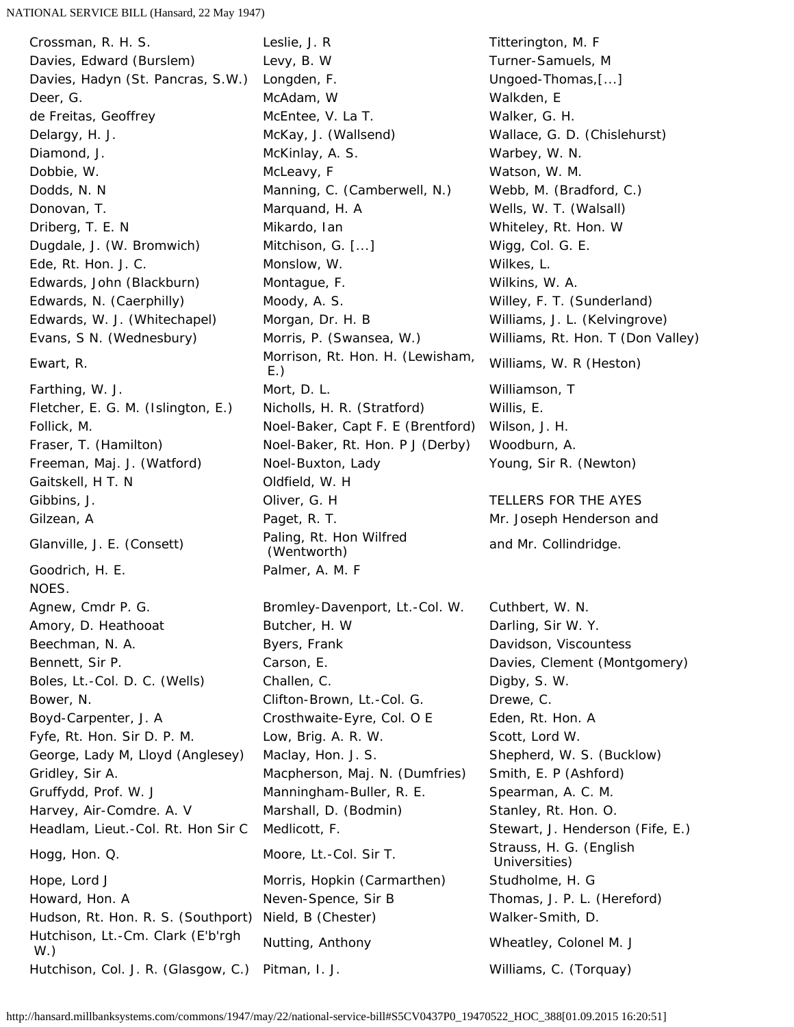Crossman, R. H. S.
Davies, Edward (Burslem)
Davies, Hadyn (St. Pancras, S.W.)
Deer, G.
de Freitas, Geoffrey
Delargy, H. J.
Diamond, J.
Dobbie, W.
Dodds, N. N
Donovan, T.
Driberg, T. E. N
Dugdale, J. (W. Bromwich)
Ede, Rt. Hon. J. C.
Edwards, John (Blackburn)
Edwards, N. (Caerphilly)
Edwards, W. J. (Whitechapel)
Evans, S N. (Wednesbury)
Ewart, R.
Farthing, W. J.
Fletcher, E. G. M. (Islington, E.)
Follick, M.
Fraser, T. (Hamilton)
Freeman, Maj. J. (Watford)
Gaitskell, H T. N
Gibbins, J.
Gilzean, A
Glanville, J. E. (Consett)
Goodrich, H. E.
Leslie, J. R
Levy, B. W
Longden, F.
McAdam, W
McEntee, V. La T.
McKay, J. (Wallsend)
McKinlay, A. S.
McLeavy, F
Manning, C. (Camberwell, N.)
Marquand, H. A
Mikardo, Ian
Mitchison, G. [...]
Monslow, W.
Montague, F.
Moody, A. S.
Morgan, Dr. H. B
Morris, P. (Swansea, W.)
Morrison, Rt. Hon. H. (Lewisham, E.)
Mort, D. L.
Nicholls, H. R. (Stratford)
Noel-Baker, Capt F. E (Brentford)
Noel-Baker, Rt. Hon. P J (Derby)
Noel-Buxton, Lady
Oldfield, W. H
Oliver, G. H
Paget, R. T.
Paling, Rt. Hon Wilfred (Wentworth)
Palmer, A. M. F
Titterington, M. F
Turner-Samuels, M
Ungoed-Thomas,[...]
Walkden, E
Walker, G. H.
Wallace, G. D. (Chislehurst)
Warbey, W. N.
Watson, W. M.
Webb, M. (Bradford, C.)
Wells, W. T. (Walsall)
Whiteley, Rt. Hon. W
Wigg, Col. G. E.
Wilkes, L.
Wilkins, W. A.
Willey, F. T. (Sunderland)
Williams, J. L. (Kelvingrove)
Williams, Rt. Hon. T (Don Valley)
Williams, W. R (Heston)
Williamson, T
Willis, E.
Wilson, J. H.
Woodburn, A.
Young, Sir R. (Newton)

TELLERS FOR THE AYES
Mr. Joseph Henderson and
and Mr. Collindridge.

NOES.

Agnew, Cmdr P. G.
Amory, D. Heathooat
Beechman, N. A.
Bennett, Sir P.
Boles, Lt.-Col. D. C. (Wells)
Bower, N.
Boyd-Carpenter, J. A
Bromley-Davenport, Lt.-Col. W.
Butcher, H. W
Byers, Frank
Carson, E.
Challen, C.
Clifton-Brown, Lt.-Col. G.
Crosthwaite-Eyre, Col. O E
Cuthbert, W. N.
Darling, Sir W. Y.
Davidson, Viscountess
Davies, Clement (Montgomery)
Digby, S. W.
Drewe, C.
Eden, Rt. Hon. A
Fyfe, Rt. Hon. Sir D. P. M.
George, Lady M, Lloyd (Anglesey)
Gridley, Sir A.
Gruffydd, Prof. W. J
Harvey, Air-Comdre. A. V
Headlam, Lieut.-Col. Rt. Hon Sir C
Hogg, Hon. Q.
Hope, Lord J
Howard, Hon. A
Hudson, Rt. Hon. R. S. (Southport)
Hutchison, Lt.-Cm. Clark (E'b'rgh W.)
Hutchison, Col. J. R. (Glasgow, C.)
Low, Brig. A. R. W.
Maclay, Hon. J. S.
Macpherson, Maj. N. (Dumfries)
Manningham-Buller, R. E.
Marshall, D. (Bodmin)
Medlicott, F.
Moore, Lt.-Col. Sir T.
Morris, Hopkin (Carmarthen)
Neven-Spence, Sir B
Nield, B (Chester)
Nutting, Anthony
Pitman, I. J.
Scott, Lord W.
Shepherd, W. S. (Bucklow)
Smith, E. P (Ashford)
Spearman, A. C. M.
Stanley, Rt. Hon. O.
Stewart, J. Henderson (Fife, E.)
Strauss, H. G. (English Universities)
Studholme, H. G
Thomas, J. P. L. (Hereford)
Walker-Smith, D.
Wheatley, Colonel M. J
Williams, C. (Torquay)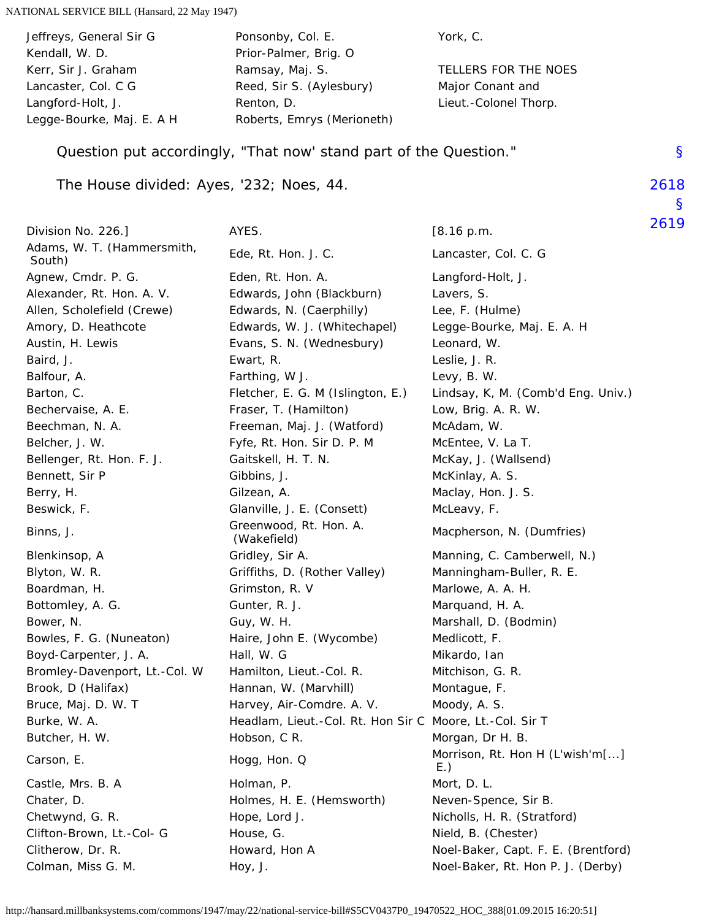| | | |
|---|---|---|
| Jeffreys, General Sir G | Ponsonby, Col. E. | York, C. |
| Kendall, W. D. | Prior-Palmer, Brig. O | |
| Kerr, Sir J. Graham | Ramsay, Maj. S. | TELLERS FOR THE NOES |
| Lancaster, Col. C G | Reed, Sir S. (Aylesbury) | Major Conant and |
| Langford-Holt, J. | Renton, D. | Lieut.-Colonel Thorp. |
| Legge-Bourke, Maj. E. A H | Roberts, Emrys (Merioneth) | |

Question put accordingly, "That now' stand part of the Question."

The House divided: Ayes, '232; Noes, 44.

| Division No. 226.] | AYES. | [8.16 p.m. |
|---|---|---|
| Adams, W. T. (Hammersmith, South) | Ede, Rt. Hon. J. C. | Lancaster, Col. C. G |
| Agnew, Cmdr. P. G. | Eden, Rt. Hon. A. | Langford-Holt, J. |
| Alexander, Rt. Hon. A. V. | Edwards, John (Blackburn) | Lavers, S. |
| Allen, Scholefield (Crewe) | Edwards, N. (Caerphilly) | Lee, F. (Hulme) |
| Amory, D. Heathcote | Edwards, W. J. (Whitechapel) | Legge-Bourke, Maj. E. A. H |
| Austin, H. Lewis | Evans, S. N. (Wednesbury) | Leonard, W. |
| Baird, J. | Ewart, R. | Leslie, J. R. |
| Balfour, A. | Farthing, W J. | Levy, B. W. |
| Barton, C. | Fletcher, E. G. M (Islington, E.) | Lindsay, K, M. (Comb'd Eng. Univ.) |
| Bechervaise, A. E. | Fraser, T. (Hamilton) | Low, Brig. A. R. W. |
| Beechman, N. A. | Freeman, Maj. J. (Watford) | McAdam, W. |
| Belcher, J. W. | Fyfe, Rt. Hon. Sir D. P. M | McEntee, V. La T. |
| Bellenger, Rt. Hon. F. J. | Gaitskell, H. T. N. | McKay, J. (Wallsend) |
| Bennett, Sir P | Gibbins, J. | McKinlay, A. S. |
| Berry, H. | Gilzean, A. | Maclay, Hon. J. S. |
| Beswick, F. | Glanville, J. E. (Consett) | McLeavy, F. |
| Binns, J. | Greenwood, Rt. Hon. A. (Wakefield) | Macpherson, N. (Dumfries) |
| Blenkinsop, A | Gridley, Sir A. | Manning, C. Camberwell, N.) |
| Blyton, W. R. | Griffiths, D. (Rother Valley) | Manningham-Buller, R. E. |
| Boardman, H. | Grimston, R. V | Marlowe, A. A. H. |
| Bottomley, A. G. | Gunter, R. J. | Marquand, H. A. |
| Bower, N. | Guy, W. H. | Marshall, D. (Bodmin) |
| Bowles, F. G. (Nuneaton) | Haire, John E. (Wycombe) | Medlicott, F. |
| Boyd-Carpenter, J. A. | Hall, W. G | Mikardo, Ian |
| Bromley-Davenport, Lt.-Col. W | Hamilton, Lieut.-Col. R. | Mitchison, G. R. |
| Brook, D (Halifax) | Hannan, W. (Marvhill) | Montague, F. |
| Bruce, Maj. D. W. T | Harvey, Air-Comdre. A. V. | Moody, A. S. |
| Burke, W. A. | Headlam, Lieut.-Col. Rt. Hon Sir C | Moore, Lt.-Col. Sir T |
| Butcher, H. W. | Hobson, C R. | Morgan, Dr H. B. |
| Carson, E. | Hogg, Hon. Q | Morrison, Rt. Hon H (L'wish'm[...] E.) |
| Castle, Mrs. B. A | Holman, P. | Mort, D. L. |
| Chater, D. | Holmes, H. E. (Hemsworth) | Neven-Spence, Sir B. |
| Chetwynd, G. R. | Hope, Lord J. | Nicholls, H. R. (Stratford) |
| Clifton-Brown, Lt.-Col- G | House, G. | Nield, B. (Chester) |
| Clitherow, Dr. R. | Howard, Hon A | Noel-Baker, Capt. F. E. (Brentford) |
| Colman, Miss G. M. | Hoy, J. | Noel-Baker, Rt. Hon P. J. (Derby) |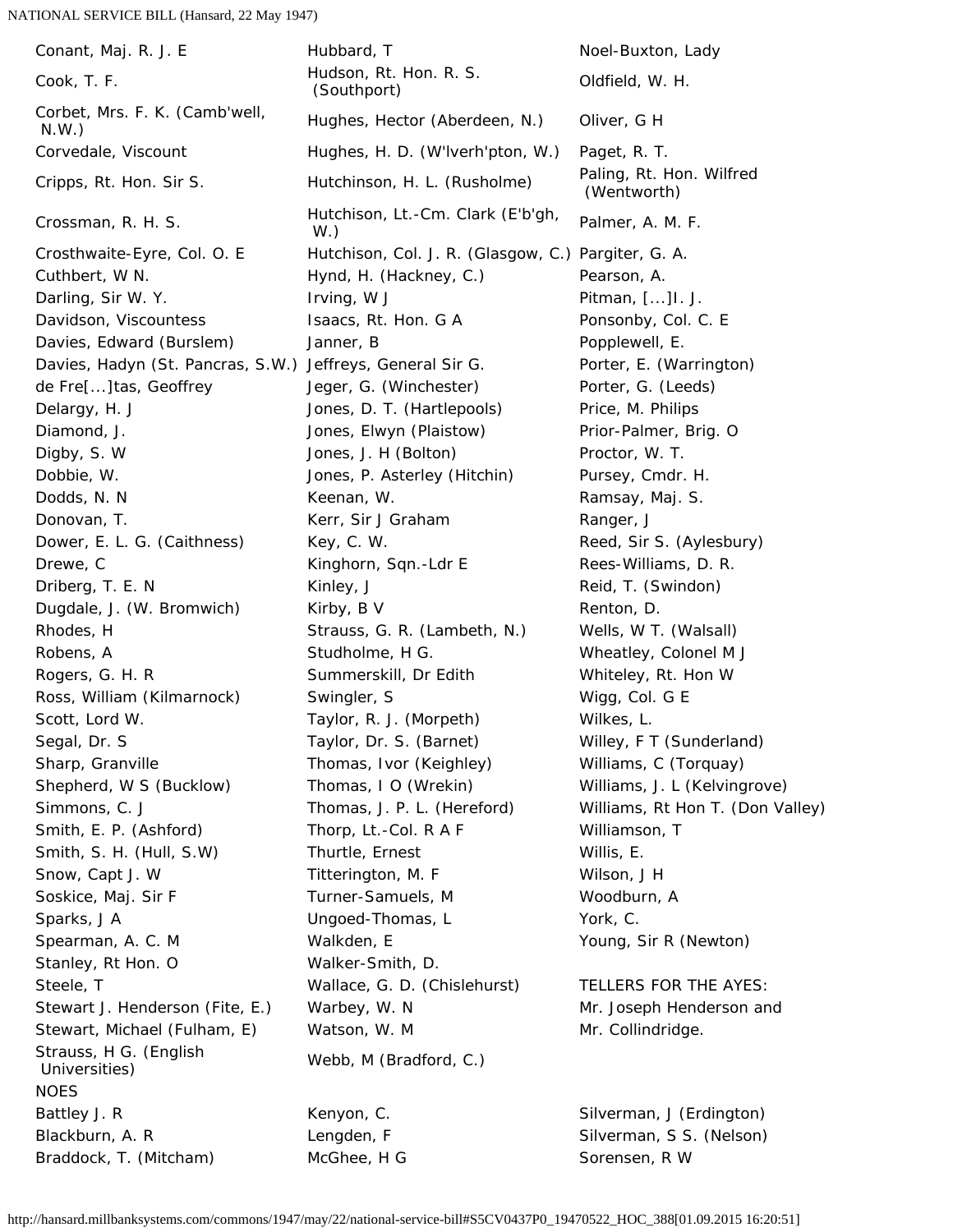Conant, Maj. R. J. E
Cook, T. F.
Corbet, Mrs. F. K. (Camb'well, N.W.)
Corvedale, Viscount
Cripps, Rt. Hon. Sir S.
Crossman, R. H. S.
Crosthwaite-Eyre, Col. O. E
Cuthbert, W N.
Darling, Sir W. Y.
Davidson, Viscountess
Davies, Edward (Burslem)
Davies, Hadyn (St. Pancras, S.W.)
de Fre[...]tas, Geoffrey
Delargy, H. J
Diamond, J.
Digby, S. W
Dobbie, W.
Dodds, N. N
Donovan, T.
Dower, E. L. G. (Caithness)
Drewe, C
Driberg, T. E. N
Dugdale, J. (W. Bromwich)
Hubbard, T
Hudson, Rt. Hon. R. S. (Southport)
Hughes, Hector (Aberdeen, N.)
Hughes, H. D. (W'lverh'pton, W.)
Hutchinson, H. L. (Rusholme)
Hutchison, Lt.-Cm. Clark (E'b'gh, W.)
Hutchison, Col. J. R. (Glasgow, C.)
Hynd, H. (Hackney, C.)
Irving, W J
Isaacs, Rt. Hon. G A
Janner, B
Jeffreys, General Sir G.
Jeger, G. (Winchester)
Jones, D. T. (Hartlepools)
Jones, Elwyn (Plaistow)
Jones, J. H (Bolton)
Jones, P. Asterley (Hitchin)
Keenan, W.
Kerr, Sir J Graham
Key, C. W.
Kinghorn, Sqn.-Ldr E
Kinley, J
Kirby, B V
Noel-Buxton, Lady
Oldfield, W. H.
Oliver, G H
Paget, R. T.
Paling, Rt. Hon. Wilfred (Wentworth)
Palmer, A. M. F.
Pargiter, G. A.
Pearson, A.
Pitman, [...]I. J.
Ponsonby, Col. C. E
Popplewell, E.
Porter, E. (Warrington)
Porter, G. (Leeds)
Price, M. Philips
Prior-Palmer, Brig. O
Proctor, W. T.
Pursey, Cmdr. H.
Ramsay, Maj. S.
Ranger, J
Reed, Sir S. (Aylesbury)
Rees-Williams, D. R.
Reid, T. (Swindon)
Renton, D.
Rhodes, H
Robens, A
Rogers, G. H. R
Ross, William (Kilmarnock)
Scott, Lord W.
Segal, Dr. S
Sharp, Granville
Shepherd, W S (Bucklow)
Simmons, C. J
Smith, E. P. (Ashford)
Smith, S. H. (Hull, S.W)
Snow, Capt J. W
Soskice, Maj. Sir F
Sparks, J A
Spearman, A. C. M
Stanley, Rt Hon. O
Steele, T
Stewart J. Henderson (Fite, E.)
Stewart, Michael (Fulham, E)
Strauss, H G. (English Universities)
Strauss, G. R. (Lambeth, N.)
Studholme, H G.
Summerskill, Dr Edith
Swingler, S
Taylor, R. J. (Morpeth)
Taylor, Dr. S. (Barnet)
Thomas, Ivor (Keighley)
Thomas, I O (Wrekin)
Thomas, J. P. L. (Hereford)
Thorp, Lt.-Col. R A F
Thurtle, Ernest
Titterington, M. F
Turner-Samuels, M
Ungoed-Thomas, L
Walkden, E
Walker-Smith, D.
Wallace, G. D. (Chislehurst)
Warbey, W. N
Watson, W. M
Webb, M (Bradford, C.)
Wells, W T. (Walsall)
Wheatley, Colonel M J
Whiteley, Rt. Hon W
Wigg, Col. G E
Wilkes, L.
Willey, F T (Sunderland)
Williams, C (Torquay)
Williams, J. L (Kelvingrove)
Williams, Rt Hon T. (Don Valley)
Williamson, T
Willis, E.
Wilson, J H
Woodburn, A
York, C.
Young, Sir R (Newton)

TELLERS FOR THE AYES:
Mr. Joseph Henderson and
Mr. Collindridge.

NOES

Battley J. R
Blackburn, A. R
Braddock, T. (Mitcham)
Kenyon, C.
Lengden, F
McGhee, H G
Silverman, J (Erdington)
Silverman, S S. (Nelson)
Sorensen, R W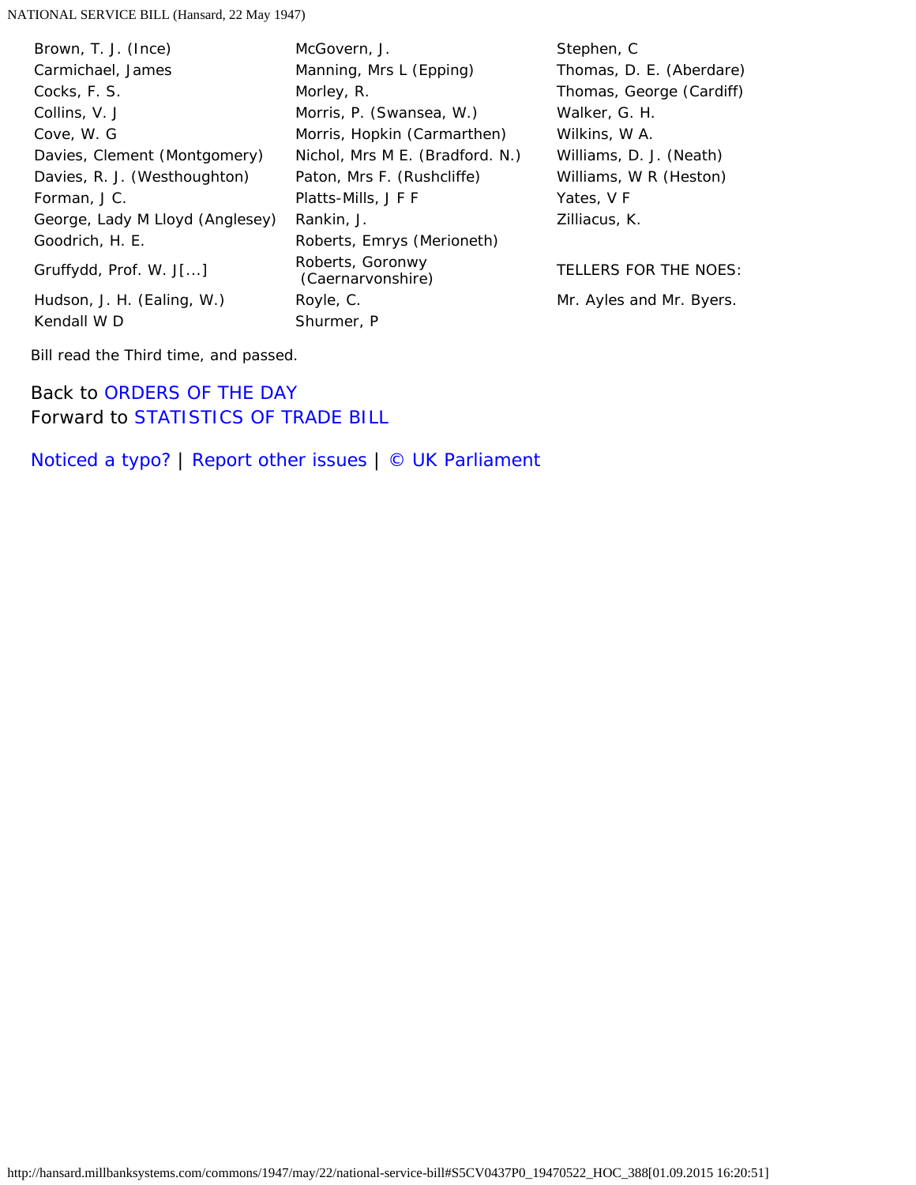Brown, T. J. (Ince)
Carmichael, James
Cocks, F. S.
Collins, V. J
Cove, W. G
Davies, Clement (Montgomery)
Davies, R. J. (Westhoughton)
Forman, J C.
George, Lady M Lloyd (Anglesey)
Goodrich, H. E.
Gruffydd, Prof. W. J[...]
Hudson, J. H. (Ealing, W.)
Kendall W D
McGovern, J.
Manning, Mrs L (Epping)
Morley, R.
Morris, P. (Swansea, W.)
Morris, Hopkin (Carmarthen)
Nichol, Mrs M E. (Bradford. N.)
Paton, Mrs F. (Rushcliffe)
Platts-Mills, J F F
Rankin, J.
Roberts, Emrys (Merioneth)
Roberts, Goronwy (Caernarvonshire)
Royle, C.
Shurmer, P
Stephen, C
Thomas, D. E. (Aberdare)
Thomas, George (Cardiff)
Walker, G. H.
Wilkins, W A.
Williams, D. J. (Neath)
Williams, W R (Heston)
Yates, V F
Zilliacus, K.

TELLERS FOR THE NOES:

Mr. Ayles and Mr. Byers.

Bill read the Third time, and passed.

Back to ORDERS OF THE DAY
Forward to STATISTICS OF TRADE BILL

Noticed a typo? | Report other issues | © UK Parliament